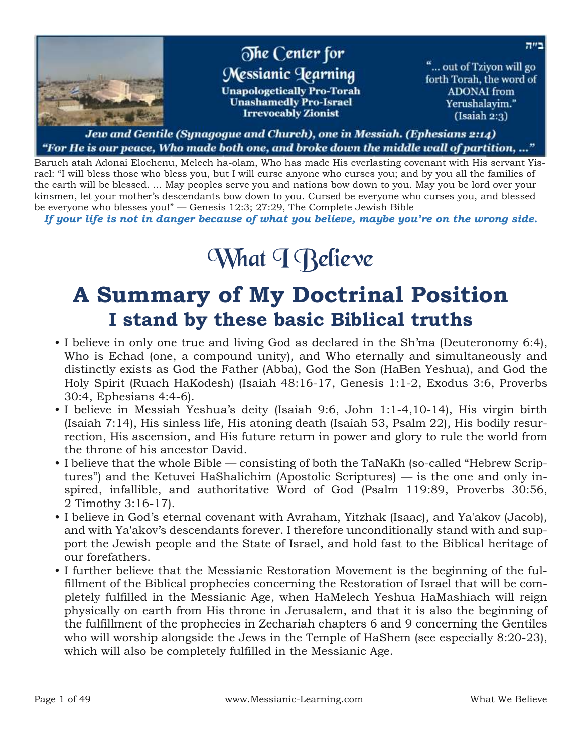ב״ה

# The Center for Messianic Learning

**Unapologetically Pro-Torah**
**Unashamedly Pro-Israel**
**Irrevocably Zionist**

"... out of Tziyon will go forth Torah, the word of ADONAI from Yerushalayim." (Isaiah 2:3)

***Jew and Gentile (Synagogue and Church), one in Messiah. (Ephesians 2:14)***
***"For He is our peace, Who made both one, and broke down the middle wall of partition, ..."***

Baruch atah Adonai Elochenu, Melech ha-olam, Who has made His everlasting covenant with His servant Yisrael: "I will bless those who bless you, but I will curse anyone who curses you; and by you all the families of the earth will be blessed. ... May peoples serve you and nations bow down to you. May you be lord over your kinsmen, let your mother's descendants bow down to you. Cursed be everyone who curses you, and blessed be everyone who blesses you!" — Genesis 12:3; 27:29, The Complete Jewish Bible

***If your life is not in danger because of what you believe, maybe you're on the wrong side.***

# What I Believe

## A Summary of My Doctrinal Position

### I stand by these basic Biblical truths

- I believe in only one true and living God as declared in the Sh'ma (Deuteronomy 6:4), Who is Echad (one, a compound unity), and Who eternally and simultaneously and distinctly exists as God the Father (Abba), God the Son (HaBen Yeshua), and God the Holy Spirit (Ruach HaKodesh) (Isaiah 48:16-17, Genesis 1:1-2, Exodus 3:6, Proverbs 30:4, Ephesians 4:4-6).
- I believe in Messiah Yeshua's deity (Isaiah 9:6, John 1:1-4,10-14), His virgin birth (Isaiah 7:14), His sinless life, His atoning death (Isaiah 53, Psalm 22), His bodily resurrection, His ascension, and His future return in power and glory to rule the world from the throne of his ancestor David.
- I believe that the whole Bible — consisting of both the TaNaKh (so-called "Hebrew Scriptures") and the Ketuvei HaShalichim (Apostolic Scriptures) — is the one and only inspired, infallible, and authoritative Word of God (Psalm 119:89, Proverbs 30:56, 2 Timothy 3:16-17).
- I believe in God's eternal covenant with Avraham, Yitzhak (Isaac), and Ya'akov (Jacob), and with Ya'akov's descendants forever. I therefore unconditionally stand with and support the Jewish people and the State of Israel, and hold fast to the Biblical heritage of our forefathers.
- I further believe that the Messianic Restoration Movement is the beginning of the fulfillment of the Biblical prophecies concerning the Restoration of Israel that will be completely fulfilled in the Messianic Age, when HaMelech Yeshua HaMashiach will reign physically on earth from His throne in Jerusalem, and that it is also the beginning of the fulfillment of the prophecies in Zechariah chapters 6 and 9 concerning the Gentiles who will worship alongside the Jews in the Temple of HaShem (see especially 8:20-23), which will also be completely fulfilled in the Messianic Age.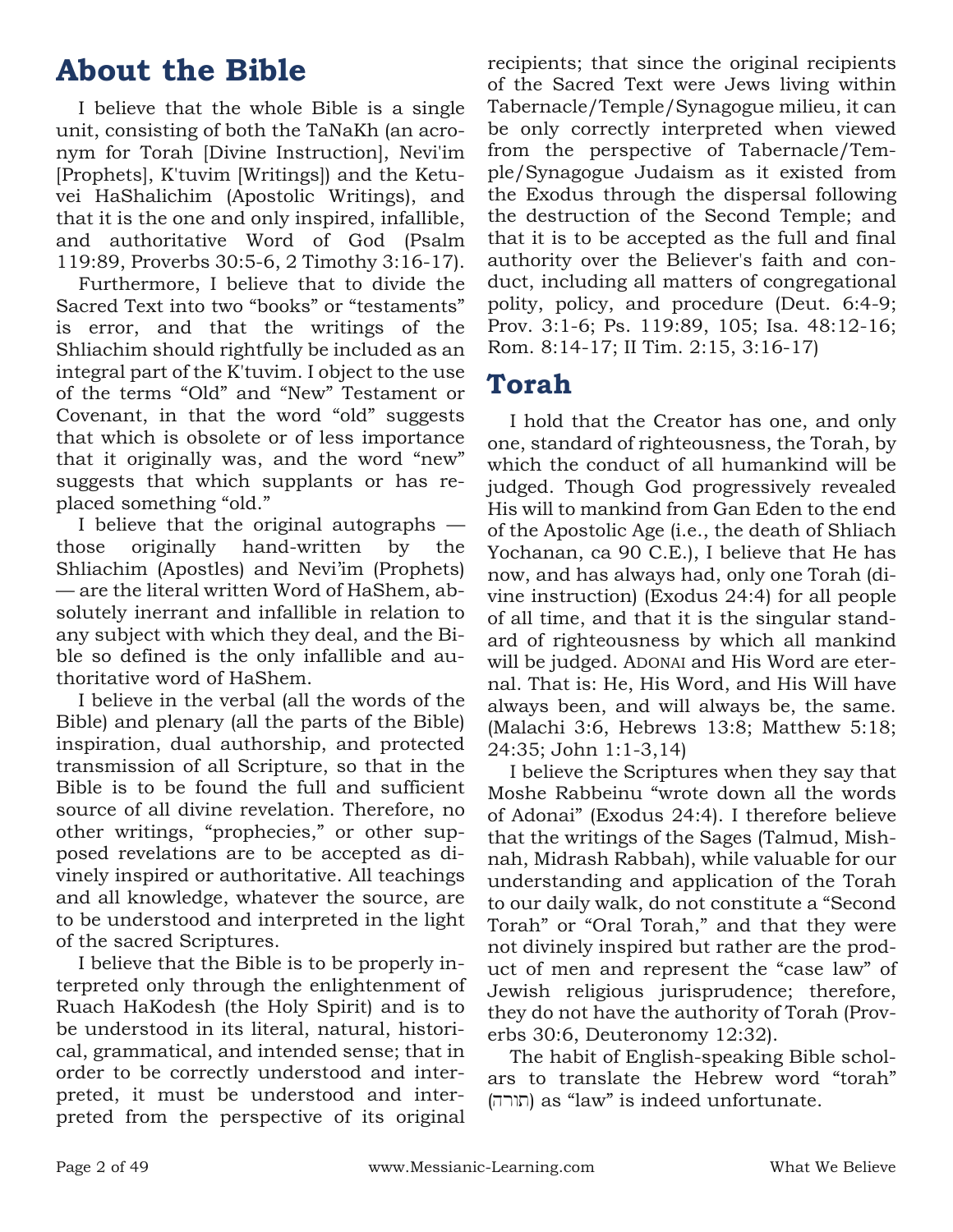# About the Bible

I believe that the whole Bible is a single unit, consisting of both the TaNaKh (an acronym for Torah [Divine Instruction], Nevi'im [Prophets], K'tuvim [Writings]) and the Ketuvei HaShalichim (Apostolic Writings), and that it is the one and only inspired, infallible, and authoritative Word of God (Psalm 119:89, Proverbs 30:5-6, 2 Timothy 3:16-17).

Furthermore, I believe that to divide the Sacred Text into two "books" or "testaments" is error, and that the writings of the Shliachim should rightfully be included as an integral part of the K'tuvim. I object to the use of the terms "Old" and "New" Testament or Covenant, in that the word "old" suggests that which is obsolete or of less importance that it originally was, and the word "new" suggests that which supplants or has replaced something "old."

I believe that the original autographs — those originally hand-written by the Shliachim (Apostles) and Nevi'im (Prophets) — are the literal written Word of HaShem, absolutely inerrant and infallible in relation to any subject with which they deal, and the Bible so defined is the only infallible and authoritative word of HaShem.

I believe in the verbal (all the words of the Bible) and plenary (all the parts of the Bible) inspiration, dual authorship, and protected transmission of all Scripture, so that in the Bible is to be found the full and sufficient source of all divine revelation. Therefore, no other writings, "prophecies," or other supposed revelations are to be accepted as divinely inspired or authoritative. All teachings and all knowledge, whatever the source, are to be understood and interpreted in the light of the sacred Scriptures.

I believe that the Bible is to be properly interpreted only through the enlightenment of Ruach HaKodesh (the Holy Spirit) and is to be understood in its literal, natural, historical, grammatical, and intended sense; that in order to be correctly understood and interpreted, it must be understood and interpreted from the perspective of its original recipients; that since the original recipients of the Sacred Text were Jews living within Tabernacle/Temple/Synagogue milieu, it can be only correctly interpreted when viewed from the perspective of Tabernacle/Temple/Synagogue Judaism as it existed from the Exodus through the dispersal following the destruction of the Second Temple; and that it is to be accepted as the full and final authority over the Believer's faith and conduct, including all matters of congregational polity, policy, and procedure (Deut. 6:4-9; Prov. 3:1-6; Ps. 119:89, 105; Isa. 48:12-16; Rom. 8:14-17; II Tim. 2:15, 3:16-17)

# Torah

I hold that the Creator has one, and only one, standard of righteousness, the Torah, by which the conduct of all humankind will be judged. Though God progressively revealed His will to mankind from Gan Eden to the end of the Apostolic Age (i.e., the death of Shliach Yochanan, ca 90 C.E.), I believe that He has now, and has always had, only one Torah (divine instruction) (Exodus 24:4) for all people of all time, and that it is the singular standard of righteousness by which all mankind will be judged. ADONAI and His Word are eternal. That is: He, His Word, and His Will have always been, and will always be, the same. (Malachi 3:6, Hebrews 13:8; Matthew 5:18; 24:35; John 1:1-3,14)

I believe the Scriptures when they say that Moshe Rabbeinu "wrote down all the words of Adonai" (Exodus 24:4). I therefore believe that the writings of the Sages (Talmud, Mishnah, Midrash Rabbah), while valuable for our understanding and application of the Torah to our daily walk, do not constitute a "Second Torah" or "Oral Torah," and that they were not divinely inspired but rather are the product of men and represent the "case law" of Jewish religious jurisprudence; therefore, they do not have the authority of Torah (Proverbs 30:6, Deuteronomy 12:32).

The habit of English-speaking Bible scholars to translate the Hebrew word "torah" (תורה) as "law" is indeed unfortunate.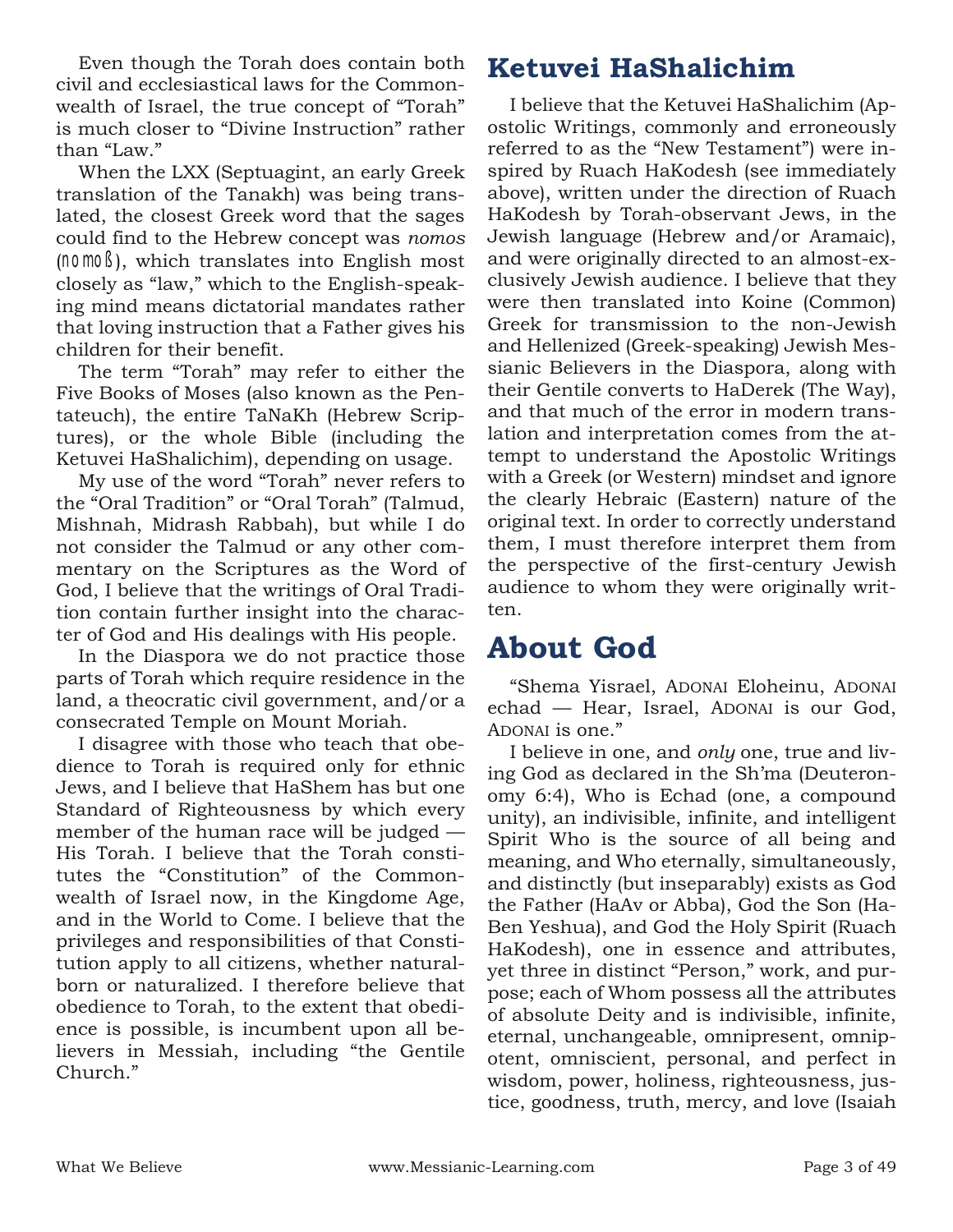Even though the Torah does contain both civil and ecclesiastical laws for the Commonwealth of Israel, the true concept of "Torah" is much closer to "Divine Instruction" rather than "Law."

When the LXX (Septuagint, an early Greek translation of the Tanakh) was being translated, the closest Greek word that the sages could find to the Hebrew concept was *nomos* (νομος), which translates into English most closely as "law," which to the English-speaking mind means dictatorial mandates rather that loving instruction that a Father gives his children for their benefit.

The term "Torah" may refer to either the Five Books of Moses (also known as the Pentateuch), the entire TaNaKh (Hebrew Scriptures), or the whole Bible (including the Ketuvei HaShalichim), depending on usage.

My use of the word "Torah" never refers to the "Oral Tradition" or "Oral Torah" (Talmud, Mishnah, Midrash Rabbah), but while I do not consider the Talmud or any other commentary on the Scriptures as the Word of God, I believe that the writings of Oral Tradition contain further insight into the character of God and His dealings with His people.

In the Diaspora we do not practice those parts of Torah which require residence in the land, a theocratic civil government, and/or a consecrated Temple on Mount Moriah.

I disagree with those who teach that obedience to Torah is required only for ethnic Jews, and I believe that HaShem has but one Standard of Righteousness by which every member of the human race will be judged — His Torah. I believe that the Torah constitutes the "Constitution" of the Commonwealth of Israel now, in the Kingdome Age, and in the World to Come. I believe that the privileges and responsibilities of that Constitution apply to all citizens, whether natural-born or naturalized. I therefore believe that obedience to Torah, to the extent that obedience is possible, is incumbent upon all believers in Messiah, including "the Gentile Church."

## Ketuvei HaShalichim

I believe that the Ketuvei HaShalichim (Apostolic Writings, commonly and erroneously referred to as the "New Testament") were inspired by Ruach HaKodesh (see immediately above), written under the direction of Ruach HaKodesh by Torah-observant Jews, in the Jewish language (Hebrew and/or Aramaic), and were originally directed to an almost-exclusively Jewish audience. I believe that they were then translated into Koine (Common) Greek for transmission to the non-Jewish and Hellenized (Greek-speaking) Jewish Messianic Believers in the Diaspora, along with their Gentile converts to HaDerek (The Way), and that much of the error in modern translation and interpretation comes from the attempt to understand the Apostolic Writings with a Greek (or Western) mindset and ignore the clearly Hebraic (Eastern) nature of the original text. In order to correctly understand them, I must therefore interpret them from the perspective of the first-century Jewish audience to whom they were originally written.

## About God

"Shema Yisrael, ADONAI Eloheinu, ADONAI echad — Hear, Israel, ADONAI is our God, ADONAI is one."

I believe in one, and *only* one, true and living God as declared in the Sh'ma (Deuteronomy 6:4), Who is Echad (one, a compound unity), an indivisible, infinite, and intelligent Spirit Who is the source of all being and meaning, and Who eternally, simultaneously, and distinctly (but inseparably) exists as God the Father (HaAv or Abba), God the Son (HaBen Yeshua), and God the Holy Spirit (Ruach HaKodesh), one in essence and attributes, yet three in distinct "Person," work, and purpose; each of Whom possess all the attributes of absolute Deity and is indivisible, infinite, eternal, unchangeable, omnipresent, omnipotent, omniscient, personal, and perfect in wisdom, power, holiness, righteousness, justice, goodness, truth, mercy, and love (Isaiah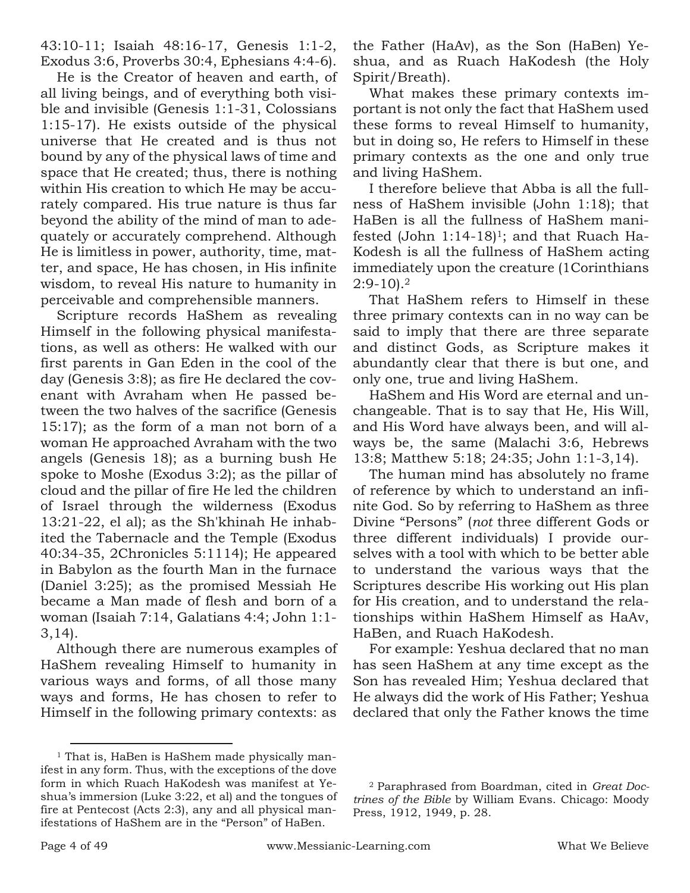43:10-11; Isaiah 48:16-17, Genesis 1:1-2, Exodus 3:6, Proverbs 30:4, Ephesians 4:4-6).

He is the Creator of heaven and earth, of all living beings, and of everything both visible and invisible (Genesis 1:1-31, Colossians 1:15-17). He exists outside of the physical universe that He created and is thus not bound by any of the physical laws of time and space that He created; thus, there is nothing within His creation to which He may be accurately compared. His true nature is thus far beyond the ability of the mind of man to adequately or accurately comprehend. Although He is limitless in power, authority, time, matter, and space, He has chosen, in His infinite wisdom, to reveal His nature to humanity in perceivable and comprehensible manners.

Scripture records HaShem as revealing Himself in the following physical manifestations, as well as others: He walked with our first parents in Gan Eden in the cool of the day (Genesis 3:8); as fire He declared the covenant with Avraham when He passed between the two halves of the sacrifice (Genesis 15:17); as the form of a man not born of a woman He approached Avraham with the two angels (Genesis 18); as a burning bush He spoke to Moshe (Exodus 3:2); as the pillar of cloud and the pillar of fire He led the children of Israel through the wilderness (Exodus 13:21-22, el al); as the Sh'khinah He inhabited the Tabernacle and the Temple (Exodus 40:34-35, 2Chronicles 5:1114); He appeared in Babylon as the fourth Man in the furnace (Daniel 3:25); as the promised Messiah He became a Man made of flesh and born of a woman (Isaiah 7:14, Galatians 4:4; John 1:1-3,14).

Although there are numerous examples of HaShem revealing Himself to humanity in various ways and forms, of all those many ways and forms, He has chosen to refer to Himself in the following primary contexts: as the Father (HaAv), as the Son (HaBen) Yeshua, and as Ruach HaKodesh (the Holy Spirit/Breath).

What makes these primary contexts important is not only the fact that HaShem used these forms to reveal Himself to humanity, but in doing so, He refers to Himself in these primary contexts as the one and only true and living HaShem.

I therefore believe that Abba is all the fullness of HaShem invisible (John 1:18); that HaBen is all the fullness of HaShem manifested (John 1:14-18)[1]; and that Ruach HaKodesh is all the fullness of HaShem acting immediately upon the creature (1Corinthians 2:9-10).[2]

That HaShem refers to Himself in these three primary contexts can in no way can be said to imply that there are three separate and distinct Gods, as Scripture makes it abundantly clear that there is but one, and only one, true and living HaShem.

HaShem and His Word are eternal and unchangeable. That is to say that He, His Will, and His Word have always been, and will always be, the same (Malachi 3:6, Hebrews 13:8; Matthew 5:18; 24:35; John 1:1-3,14).

The human mind has absolutely no frame of reference by which to understand an infinite God. So by referring to HaShem as three Divine "Persons" (*not* three different Gods or three different individuals) I provide ourselves with a tool with which to be better able to understand the various ways that the Scriptures describe His working out His plan for His creation, and to understand the relationships within HaShem Himself as HaAv, HaBen, and Ruach HaKodesh.

For example: Yeshua declared that no man has seen HaShem at any time except as the Son has revealed Him; Yeshua declared that He always did the work of His Father; Yeshua declared that only the Father knows the time

---

[1] That is, HaBen is HaShem made physically manifest in any form. Thus, with the exceptions of the dove form in which Ruach HaKodesh was manifest at Yeshua's immersion (Luke 3:22, et al) and the tongues of fire at Pentecost (Acts 2:3), any and all physical manifestations of HaShem are in the "Person" of HaBen.

[2] Paraphrased from Boardman, cited in *Great Doctrines of the Bible* by William Evans. Chicago: Moody Press, 1912, 1949, p. 28.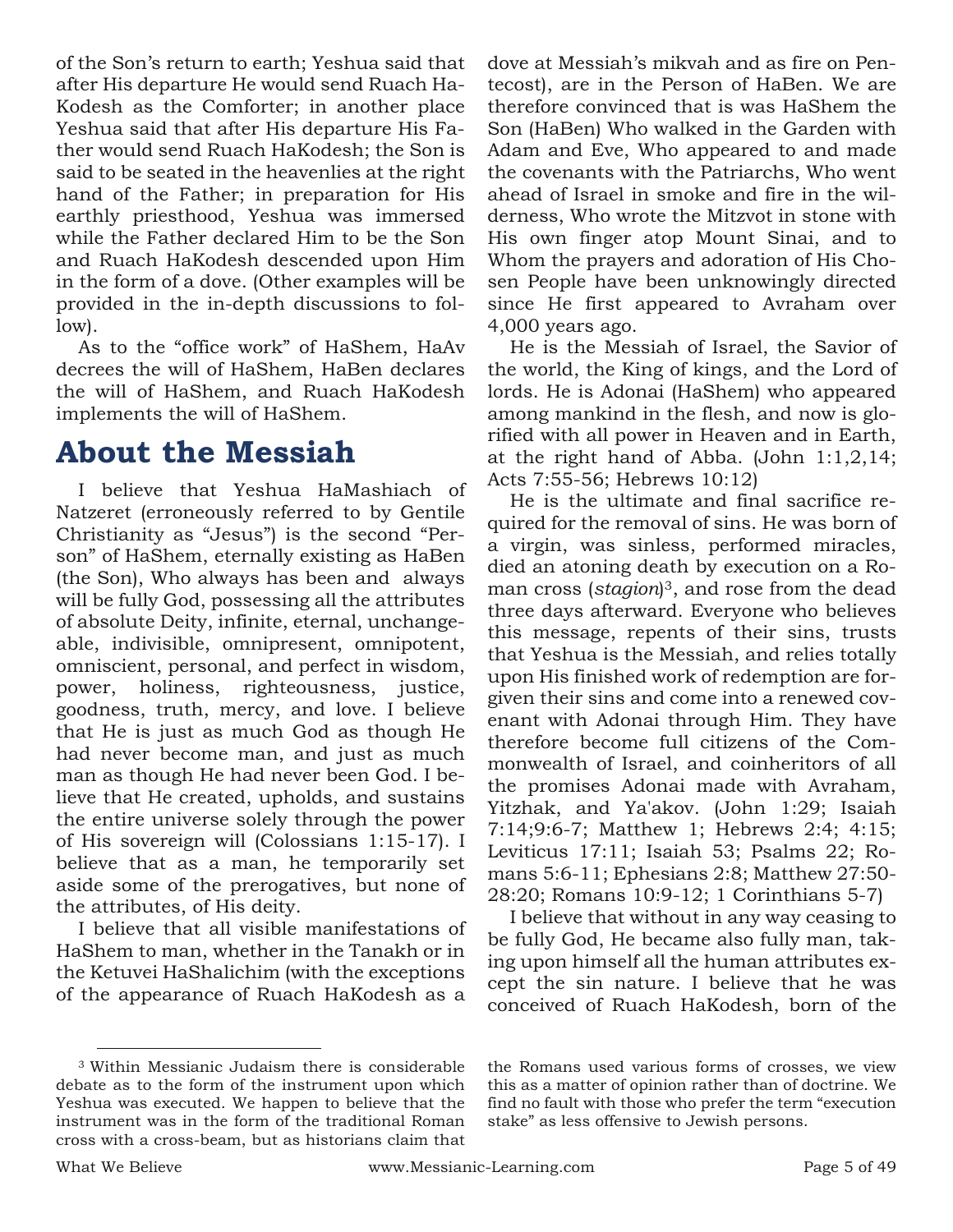of the Son's return to earth; Yeshua said that after His departure He would send Ruach HaKodesh as the Comforter; in another place Yeshua said that after His departure His Father would send Ruach HaKodesh; the Son is said to be seated in the heavenlies at the right hand of the Father; in preparation for His earthly priesthood, Yeshua was immersed while the Father declared Him to be the Son and Ruach HaKodesh descended upon Him in the form of a dove. (Other examples will be provided in the in-depth discussions to follow).

As to the "office work" of HaShem, HaAv decrees the will of HaShem, HaBen declares the will of HaShem, and Ruach HaKodesh implements the will of HaShem.

## About the Messiah

I believe that Yeshua HaMashiach of Natzeret (erroneously referred to by Gentile Christianity as "Jesus") is the second "Person" of HaShem, eternally existing as HaBen (the Son), Who always has been and always will be fully God, possessing all the attributes of absolute Deity, infinite, eternal, unchangeable, indivisible, omnipresent, omnipotent, omniscient, personal, and perfect in wisdom, power, holiness, righteousness, justice, goodness, truth, mercy, and love. I believe that He is just as much God as though He had never become man, and just as much man as though He had never been God. I believe that He created, upholds, and sustains the entire universe solely through the power of His sovereign will (Colossians 1:15-17). I believe that as a man, he temporarily set aside some of the prerogatives, but none of the attributes, of His deity.

I believe that all visible manifestations of HaShem to man, whether in the Tanakh or in the Ketuvei HaShalichim (with the exceptions of the appearance of Ruach HaKodesh as a dove at Messiah's mikvah and as fire on Pentecost), are in the Person of HaBen. We are therefore convinced that is was HaShem the Son (HaBen) Who walked in the Garden with Adam and Eve, Who appeared to and made the covenants with the Patriarchs, Who went ahead of Israel in smoke and fire in the wilderness, Who wrote the Mitzvot in stone with His own finger atop Mount Sinai, and to Whom the prayers and adoration of His Chosen People have been unknowingly directed since He first appeared to Avraham over 4,000 years ago.

He is the Messiah of Israel, the Savior of the world, the King of kings, and the Lord of lords. He is Adonai (HaShem) who appeared among mankind in the flesh, and now is glorified with all power in Heaven and in Earth, at the right hand of Abba. (John 1:1,2,14; Acts 7:55-56; Hebrews 10:12)

He is the ultimate and final sacrifice required for the removal of sins. He was born of a virgin, was sinless, performed miracles, died an atoning death by execution on a Roman cross (*stagion*)[3], and rose from the dead three days afterward. Everyone who believes this message, repents of their sins, trusts that Yeshua is the Messiah, and relies totally upon His finished work of redemption are forgiven their sins and come into a renewed covenant with Adonai through Him. They have therefore become full citizens of the Commonwealth of Israel, and coinheritors of all the promises Adonai made with Avraham, Yitzhak, and Ya'akov. (John 1:29; Isaiah 7:14;9:6-7; Matthew 1; Hebrews 2:4; 4:15; Leviticus 17:11; Isaiah 53; Psalms 22; Romans 5:6-11; Ephesians 2:8; Matthew 27:50-28:20; Romans 10:9-12; 1 Corinthians 5-7)

I believe that without in any way ceasing to be fully God, He became also fully man, taking upon himself all the human attributes except the sin nature. I believe that he was conceived of Ruach HaKodesh, born of the

---

[3] Within Messianic Judaism there is considerable debate as to the form of the instrument upon which Yeshua was executed. We happen to believe that the instrument was in the form of the traditional Roman cross with a cross-beam, but as historians claim that the Romans used various forms of crosses, we view this as a matter of opinion rather than of doctrine. We find no fault with those who prefer the term "execution stake" as less offensive to Jewish persons.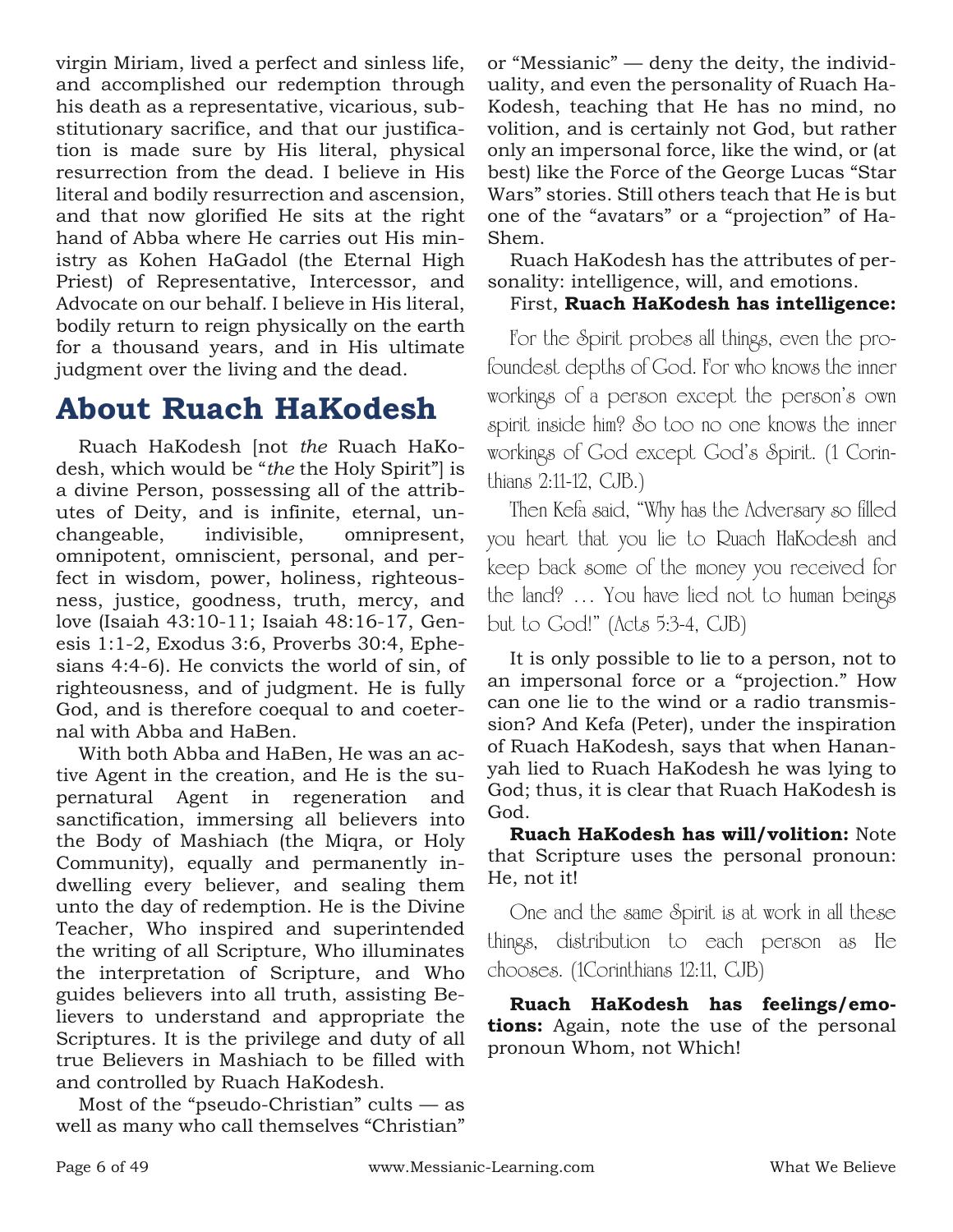virgin Miriam, lived a perfect and sinless life, and accomplished our redemption through his death as a representative, vicarious, substitutionary sacrifice, and that our justification is made sure by His literal, physical resurrection from the dead. I believe in His literal and bodily resurrection and ascension, and that now glorified He sits at the right hand of Abba where He carries out His ministry as Kohen HaGadol (the Eternal High Priest) of Representative, Intercessor, and Advocate on our behalf. I believe in His literal, bodily return to reign physically on the earth for a thousand years, and in His ultimate judgment over the living and the dead.

## About Ruach HaKodesh

Ruach HaKodesh [not *the* Ruach HaKodesh, which would be "*the* the Holy Spirit"] is a divine Person, possessing all of the attributes of Deity, and is infinite, eternal, unchangeable, indivisible, omnipresent, omnipotent, omniscient, personal, and perfect in wisdom, power, holiness, righteousness, justice, goodness, truth, mercy, and love (Isaiah 43:10-11; Isaiah 48:16-17, Genesis 1:1-2, Exodus 3:6, Proverbs 30:4, Ephesians 4:4-6). He convicts the world of sin, of righteousness, and of judgment. He is fully God, and is therefore coequal to and coeternal with Abba and HaBen.

With both Abba and HaBen, He was an active Agent in the creation, and He is the supernatural Agent in regeneration and sanctification, immersing all believers into the Body of Mashiach (the Miqra, or Holy Community), equally and permanently indwelling every believer, and sealing them unto the day of redemption. He is the Divine Teacher, Who inspired and superintended the writing of all Scripture, Who illuminates the interpretation of Scripture, and Who guides believers into all truth, assisting Believers to understand and appropriate the Scriptures. It is the privilege and duty of all true Believers in Mashiach to be filled with and controlled by Ruach HaKodesh.

Most of the "pseudo-Christian" cults — as well as many who call themselves "Christian" or "Messianic" — deny the deity, the individuality, and even the personality of Ruach HaKodesh, teaching that He has no mind, no volition, and is certainly not God, but rather only an impersonal force, like the wind, or (at best) like the Force of the George Lucas "Star Wars" stories. Still others teach that He is but one of the "avatars" or a "projection" of HaShem.

Ruach HaKodesh has the attributes of personality: intelligence, will, and emotions.

First, **Ruach HaKodesh has intelligence:**

> For the Spirit probes all things, even the profoundest depths of God. For who knows the inner workings of a person except the person's own spirit inside him? So too no one knows the inner workings of God except God's Spirit. (1 Corinthians 2:11-12, CJB.)

> Then Kefa said, "Why has the Adversary so filled you heart that you lie to Ruach HaKodesh and keep back some of the money you received for the land? … You have lied not to human beings but to God!" (Acts 5:3-4, CJB)

It is only possible to lie to a person, not to an impersonal force or a "projection." How can one lie to the wind or a radio transmission? And Kefa (Peter), under the inspiration of Ruach HaKodesh, says that when Hananyah lied to Ruach HaKodesh he was lying to God; thus, it is clear that Ruach HaKodesh is God.

**Ruach HaKodesh has will/volition:** Note that Scripture uses the personal pronoun: He, not it!

> One and the same Spirit is at work in all these things, distribution to each person as He chooses. (1Corinthians 12:11, CJB)

**Ruach HaKodesh has feelings/emotions:** Again, note the use of the personal pronoun Whom, not Which!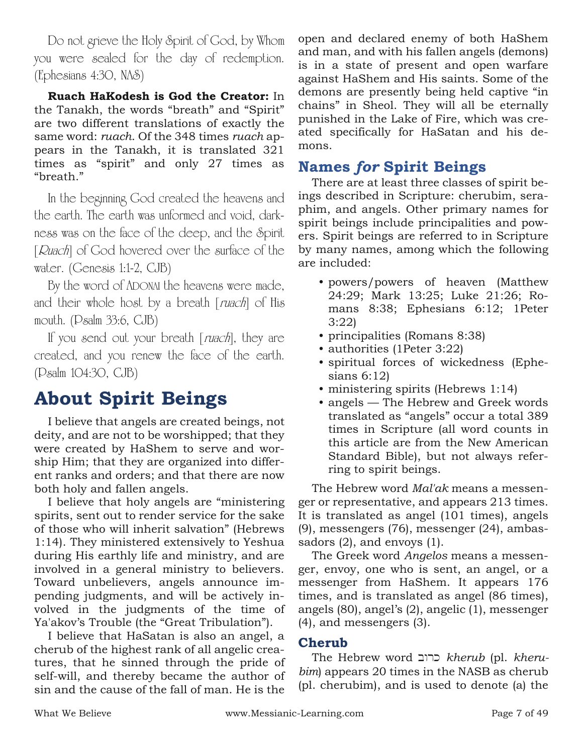Do not grieve the Holy Spirit of God, by Whom you were sealed for the day of redemption. (Ephesians 4:30, NAS)

**Ruach HaKodesh is God the Creator:** In the Tanakh, the words "breath" and "Spirit" are two different translations of exactly the same word: *ruach*. Of the 348 times *ruach* appears in the Tanakh, it is translated 321 times as "spirit" and only 27 times as "breath."

In the beginning God created the heavens and the earth. The earth was unformed and void, darkness was on the face of the deep, and the Spirit [*Ruach*] of God hovered over the surface of the water. (Genesis 1:1-2, CJB)

By the word of ADONAI the heavens were made, and their whole host by a breath [*ruach*] of His mouth. (Psalm 33:6, CJB)

If you send out your breath [*ruach*], they are created, and you renew the face of the earth. (Psalm 104:30, CJB)

# About Spirit Beings

I believe that angels are created beings, not deity, and are not to be worshipped; that they were created by HaShem to serve and worship Him; that they are organized into different ranks and orders; and that there are now both holy and fallen angels.

I believe that holy angels are "ministering spirits, sent out to render service for the sake of those who will inherit salvation" (Hebrews 1:14). They ministered extensively to Yeshua during His earthly life and ministry, and are involved in a general ministry to believers. Toward unbelievers, angels announce impending judgments, and will be actively involved in the judgments of the time of Ya'akov's Trouble (the "Great Tribulation").

I believe that HaSatan is also an angel, a cherub of the highest rank of all angelic creatures, that he sinned through the pride of self-will, and thereby became the author of sin and the cause of the fall of man. He is the open and declared enemy of both HaShem and man, and with his fallen angels (demons) is in a state of present and open warfare against HaShem and His saints. Some of the demons are presently being held captive "in chains" in Sheol. They will all be eternally punished in the Lake of Fire, which was created specifically for HaSatan and his demons.

## Names *for* Spirit Beings

There are at least three classes of spirit beings described in Scripture: cherubim, seraphim, and angels. Other primary names for spirit beings include principalities and powers. Spirit beings are referred to in Scripture by many names, among which the following are included:

- powers/powers of heaven (Matthew 24:29; Mark 13:25; Luke 21:26; Romans 8:38; Ephesians 6:12; 1Peter 3:22)
- principalities (Romans 8:38)
- authorities (1Peter 3:22)
- spiritual forces of wickedness (Ephesians 6:12)
- ministering spirits (Hebrews 1:14)
- angels — The Hebrew and Greek words translated as "angels" occur a total 389 times in Scripture (all word counts in this article are from the New American Standard Bible), but not always referring to spirit beings.

The Hebrew word *Mal'ak* means a messenger or representative, and appears 213 times. It is translated as angel (101 times), angels (9), messengers (76), messenger (24), ambassadors (2), and envoys (1).

The Greek word *Angelos* means a messenger, envoy, one who is sent, an angel, or a messenger from HaShem. It appears 176 times, and is translated as angel (86 times), angels (80), angel's (2), angelic (1), messenger (4), and messengers (3).

### Cherub

The Hebrew word כרוב *kherub* (pl. *kherubim*) appears 20 times in the NASB as cherub (pl. cherubim), and is used to denote (a) the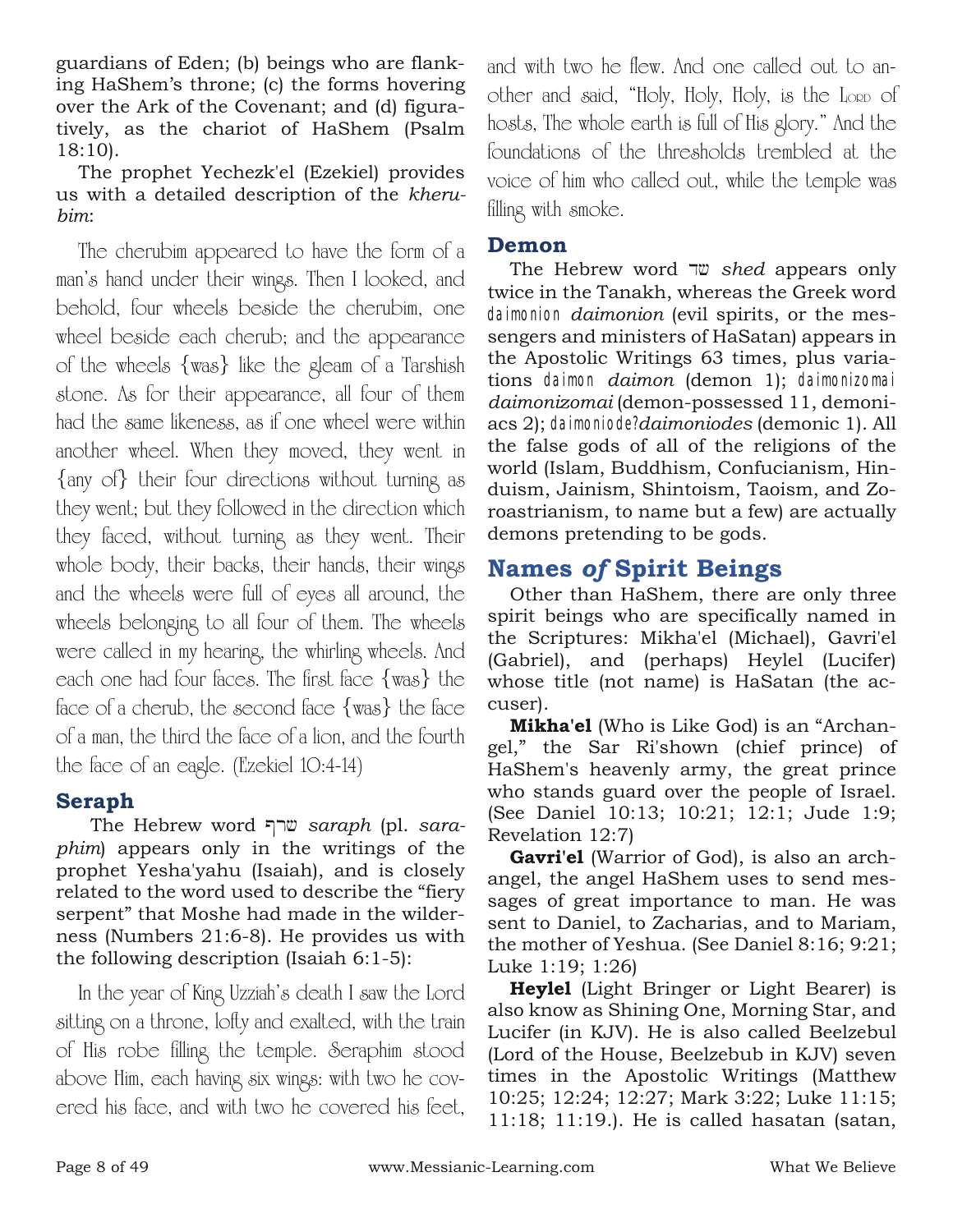guardians of Eden; (b) beings who are flanking HaShem's throne; (c) the forms hovering over the Ark of the Covenant; and (d) figuratively, as the chariot of HaShem (Psalm 18:10).

The prophet Yechezk'el (Ezekiel) provides us with a detailed description of the *kherubim*:

> The cherubim appeared to have the form of a man's hand under their wings. Then I looked, and behold, four wheels beside the cherubim, one wheel beside each cherub; and the appearance of the wheels {was} like the gleam of a Tarshish stone. As for their appearance, all four of them had the same likeness, as if one wheel were within another wheel. When they moved, they went in {any of} their four directions without turning as they went; but they followed in the direction which they faced, without turning as they went. Their whole body, their backs, their hands, their wings and the wheels were full of eyes all around, the wheels belonging to all four of them. The wheels were called in my hearing, the whirling wheels. And each one had four faces. The first face {was} the face of a cherub, the second face {was} the face of a man, the third the face of a lion, and the fourth the face of an eagle. (Ezekiel 10:4-14)

### Seraph

The Hebrew word שרף *saraph* (pl. *saraphim*) appears only in the writings of the prophet Yesha'yahu (Isaiah), and is closely related to the word used to describe the "fiery serpent" that Moshe had made in the wilderness (Numbers 21:6-8). He provides us with the following description (Isaiah 6:1-5):

> In the year of King Uzziah's death I saw the Lord sitting on a throne, lofty and exalted, with the train of His robe filling the temple. Seraphim stood above Him, each having six wings: with two he covered his face, and with two he covered his feet, and with two he flew. And one called out to another and said, "Holy, Holy, Holy, is the LORD of hosts, The whole earth is full of His glory." And the foundations of the thresholds trembled at the voice of him who called out, while the temple was filling with smoke.

### Demon

The Hebrew word שד *shed* appears only twice in the Tanakh, whereas the Greek word daimonion *daimonion* (evil spirits, or the messengers and ministers of HaSatan) appears in the Apostolic Writings 63 times, plus variations daimon *daimon* (demon 1); daimonizomai *daimonizomai* (demon-possessed 11, demoniacs 2); daimoniode?*daimoniodes* (demonic 1). All the false gods of all of the religions of the world (Islam, Buddhism, Confucianism, Hinduism, Jainism, Shintoism, Taoism, and Zoroastrianism, to name but a few) are actually demons pretending to be gods.

## Names *of* Spirit Beings

Other than HaShem, there are only three spirit beings who are specifically named in the Scriptures: Mikha'el (Michael), Gavri'el (Gabriel), and (perhaps) Heylel (Lucifer) whose title (not name) is HaSatan (the accuser).

**Mikha'el** (Who is Like God) is an "Archangel," the Sar Ri'shown (chief prince) of HaShem's heavenly army, the great prince who stands guard over the people of Israel. (See Daniel 10:13; 10:21; 12:1; Jude 1:9; Revelation 12:7)

**Gavri'el** (Warrior of God), is also an archangel, the angel HaShem uses to send messages of great importance to man. He was sent to Daniel, to Zacharias, and to Mariam, the mother of Yeshua. (See Daniel 8:16; 9:21; Luke 1:19; 1:26)

**Heylel** (Light Bringer or Light Bearer) is also know as Shining One, Morning Star, and Lucifer (in KJV). He is also called Beelzebul (Lord of the House, Beelzebub in KJV) seven times in the Apostolic Writings (Matthew 10:25; 12:24; 12:27; Mark 3:22; Luke 11:15; 11:18; 11:19.). He is called hasatan (satan,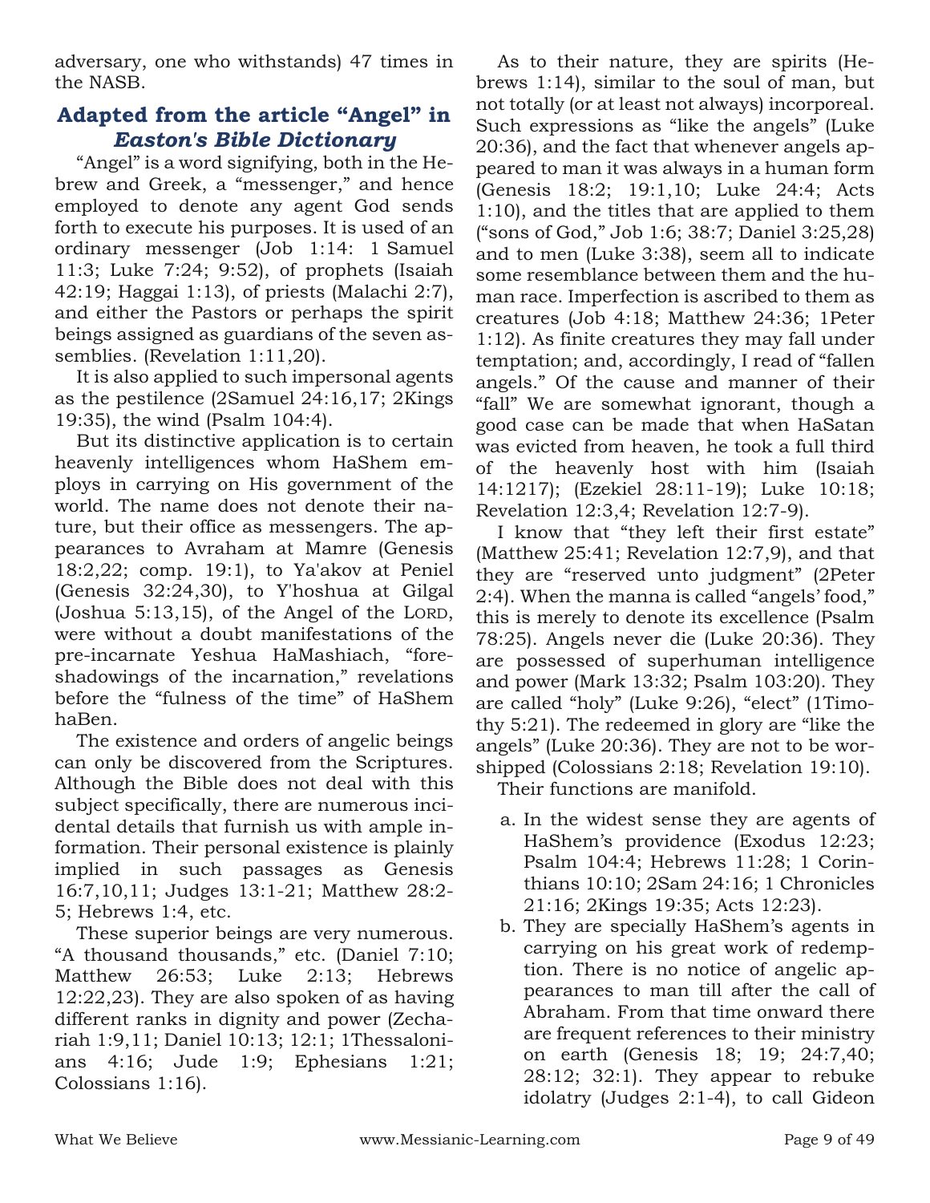adversary, one who withstands) 47 times in the NASB.

## Adapted from the article "Angel" in *Easton's Bible Dictionary*

"Angel" is a word signifying, both in the Hebrew and Greek, a "messenger," and hence employed to denote any agent God sends forth to execute his purposes. It is used of an ordinary messenger (Job 1:14: 1 Samuel 11:3; Luke 7:24; 9:52), of prophets (Isaiah 42:19; Haggai 1:13), of priests (Malachi 2:7), and either the Pastors or perhaps the spirit beings assigned as guardians of the seven assemblies. (Revelation 1:11,20).

It is also applied to such impersonal agents as the pestilence (2Samuel 24:16,17; 2Kings 19:35), the wind (Psalm 104:4).

But its distinctive application is to certain heavenly intelligences whom HaShem employs in carrying on His government of the world. The name does not denote their nature, but their office as messengers. The appearances to Avraham at Mamre (Genesis 18:2,22; comp. 19:1), to Ya'akov at Peniel (Genesis 32:24,30), to Y'hoshua at Gilgal (Joshua 5:13,15), of the Angel of the LORD, were without a doubt manifestations of the pre-incarnate Yeshua HaMashiach, "foreshadowings of the incarnation," revelations before the "fulness of the time" of HaShem haBen.

The existence and orders of angelic beings can only be discovered from the Scriptures. Although the Bible does not deal with this subject specifically, there are numerous incidental details that furnish us with ample information. Their personal existence is plainly implied in such passages as Genesis 16:7,10,11; Judges 13:1-21; Matthew 28:2-5; Hebrews 1:4, etc.

These superior beings are very numerous. "A thousand thousands," etc. (Daniel 7:10; Matthew 26:53; Luke 2:13; Hebrews 12:22,23). They are also spoken of as having different ranks in dignity and power (Zechariah 1:9,11; Daniel 10:13; 12:1; 1Thessalonians 4:16; Jude 1:9; Ephesians 1:21; Colossians 1:16).

As to their nature, they are spirits (Hebrews 1:14), similar to the soul of man, but not totally (or at least not always) incorporeal. Such expressions as "like the angels" (Luke 20:36), and the fact that whenever angels appeared to man it was always in a human form (Genesis 18:2; 19:1,10; Luke 24:4; Acts 1:10), and the titles that are applied to them ("sons of God," Job 1:6; 38:7; Daniel 3:25,28) and to men (Luke 3:38), seem all to indicate some resemblance between them and the human race. Imperfection is ascribed to them as creatures (Job 4:18; Matthew 24:36; 1Peter 1:12). As finite creatures they may fall under temptation; and, accordingly, I read of "fallen angels." Of the cause and manner of their "fall" We are somewhat ignorant, though a good case can be made that when HaSatan was evicted from heaven, he took a full third of the heavenly host with him (Isaiah 14:1217); (Ezekiel 28:11-19); Luke 10:18; Revelation 12:3,4; Revelation 12:7-9).

I know that "they left their first estate" (Matthew 25:41; Revelation 12:7,9), and that they are "reserved unto judgment" (2Peter 2:4). When the manna is called "angels' food," this is merely to denote its excellence (Psalm 78:25). Angels never die (Luke 20:36). They are possessed of superhuman intelligence and power (Mark 13:32; Psalm 103:20). They are called "holy" (Luke 9:26), "elect" (1Timothy 5:21). The redeemed in glory are "like the angels" (Luke 20:36). They are not to be worshipped (Colossians 2:18; Revelation 19:10).

Their functions are manifold.

a. In the widest sense they are agents of HaShem's providence (Exodus 12:23; Psalm 104:4; Hebrews 11:28; 1 Corinthians 10:10; 2Sam 24:16; 1 Chronicles 21:16; 2Kings 19:35; Acts 12:23).
b. They are specially HaShem's agents in carrying on his great work of redemption. There is no notice of angelic appearances to man till after the call of Abraham. From that time onward there are frequent references to their ministry on earth (Genesis 18; 19; 24:7,40; 28:12; 32:1). They appear to rebuke idolatry (Judges 2:1-4), to call Gideon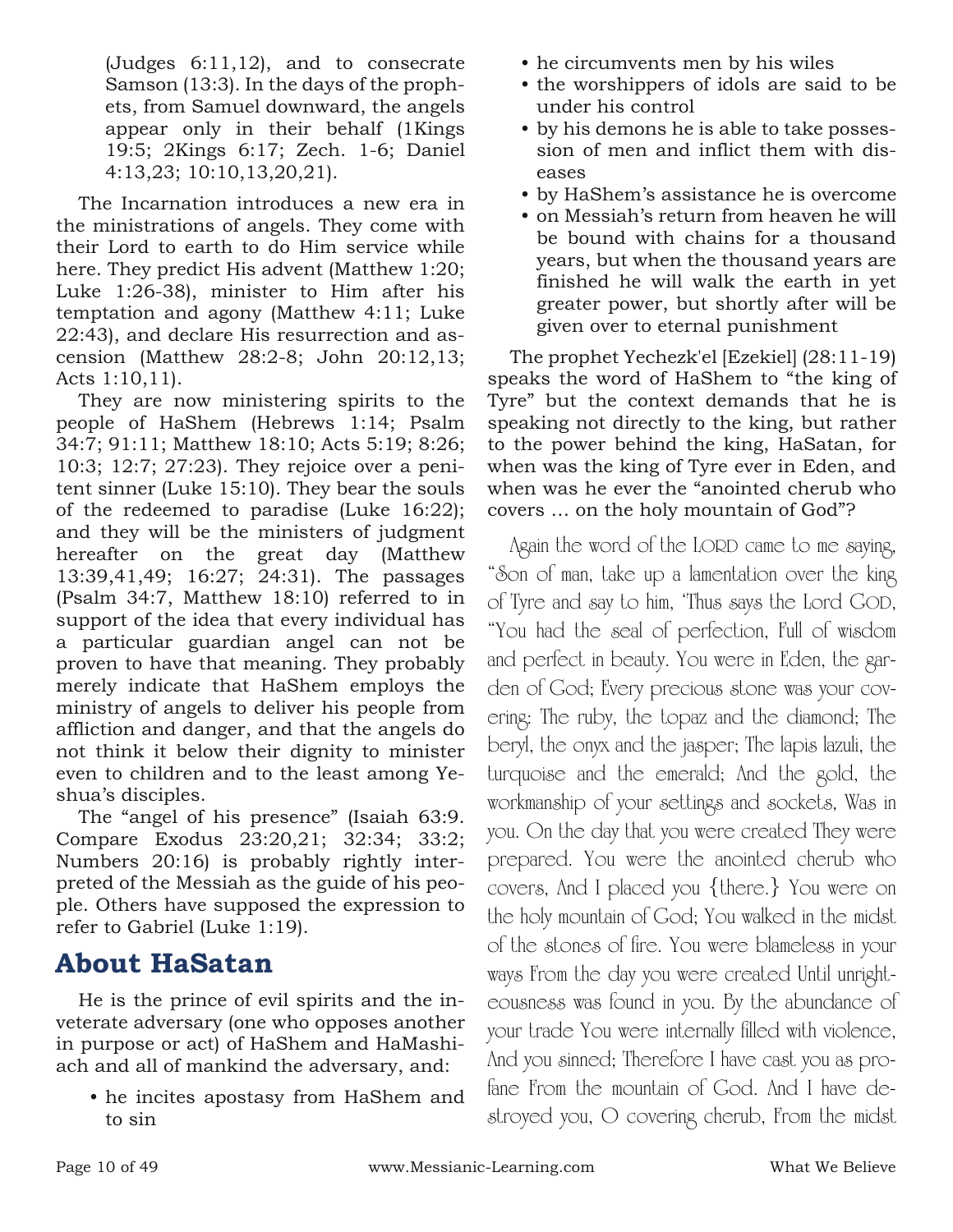(Judges 6:11,12), and to consecrate Samson (13:3). In the days of the prophets, from Samuel downward, the angels appear only in their behalf (1Kings 19:5; 2Kings 6:17; Zech. 1-6; Daniel 4:13,23; 10:10,13,20,21).

The Incarnation introduces a new era in the ministrations of angels. They come with their Lord to earth to do Him service while here. They predict His advent (Matthew 1:20; Luke 1:26-38), minister to Him after his temptation and agony (Matthew 4:11; Luke 22:43), and declare His resurrection and ascension (Matthew 28:2-8; John 20:12,13; Acts 1:10,11).

They are now ministering spirits to the people of HaShem (Hebrews 1:14; Psalm 34:7; 91:11; Matthew 18:10; Acts 5:19; 8:26; 10:3; 12:7; 27:23). They rejoice over a penitent sinner (Luke 15:10). They bear the souls of the redeemed to paradise (Luke 16:22); and they will be the ministers of judgment hereafter on the great day (Matthew 13:39,41,49; 16:27; 24:31). The passages (Psalm 34:7, Matthew 18:10) referred to in support of the idea that every individual has a particular guardian angel can not be proven to have that meaning. They probably merely indicate that HaShem employs the ministry of angels to deliver his people from affliction and danger, and that the angels do not think it below their dignity to minister even to children and to the least among Yeshua's disciples.

The "angel of his presence" (Isaiah 63:9. Compare Exodus 23:20,21; 32:34; 33:2; Numbers 20:16) is probably rightly interpreted of the Messiah as the guide of his people. Others have supposed the expression to refer to Gabriel (Luke 1:19).

## About HaSatan

He is the prince of evil spirits and the inveterate adversary (one who opposes another in purpose or act) of HaShem and HaMashiach and all of mankind the adversary, and:

- he incites apostasy from HaShem and to sin
- he circumvents men by his wiles
- the worshippers of idols are said to be under his control
- by his demons he is able to take possession of men and inflict them with diseases
- by HaShem's assistance he is overcome
- on Messiah's return from heaven he will be bound with chains for a thousand years, but when the thousand years are finished he will walk the earth in yet greater power, but shortly after will be given over to eternal punishment

The prophet Yechezk'el [Ezekiel] (28:11-19) speaks the word of HaShem to "the king of Tyre" but the context demands that he is speaking not directly to the king, but rather to the power behind the king, HaSatan, for when was the king of Tyre ever in Eden, and when was he ever the "anointed cherub who covers … on the holy mountain of God"?

Again the word of the LORD came to me saying, "Son of man, take up a lamentation over the king of Tyre and say to him, 'Thus says the Lord GOD, "You had the seal of perfection, Full of wisdom and perfect in beauty. You were in Eden, the garden of God; Every precious stone was your covering: The ruby, the topaz and the diamond; The beryl, the onyx and the jasper; The lapis lazuli, the turquoise and the emerald; And the gold, the workmanship of your settings and sockets, Was in you. On the day that you were created They were prepared. You were the anointed cherub who covers, And I placed you {there.} You were on the holy mountain of God; You walked in the midst of the stones of fire. You were blameless in your ways From the day you were created Until unrighteousness was found in you. By the abundance of your trade You were internally filled with violence, And you sinned; Therefore I have cast you as profane From the mountain of God. And I have destroyed you, O covering cherub, From the midst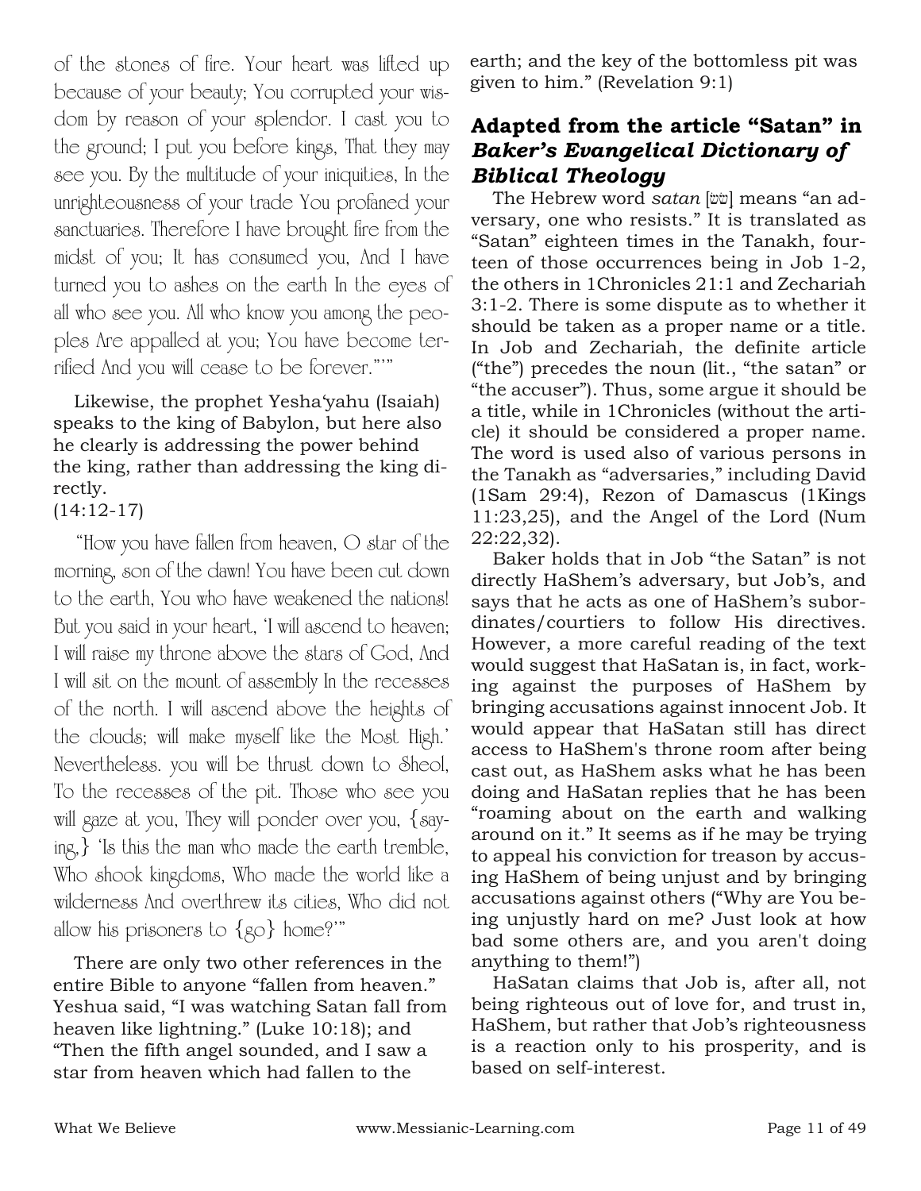of the stones of fire. Your heart was lifted up because of your beauty; You corrupted your wisdom by reason of your splendor. I cast you to the ground; I put you before kings, That they may see you. By the multitude of your iniquities, In the unrighteousness of your trade You profaned your sanctuaries. Therefore I have brought fire from the midst of you; It has consumed you, And I have turned you to ashes on the earth In the eyes of all who see you. All who know you among the peoples Are appalled at you; You have become terrified And you will cease to be forever."'"

Likewise, the prophet Yesha'yahu (Isaiah) speaks to the king of Babylon, but here also he clearly is addressing the power behind the king, rather than addressing the king directly.
(14:12-17)

"How you have fallen from heaven, O star of the morning, son of the dawn! You have been cut down to the earth, You who have weakened the nations! But you said in your heart, 'I will ascend to heaven; I will raise my throne above the stars of God, And I will sit on the mount of assembly In the recesses of the north. I will ascend above the heights of the clouds; will make myself like the Most High.' Nevertheless. you will be thrust down to Sheol, To the recesses of the pit. Those who see you will gaze at you, They will ponder over you, {saying,} 'Is this the man who made the earth tremble, Who shook kingdoms, Who made the world like a wilderness And overthrew its cities, Who did not allow his prisoners to {go} home?'"

There are only two other references in the entire Bible to anyone "fallen from heaven." Yeshua said, "I was watching Satan fall from heaven like lightning." (Luke 10:18); and "Then the fifth angel sounded, and I saw a star from heaven which had fallen to the earth; and the key of the bottomless pit was given to him." (Revelation 9:1)

## Adapted from the article "Satan" in *Baker's Evangelical Dictionary of Biblical Theology*

The Hebrew word *satan* [שׂטן] means "an adversary, one who resists." It is translated as "Satan" eighteen times in the Tanakh, fourteen of those occurrences being in Job 1-2, the others in 1Chronicles 21:1 and Zechariah 3:1-2. There is some dispute as to whether it should be taken as a proper name or a title. In Job and Zechariah, the definite article ("the") precedes the noun (lit., "the satan" or "the accuser"). Thus, some argue it should be a title, while in 1Chronicles (without the article) it should be considered a proper name. The word is used also of various persons in the Tanakh as "adversaries," including David (1Sam 29:4), Rezon of Damascus (1Kings 11:23,25), and the Angel of the Lord (Num 22:22,32).

Baker holds that in Job "the Satan" is not directly HaShem's adversary, but Job's, and says that he acts as one of HaShem's subordinates/courtiers to follow His directives. However, a more careful reading of the text would suggest that HaSatan is, in fact, working against the purposes of HaShem by bringing accusations against innocent Job. It would appear that HaSatan still has direct access to HaShem's throne room after being cast out, as HaShem asks what he has been doing and HaSatan replies that he has been "roaming about on the earth and walking around on it." It seems as if he may be trying to appeal his conviction for treason by accusing HaShem of being unjust and by bringing accusations against others ("Why are You being unjustly hard on me? Just look at how bad some others are, and you aren't doing anything to them!")

HaSatan claims that Job is, after all, not being righteous out of love for, and trust in, HaShem, but rather that Job's righteousness is a reaction only to his prosperity, and is based on self-interest.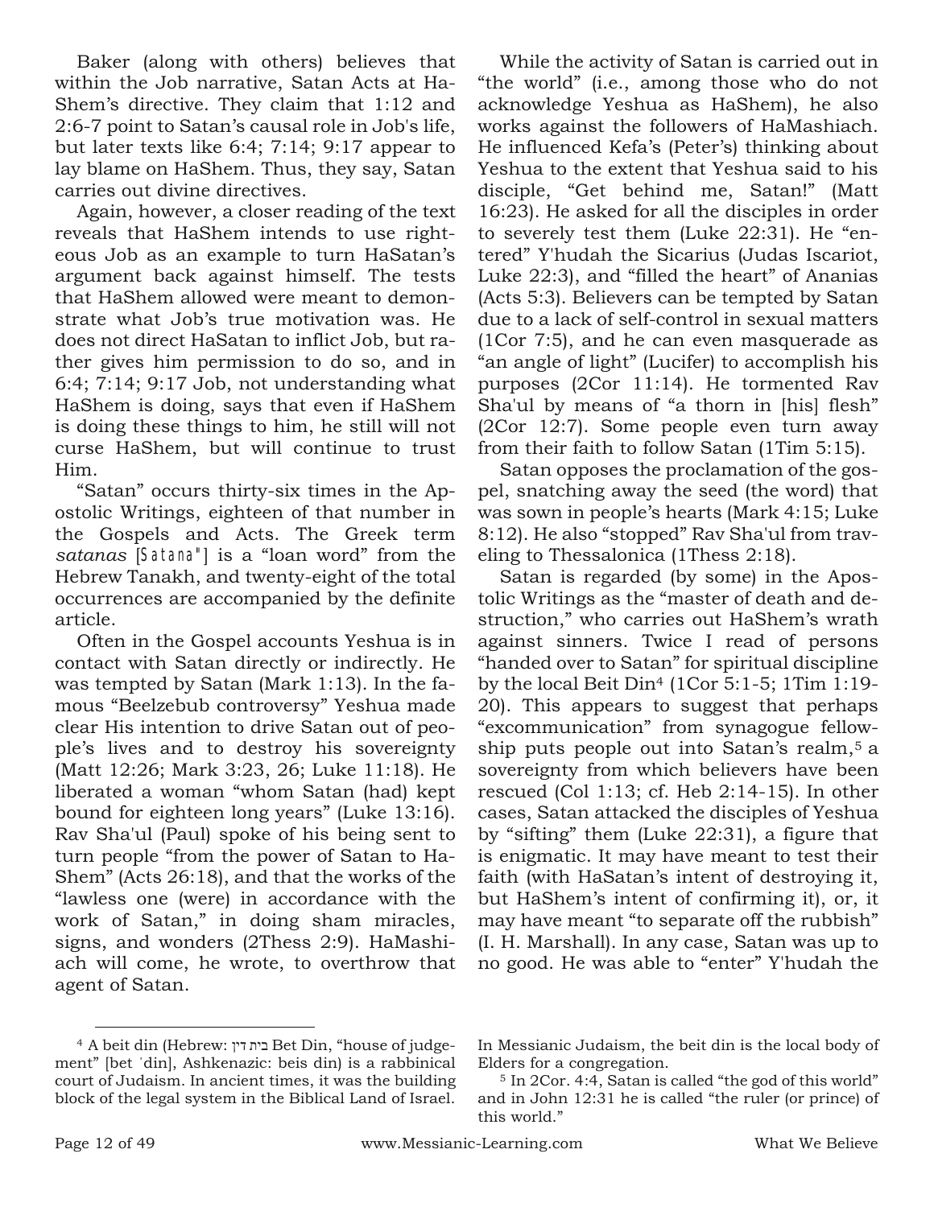Baker (along with others) believes that within the Job narrative, Satan Acts at HaShem's directive. They claim that 1:12 and 2:6-7 point to Satan's causal role in Job's life, but later texts like 6:4; 7:14; 9:17 appear to lay blame on HaShem. Thus, they say, Satan carries out divine directives.

Again, however, a closer reading of the text reveals that HaShem intends to use righteous Job as an example to turn HaSatan's argument back against himself. The tests that HaShem allowed were meant to demonstrate what Job's true motivation was. He does not direct HaSatan to inflict Job, but rather gives him permission to do so, and in 6:4; 7:14; 9:17 Job, not understanding what HaShem is doing, says that even if HaShem is doing these things to him, he still will not curse HaShem, but will continue to trust Him.

"Satan" occurs thirty-six times in the Apostolic Writings, eighteen of that number in the Gospels and Acts. The Greek term *satanas* [Satana"] is a "loan word" from the Hebrew Tanakh, and twenty-eight of the total occurrences are accompanied by the definite article.

Often in the Gospel accounts Yeshua is in contact with Satan directly or indirectly. He was tempted by Satan (Mark 1:13). In the famous "Beelzebub controversy" Yeshua made clear His intention to drive Satan out of people's lives and to destroy his sovereignty (Matt 12:26; Mark 3:23, 26; Luke 11:18). He liberated a woman "whom Satan (had) kept bound for eighteen long years" (Luke 13:16). Rav Sha'ul (Paul) spoke of his being sent to turn people "from the power of Satan to HaShem" (Acts 26:18), and that the works of the "lawless one (were) in accordance with the work of Satan," in doing sham miracles, signs, and wonders (2Thess 2:9). HaMashiach will come, he wrote, to overthrow that agent of Satan.

While the activity of Satan is carried out in "the world" (i.e., among those who do not acknowledge Yeshua as HaShem), he also works against the followers of HaMashiach. He influenced Kefa's (Peter's) thinking about Yeshua to the extent that Yeshua said to his disciple, "Get behind me, Satan!" (Matt 16:23). He asked for all the disciples in order to severely test them (Luke 22:31). He "entered" Y'hudah the Sicarius (Judas Iscariot, Luke 22:3), and "filled the heart" of Ananias (Acts 5:3). Believers can be tempted by Satan due to a lack of self-control in sexual matters (1Cor 7:5), and he can even masquerade as "an angle of light" (Lucifer) to accomplish his purposes (2Cor 11:14). He tormented Rav Sha'ul by means of "a thorn in [his] flesh" (2Cor 12:7). Some people even turn away from their faith to follow Satan (1Tim 5:15).

Satan opposes the proclamation of the gospel, snatching away the seed (the word) that was sown in people's hearts (Mark 4:15; Luke 8:12). He also "stopped" Rav Sha'ul from traveling to Thessalonica (1Thess 2:18).

Satan is regarded (by some) in the Apostolic Writings as the "master of death and destruction," who carries out HaShem's wrath against sinners. Twice I read of persons "handed over to Satan" for spiritual discipline by the local Beit Din[4] (1Cor 5:1-5; 1Tim 1:19-20). This appears to suggest that perhaps "excommunication" from synagogue fellowship puts people out into Satan's realm,[5] a sovereignty from which believers have been rescued (Col 1:13; cf. Heb 2:14-15). In other cases, Satan attacked the disciples of Yeshua by "sifting" them (Luke 22:31), a figure that is enigmatic. It may have meant to test their faith (with HaSatan's intent of destroying it, but HaShem's intent of confirming it), or, it may have meant "to separate off the rubbish" (I. H. Marshall). In any case, Satan was up to no good. He was able to "enter" Y'hudah the

---

[4] A beit din (Hebrew: בית דין Bet Din, "house of judgement" [bet ˈdin], Ashkenazic: beis din) is a rabbinical court of Judaism. In ancient times, it was the building block of the legal system in the Biblical Land of Israel. In Messianic Judaism, the beit din is the local body of Elders for a congregation.

[5] In 2Cor. 4:4, Satan is called "the god of this world" and in John 12:31 he is called "the ruler (or prince) of this world."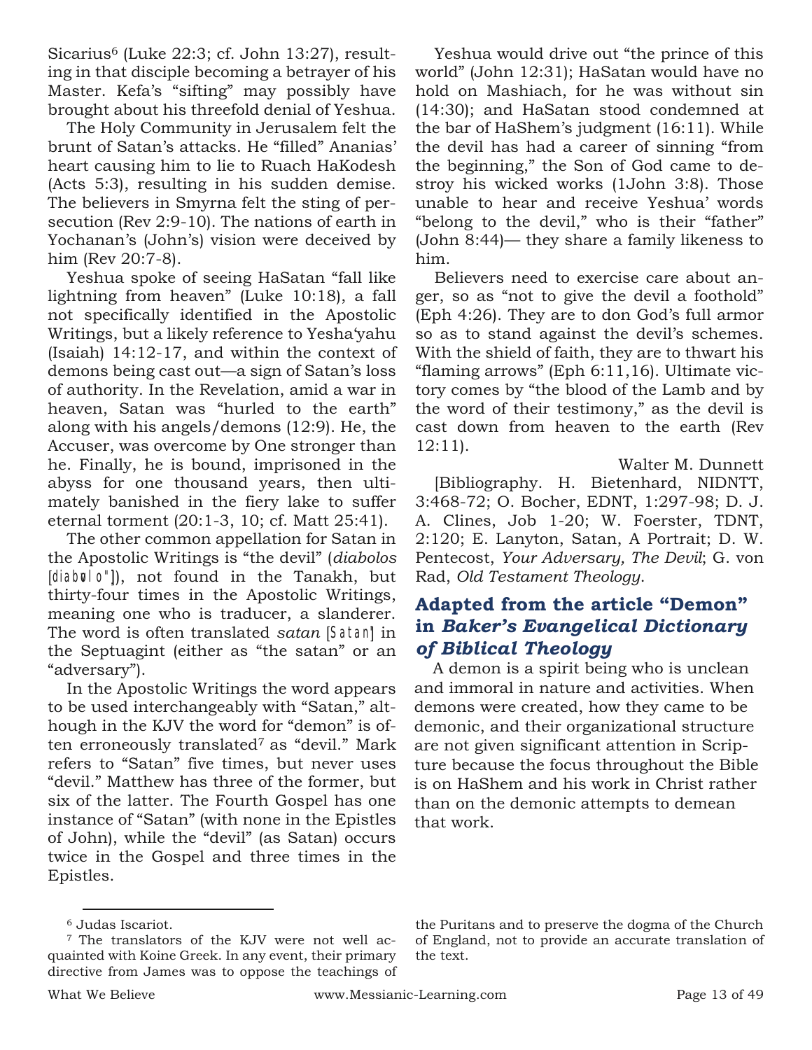Sicarius[6] (Luke 22:3; cf. John 13:27), resulting in that disciple becoming a betrayer of his Master. Kefa's "sifting" may possibly have brought about his threefold denial of Yeshua.

The Holy Community in Jerusalem felt the brunt of Satan's attacks. He "filled" Ananias' heart causing him to lie to Ruach HaKodesh (Acts 5:3), resulting in his sudden demise. The believers in Smyrna felt the sting of persecution (Rev 2:9-10). The nations of earth in Yochanan's (John's) vision were deceived by him (Rev 20:7-8).

Yeshua spoke of seeing HaSatan "fall like lightning from heaven" (Luke 10:18), a fall not specifically identified in the Apostolic Writings, but a likely reference to Yesha'yahu (Isaiah) 14:12-17, and within the context of demons being cast out—a sign of Satan's loss of authority. In the Revelation, amid a war in heaven, Satan was "hurled to the earth" along with his angels/demons (12:9). He, the Accuser, was overcome by One stronger than he. Finally, he is bound, imprisoned in the abyss for one thousand years, then ultimately banished in the fiery lake to suffer eternal torment (20:1-3, 10; cf. Matt 25:41).

The other common appellation for Satan in the Apostolic Writings is "the devil" (*diabolos* [diabolo"]), not found in the Tanakh, but thirty-four times in the Apostolic Writings, meaning one who is traducer, a slanderer. The word is often translated *satan* [Satan] in the Septuagint (either as "the satan" or an "adversary").

In the Apostolic Writings the word appears to be used interchangeably with "Satan," although in the KJV the word for "demon" is often erroneously translated[7] as "devil." Mark refers to "Satan" five times, but never uses "devil." Matthew has three of the former, but six of the latter. The Fourth Gospel has one instance of "Satan" (with none in the Epistles of John), while the "devil" (as Satan) occurs twice in the Gospel and three times in the Epistles.

Yeshua would drive out "the prince of this world" (John 12:31); HaSatan would have no hold on Mashiach, for he was without sin (14:30); and HaSatan stood condemned at the bar of HaShem's judgment (16:11). While the devil has had a career of sinning "from the beginning," the Son of God came to destroy his wicked works (1John 3:8). Those unable to hear and receive Yeshua' words "belong to the devil," who is their "father" (John 8:44)— they share a family likeness to him.

Believers need to exercise care about anger, so as "not to give the devil a foothold" (Eph 4:26). They are to don God's full armor so as to stand against the devil's schemes. With the shield of faith, they are to thwart his "flaming arrows" (Eph 6:11,16). Ultimate victory comes by "the blood of the Lamb and by the word of their testimony," as the devil is cast down from heaven to the earth (Rev 12:11).

Walter M. Dunnett

[Bibliography. H. Bietenhard, NIDNTT, 3:468-72; O. Bocher, EDNT, 1:297-98; D. J. A. Clines, Job 1-20; W. Foerster, TDNT, 2:120; E. Lanyton, Satan, A Portrait; D. W. Pentecost, *Your Adversary, The Devil*; G. von Rad, *Old Testament Theology*.

## Adapted from the article "Demon" in *Baker's Evangelical Dictionary of Biblical Theology*

A demon is a spirit being who is unclean and immoral in nature and activities. When demons were created, how they came to be demonic, and their organizational structure are not given significant attention in Scripture because the focus throughout the Bible is on HaShem and his work in Christ rather than on the demonic attempts to demean that work.

---

[6] Judas Iscariot.

[7] The translators of the KJV were not well acquainted with Koine Greek. In any event, their primary directive from James was to oppose the teachings of the Puritans and to preserve the dogma of the Church of England, not to provide an accurate translation of the text.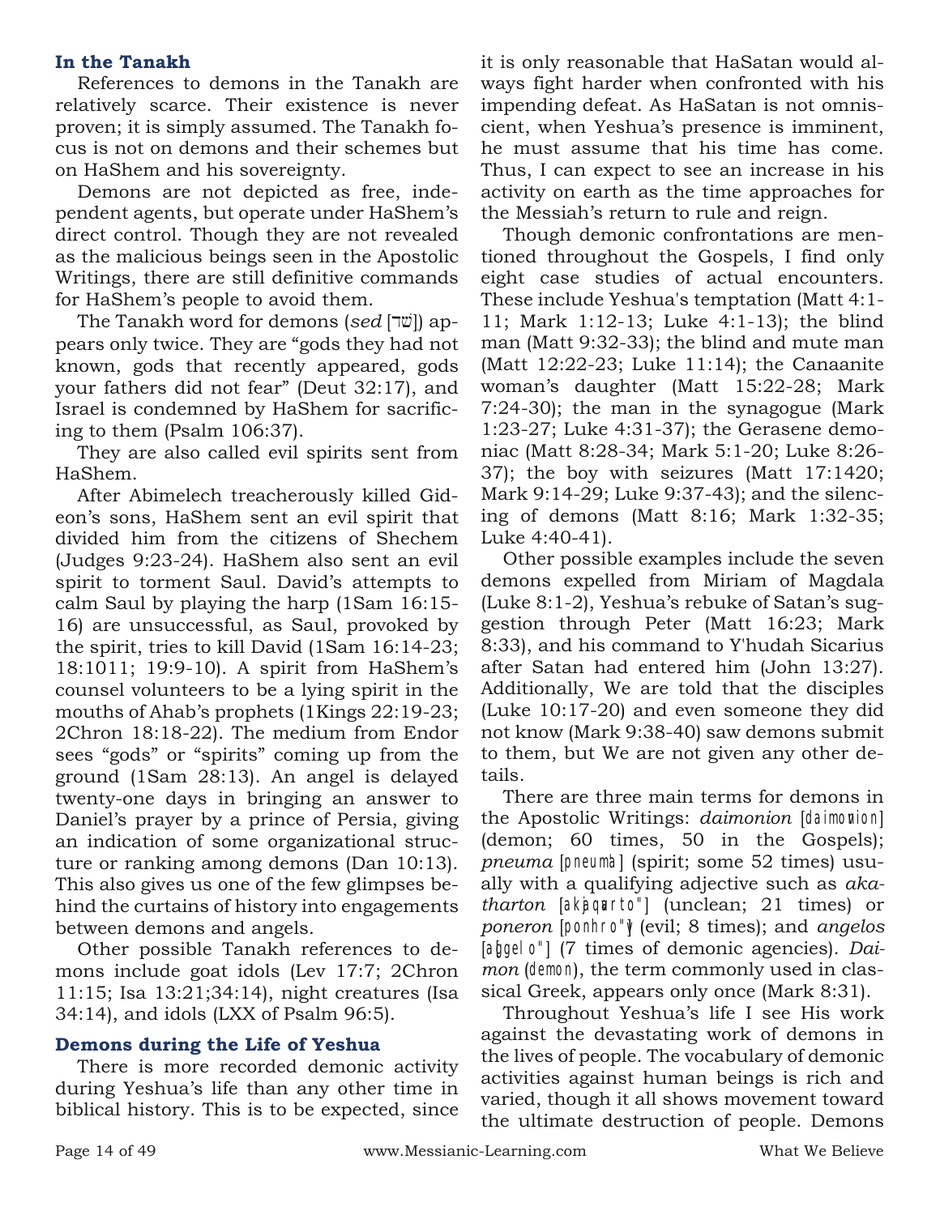### In the Tanakh

References to demons in the Tanakh are relatively scarce. Their existence is never proven; it is simply assumed. The Tanakh focus is not on demons and their schemes but on HaShem and his sovereignty.

Demons are not depicted as free, independent agents, but operate under HaShem's direct control. Though they are not revealed as the malicious beings seen in the Apostolic Writings, there are still definitive commands for HaShem's people to avoid them.

The Tanakh word for demons (*sed* [שֵׁד]) appears only twice. They are "gods they had not known, gods that recently appeared, gods your fathers did not fear" (Deut 32:17), and Israel is condemned by HaShem for sacrificing to them (Psalm 106:37).

They are also called evil spirits sent from HaShem.

After Abimelech treacherously killed Gideon's sons, HaShem sent an evil spirit that divided him from the citizens of Shechem (Judges 9:23-24). HaShem also sent an evil spirit to torment Saul. David's attempts to calm Saul by playing the harp (1Sam 16:15-16) are unsuccessful, as Saul, provoked by the spirit, tries to kill David (1Sam 16:14-23; 18:1011; 19:9-10). A spirit from HaShem's counsel volunteers to be a lying spirit in the mouths of Ahab's prophets (1Kings 22:19-23; 2Chron 18:18-22). The medium from Endor sees "gods" or "spirits" coming up from the ground (1Sam 28:13). An angel is delayed twenty-one days in bringing an answer to Daniel's prayer by a prince of Persia, giving an indication of some organizational structure or ranking among demons (Dan 10:13). This also gives us one of the few glimpses behind the curtains of history into engagements between demons and angels.

Other possible Tanakh references to demons include goat idols (Lev 17:7; 2Chron 11:15; Isa 13:21;34:14), night creatures (Isa 34:14), and idols (LXX of Psalm 96:5).

### Demons during the Life of Yeshua

There is more recorded demonic activity during Yeshua's life than any other time in biblical history. This is to be expected, since it is only reasonable that HaSatan would always fight harder when confronted with his impending defeat. As HaSatan is not omniscient, when Yeshua's presence is imminent, he must assume that his time has come. Thus, I can expect to see an increase in his activity on earth as the time approaches for the Messiah's return to rule and reign.

Though demonic confrontations are mentioned throughout the Gospels, I find only eight case studies of actual encounters. These include Yeshua's temptation (Matt 4:1-11; Mark 1:12-13; Luke 4:1-13); the blind man (Matt 9:32-33); the blind and mute man (Matt 12:22-23; Luke 11:14); the Canaanite woman's daughter (Matt 15:22-28; Mark 7:24-30); the man in the synagogue (Mark 1:23-27; Luke 4:31-37); the Gerasene demoniac (Matt 8:28-34; Mark 5:1-20; Luke 8:26-37); the boy with seizures (Matt 17:1420; Mark 9:14-29; Luke 9:37-43); and the silencing of demons (Matt 8:16; Mark 1:32-35; Luke 4:40-41).

Other possible examples include the seven demons expelled from Miriam of Magdala (Luke 8:1-2), Yeshua's rebuke of Satan's suggestion through Peter (Matt 16:23; Mark 8:33), and his command to Y'hudah Sicarius after Satan had entered him (John 13:27). Additionally, We are told that the disciples (Luke 10:17-20) and even someone they did not know (Mark 9:38-40) saw demons submit to them, but We are not given any other details.

There are three main terms for demons in the Apostolic Writings: *daimonion* [daimovnion] (demon; 60 times, 50 in the Gospels); *pneuma* [pneumà] (spirit; some 52 times) usually with a qualifying adjective such as *akatharton* [akàqarto"] (unclean; 21 times) or *poneron* [ponhro"y] (evil; 8 times); and *angelos* [aggelo"] (7 times of demonic agencies). *Daimon* (demon), the term commonly used in classical Greek, appears only once (Mark 8:31).

Throughout Yeshua's life I see His work against the devastating work of demons in the lives of people. The vocabulary of demonic activities against human beings is rich and varied, though it all shows movement toward the ultimate destruction of people. Demons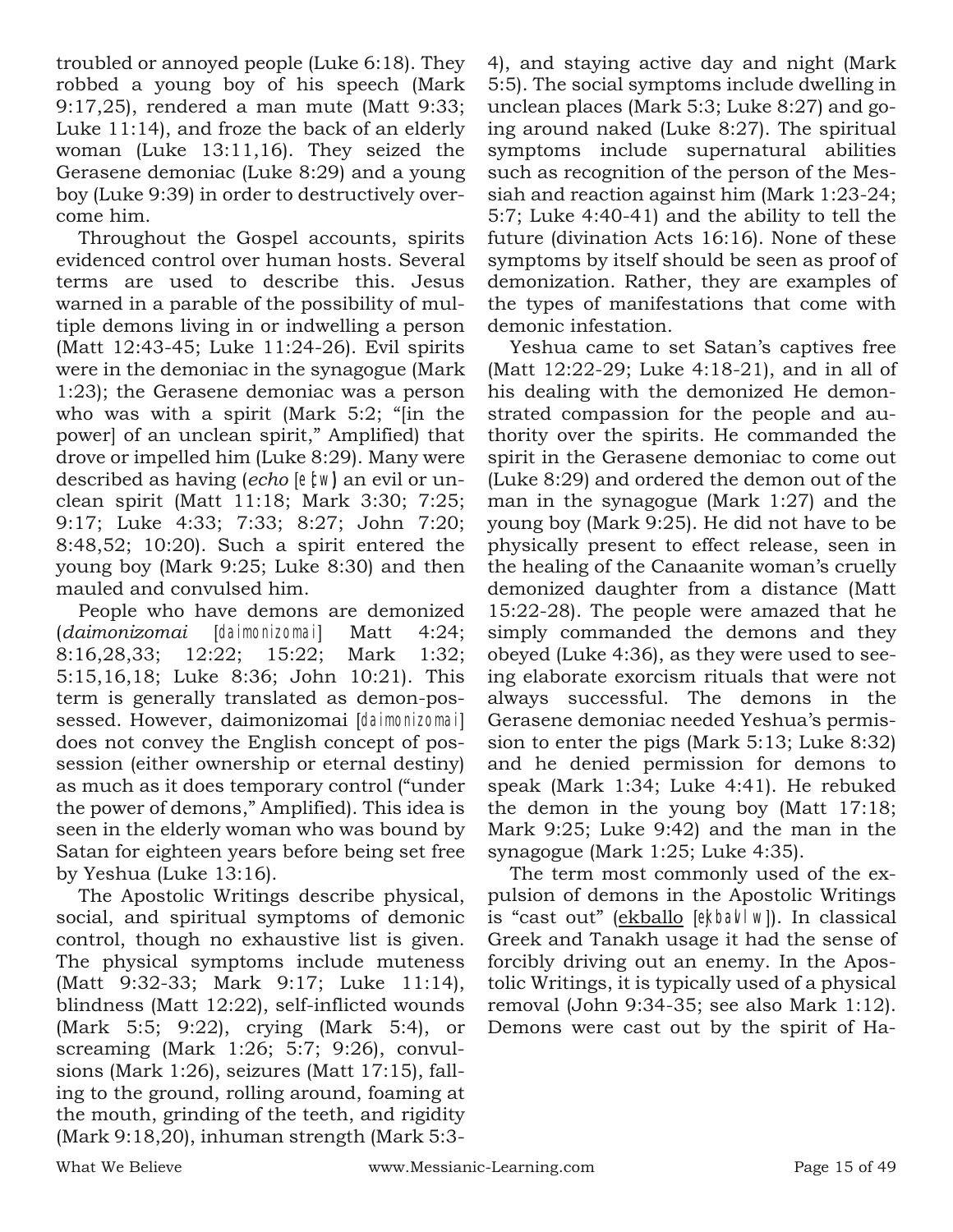troubled or annoyed people (Luke 6:18). They robbed a young boy of his speech (Mark 9:17,25), rendered a man mute (Matt 9:33; Luke 11:14), and froze the back of an elderly woman (Luke 13:11,16). They seized the Gerasene demoniac (Luke 8:29) and a young boy (Luke 9:39) in order to destructively overcome him.

Throughout the Gospel accounts, spirits evidenced control over human hosts. Several terms are used to describe this. Jesus warned in a parable of the possibility of multiple demons living in or indwelling a person (Matt 12:43-45; Luke 11:24-26). Evil spirits were in the demoniac in the synagogue (Mark 1:23); the Gerasene demoniac was a person who was with a spirit (Mark 5:2; "[in the power] of an unclean spirit," Amplified) that drove or impelled him (Luke 8:29). Many were described as having (*echo* [e[cw]) an evil or unclean spirit (Matt 11:18; Mark 3:30; 7:25; 9:17; Luke 4:33; 7:33; 8:27; John 7:20; 8:48,52; 10:20). Such a spirit entered the young boy (Mark 9:25; Luke 8:30) and then mauled and convulsed him.

People who have demons are demonized (*daimonizomai* [daimonizomai] Matt 4:24; 8:16,28,33; 12:22; 15:22; Mark 1:32; 5:15,16,18; Luke 8:36; John 10:21). This term is generally translated as demon-possessed. However, daimonizomai [daimonizomai] does not convey the English concept of possession (either ownership or eternal destiny) as much as it does temporary control ("under the power of demons," Amplified). This idea is seen in the elderly woman who was bound by Satan for eighteen years before being set free by Yeshua (Luke 13:16).

The Apostolic Writings describe physical, social, and spiritual symptoms of demonic control, though no exhaustive list is given. The physical symptoms include muteness (Matt 9:32-33; Mark 9:17; Luke 11:14), blindness (Matt 12:22), self-inflicted wounds (Mark 5:5; 9:22), crying (Mark 5:4), or screaming (Mark 1:26; 5:7; 9:26), convulsions (Mark 1:26), seizures (Matt 17:15), falling to the ground, rolling around, foaming at the mouth, grinding of the teeth, and rigidity (Mark 9:18,20), inhuman strength (Mark 5:3-4), and staying active day and night (Mark 5:5). The social symptoms include dwelling in unclean places (Mark 5:3; Luke 8:27) and going around naked (Luke 8:27). The spiritual symptoms include supernatural abilities such as recognition of the person of the Messiah and reaction against him (Mark 1:23-24; 5:7; Luke 4:40-41) and the ability to tell the future (divination Acts 16:16). None of these symptoms by itself should be seen as proof of demonization. Rather, they are examples of the types of manifestations that come with demonic infestation.

Yeshua came to set Satan's captives free (Matt 12:22-29; Luke 4:18-21), and in all of his dealing with the demonized He demonstrated compassion for the people and authority over the spirits. He commanded the spirit in the Gerasene demoniac to come out (Luke 8:29) and ordered the demon out of the man in the synagogue (Mark 1:27) and the young boy (Mark 9:25). He did not have to be physically present to effect release, seen in the healing of the Canaanite woman's cruelly demonized daughter from a distance (Matt 15:22-28). The people were amazed that he simply commanded the demons and they obeyed (Luke 4:36), as they were used to seeing elaborate exorcism rituals that were not always successful. The demons in the Gerasene demoniac needed Yeshua's permission to enter the pigs (Mark 5:13; Luke 8:32) and he denied permission for demons to speak (Mark 1:34; Luke 4:41). He rebuked the demon in the young boy (Matt 17:18; Mark 9:25; Luke 9:42) and the man in the synagogue (Mark 1:25; Luke 4:35).

The term most commonly used of the expulsion of demons in the Apostolic Writings is "cast out" (ekballo [ejkbavllw]). In classical Greek and Tanakh usage it had the sense of forcibly driving out an enemy. In the Apostolic Writings, it is typically used of a physical removal (John 9:34-35; see also Mark 1:12). Demons were cast out by the spirit of Ha-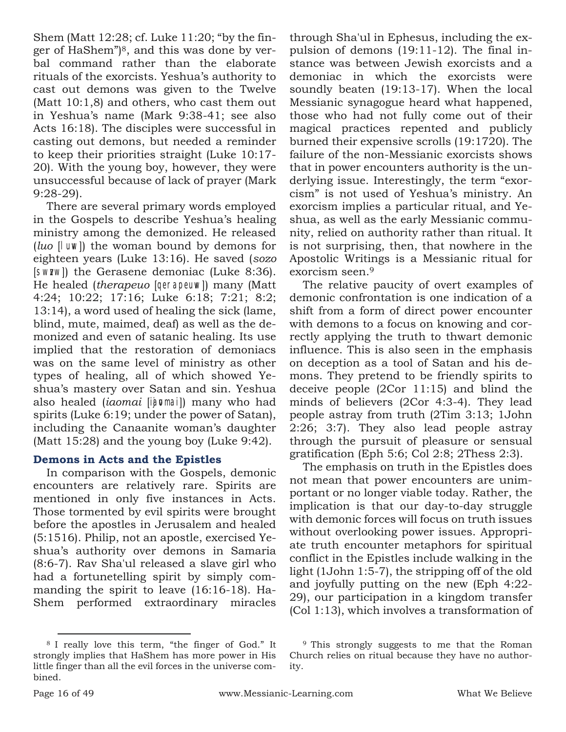Shem (Matt 12:28; cf. Luke 11:20; "by the finger of HaShem")[8], and this was done by verbal command rather than the elaborate rituals of the exorcists. Yeshua's authority to cast out demons was given to the Twelve (Matt 10:1,8) and others, who cast them out in Yeshua's name (Mark 9:38-41; see also Acts 16:18). The disciples were successful in casting out demons, but needed a reminder to keep their priorities straight (Luke 10:17-20). With the young boy, however, they were unsuccessful because of lack of prayer (Mark 9:28-29).

There are several primary words employed in the Gospels to describe Yeshua's healing ministry among the demonized. He released (*luo* [luw]) the woman bound by demons for eighteen years (Luke 13:16). He saved (*sozo* [swzw]) the Gerasene demoniac (Luke 8:36). He healed (*therapeuo* [qerapeuw]) many (Matt 4:24; 10:22; 17:16; Luke 6:18; 7:21; 8:2; 13:14), a word used of healing the sick (lame, blind, mute, maimed, deaf) as well as the demonized and even of satanic healing. Its use implied that the restoration of demoniacs was on the same level of ministry as other types of healing, all of which showed Yeshua's mastery over Satan and sin. Yeshua also healed (*iaomai* [ijaomai]) many who had spirits (Luke 6:19; under the power of Satan), including the Canaanite woman's daughter (Matt 15:28) and the young boy (Luke 9:42).

### Demons in Acts and the Epistles

In comparison with the Gospels, demonic encounters are relatively rare. Spirits are mentioned in only five instances in Acts. Those tormented by evil spirits were brought before the apostles in Jerusalem and healed (5:1516). Philip, not an apostle, exercised Yeshua's authority over demons in Samaria (8:6-7). Rav Sha'ul released a slave girl who had a fortunetelling spirit by simply commanding the spirit to leave (16:16-18). HaShem performed extraordinary miracles through Sha'ul in Ephesus, including the expulsion of demons (19:11-12). The final instance was between Jewish exorcists and a demoniac in which the exorcists were soundly beaten (19:13-17). When the local Messianic synagogue heard what happened, those who had not fully come out of their magical practices repented and publicly burned their expensive scrolls (19:1720). The failure of the non-Messianic exorcists shows that in power encounters authority is the underlying issue. Interestingly, the term "exorcism" is not used of Yeshua's ministry. An exorcism implies a particular ritual, and Yeshua, as well as the early Messianic community, relied on authority rather than ritual. It is not surprising, then, that nowhere in the Apostolic Writings is a Messianic ritual for exorcism seen.[9]

The relative paucity of overt examples of demonic confrontation is one indication of a shift from a form of direct power encounter with demons to a focus on knowing and correctly applying the truth to thwart demonic influence. This is also seen in the emphasis on deception as a tool of Satan and his demons. They pretend to be friendly spirits to deceive people (2Cor 11:15) and blind the minds of believers (2Cor 4:3-4). They lead people astray from truth (2Tim 3:13; 1John 2:26; 3:7). They also lead people astray through the pursuit of pleasure or sensual gratification (Eph 5:6; Col 2:8; 2Thess 2:3).

The emphasis on truth in the Epistles does not mean that power encounters are unimportant or no longer viable today. Rather, the implication is that our day-to-day struggle with demonic forces will focus on truth issues without overlooking power issues. Appropriate truth encounter metaphors for spiritual conflict in the Epistles include walking in the light (1John 1:5-7), the stripping off of the old and joyfully putting on the new (Eph 4:22-29), our participation in a kingdom transfer (Col 1:13), which involves a transformation of

---

[8] I really love this term, "the finger of God." It strongly implies that HaShem has more power in His little finger than all the evil forces in the universe combined.

[9] This strongly suggests to me that the Roman Church relies on ritual because they have no authority.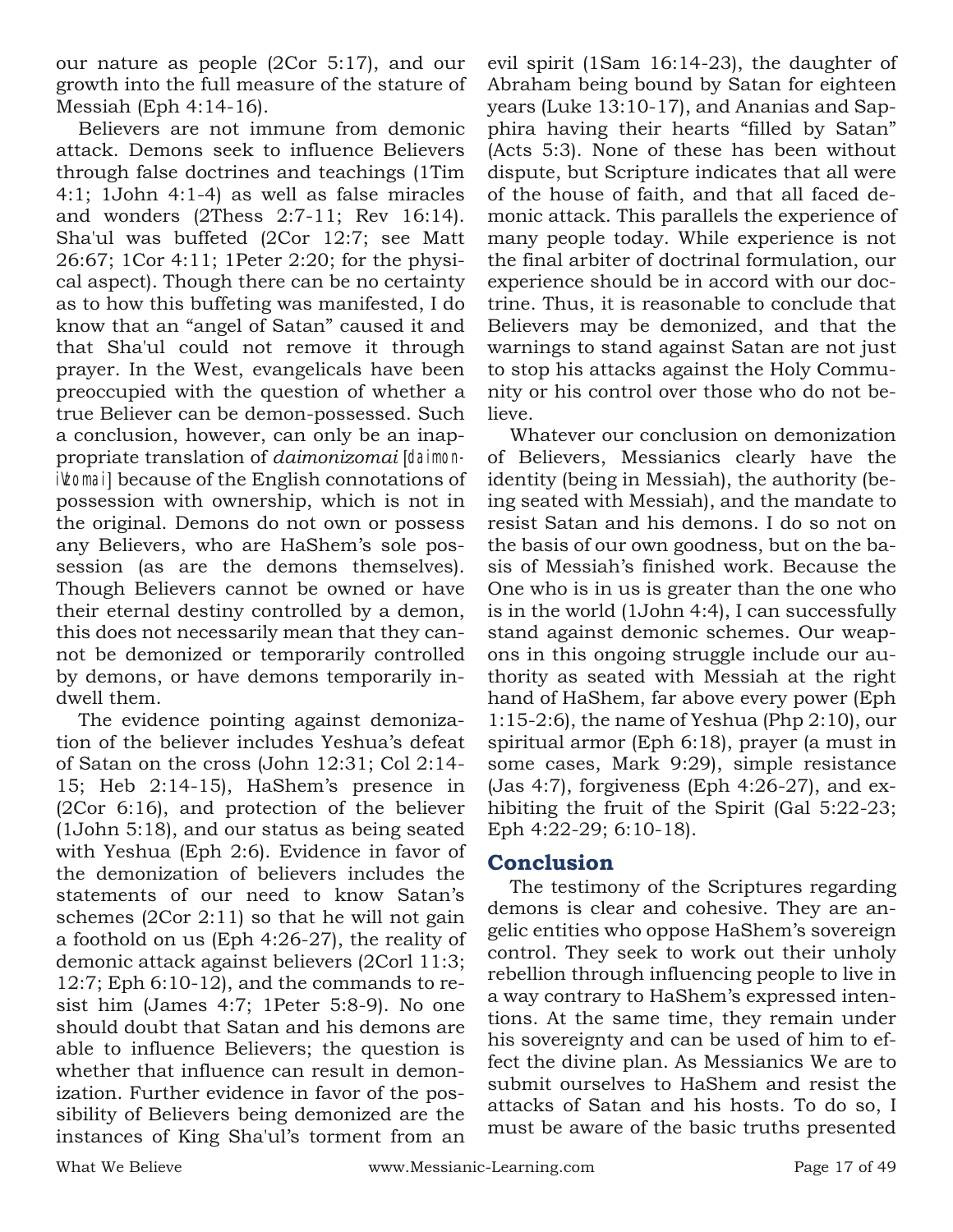our nature as people (2Cor 5:17), and our growth into the full measure of the stature of Messiah (Eph 4:14-16).

Believers are not immune from demonic attack. Demons seek to influence Believers through false doctrines and teachings (1Tim 4:1; 1John 4:1-4) as well as false miracles and wonders (2Thess 2:7-11; Rev 16:14). Sha'ul was buffeted (2Cor 12:7; see Matt 26:67; 1Cor 4:11; 1Peter 2:20; for the physical aspect). Though there can be no certainty as to how this buffeting was manifested, I do know that an "angel of Satan" caused it and that Sha'ul could not remove it through prayer. In the West, evangelicals have been preoccupied with the question of whether a true Believer can be demon-possessed. Such a conclusion, however, can only be an inappropriate translation of *daimonizomai* [daimoniVzomai] because of the English connotations of possession with ownership, which is not in the original. Demons do not own or possess any Believers, who are HaShem's sole possession (as are the demons themselves). Though Believers cannot be owned or have their eternal destiny controlled by a demon, this does not necessarily mean that they cannot be demonized or temporarily controlled by demons, or have demons temporarily indwell them.

The evidence pointing against demonization of the believer includes Yeshua's defeat of Satan on the cross (John 12:31; Col 2:14-15; Heb 2:14-15), HaShem's presence in (2Cor 6:16), and protection of the believer (1John 5:18), and our status as being seated with Yeshua (Eph 2:6). Evidence in favor of the demonization of believers includes the statements of our need to know Satan's schemes (2Cor 2:11) so that he will not gain a foothold on us (Eph 4:26-27), the reality of demonic attack against believers (2Corl 11:3; 12:7; Eph 6:10-12), and the commands to resist him (James 4:7; 1Peter 5:8-9). No one should doubt that Satan and his demons are able to influence Believers; the question is whether that influence can result in demonization. Further evidence in favor of the possibility of Believers being demonized are the instances of King Sha'ul's torment from an evil spirit (1Sam 16:14-23), the daughter of Abraham being bound by Satan for eighteen years (Luke 13:10-17), and Ananias and Sapphira having their hearts "filled by Satan" (Acts 5:3). None of these has been without dispute, but Scripture indicates that all were of the house of faith, and that all faced demonic attack. This parallels the experience of many people today. While experience is not the final arbiter of doctrinal formulation, our experience should be in accord with our doctrine. Thus, it is reasonable to conclude that Believers may be demonized, and that the warnings to stand against Satan are not just to stop his attacks against the Holy Community or his control over those who do not believe.

Whatever our conclusion on demonization of Believers, Messianics clearly have the identity (being in Messiah), the authority (being seated with Messiah), and the mandate to resist Satan and his demons. I do so not on the basis of our own goodness, but on the basis of Messiah's finished work. Because the One who is in us is greater than the one who is in the world (1John 4:4), I can successfully stand against demonic schemes. Our weapons in this ongoing struggle include our authority as seated with Messiah at the right hand of HaShem, far above every power (Eph 1:15-2:6), the name of Yeshua (Php 2:10), our spiritual armor (Eph 6:18), prayer (a must in some cases, Mark 9:29), simple resistance (Jas 4:7), forgiveness (Eph 4:26-27), and exhibiting the fruit of the Spirit (Gal 5:22-23; Eph 4:22-29; 6:10-18).

## Conclusion

The testimony of the Scriptures regarding demons is clear and cohesive. They are angelic entities who oppose HaShem's sovereign control. They seek to work out their unholy rebellion through influencing people to live in a way contrary to HaShem's expressed intentions. At the same time, they remain under his sovereignty and can be used of him to effect the divine plan. As Messianics We are to submit ourselves to HaShem and resist the attacks of Satan and his hosts. To do so, I must be aware of the basic truths presented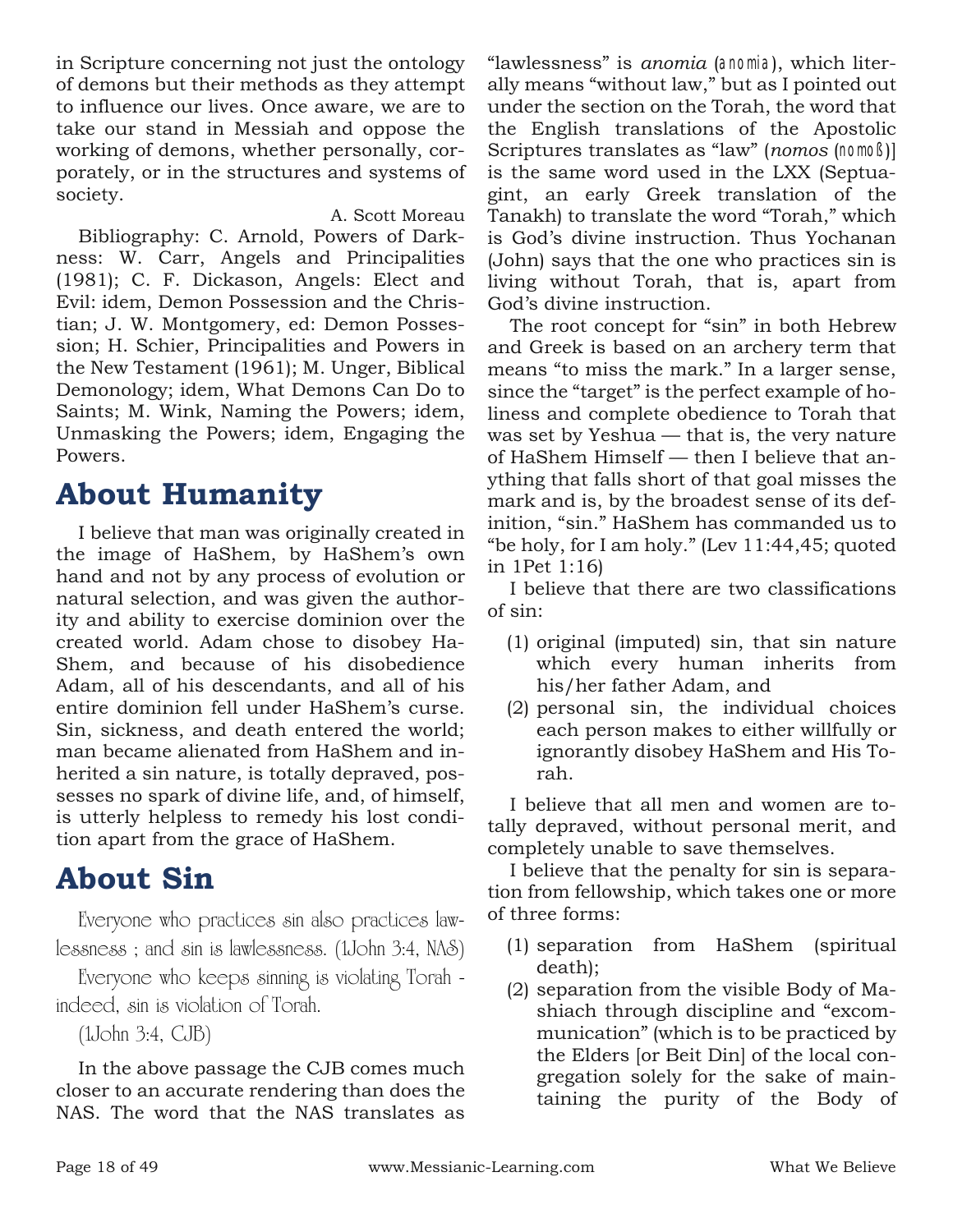in Scripture concerning not just the ontology of demons but their methods as they attempt to influence our lives. Once aware, we are to take our stand in Messiah and oppose the working of demons, whether personally, corporately, or in the structures and systems of society.

A. Scott Moreau

Bibliography: C. Arnold, Powers of Darkness: W. Carr, Angels and Principalities (1981); C. F. Dickason, Angels: Elect and Evil: idem, Demon Possession and the Christian; J. W. Montgomery, ed: Demon Possession; H. Schier, Principalities and Powers in the New Testament (1961); M. Unger, Biblical Demonology; idem, What Demons Can Do to Saints; M. Wink, Naming the Powers; idem, Unmasking the Powers; idem, Engaging the Powers.

# About Humanity

I believe that man was originally created in the image of HaShem, by HaShem's own hand and not by any process of evolution or natural selection, and was given the authority and ability to exercise dominion over the created world. Adam chose to disobey HaShem, and because of his disobedience Adam, all of his descendants, and all of his entire dominion fell under HaShem's curse. Sin, sickness, and death entered the world; man became alienated from HaShem and inherited a sin nature, is totally depraved, possesses no spark of divine life, and, of himself, is utterly helpless to remedy his lost condition apart from the grace of HaShem.

# About Sin

Everyone who practices sin also practices lawlessness ; and sin is lawlessness. (1John 3:4, NAS)

Everyone who keeps sinning is violating Torah - indeed, sin is violation of Torah.

(1John 3:4, CJB)

In the above passage the CJB comes much closer to an accurate rendering than does the NAS. The word that the NAS translates as "lawlessness" is *anomia* (ἀνομία), which literally means "without law," but as I pointed out under the section on the Torah, the word that the English translations of the Apostolic Scriptures translates as "law" (*nomos* (νομος)] is the same word used in the LXX (Septuagint, an early Greek translation of the Tanakh) to translate the word "Torah," which is God's divine instruction. Thus Yochanan (John) says that the one who practices sin is living without Torah, that is, apart from God's divine instruction.

The root concept for "sin" in both Hebrew and Greek is based on an archery term that means "to miss the mark." In a larger sense, since the "target" is the perfect example of holiness and complete obedience to Torah that was set by Yeshua — that is, the very nature of HaShem Himself — then I believe that anything that falls short of that goal misses the mark and is, by the broadest sense of its definition, "sin." HaShem has commanded us to "be holy, for I am holy." (Lev 11:44,45; quoted in 1Pet 1:16)

I believe that there are two classifications of sin:

(1) original (imputed) sin, that sin nature which every human inherits from his/her father Adam, and
(2) personal sin, the individual choices each person makes to either willfully or ignorantly disobey HaShem and His Torah.

I believe that all men and women are totally depraved, without personal merit, and completely unable to save themselves.

I believe that the penalty for sin is separation from fellowship, which takes one or more of three forms:

(1) separation from HaShem (spiritual death);
(2) separation from the visible Body of Mashiach through discipline and "excommunication" (which is to be practiced by the Elders [or Beit Din] of the local congregation solely for the sake of maintaining the purity of the Body of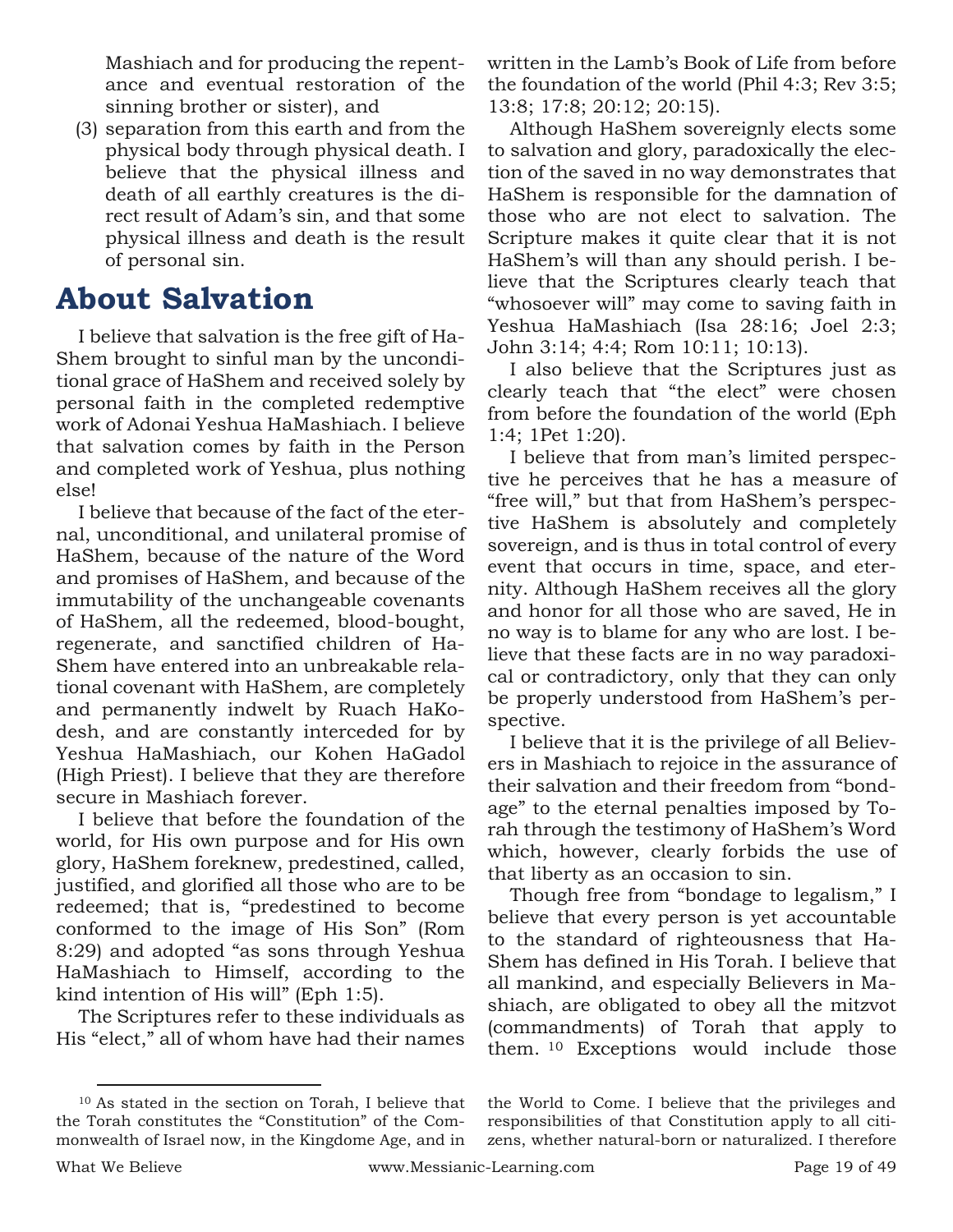Mashiach and for producing the repentance and eventual restoration of the sinning brother or sister), and

(3) separation from this earth and from the physical body through physical death. I believe that the physical illness and death of all earthly creatures is the direct result of Adam's sin, and that some physical illness and death is the result of personal sin.

# About Salvation

I believe that salvation is the free gift of HaShem brought to sinful man by the unconditional grace of HaShem and received solely by personal faith in the completed redemptive work of Adonai Yeshua HaMashiach. I believe that salvation comes by faith in the Person and completed work of Yeshua, plus nothing else!

I believe that because of the fact of the eternal, unconditional, and unilateral promise of HaShem, because of the nature of the Word and promises of HaShem, and because of the immutability of the unchangeable covenants of HaShem, all the redeemed, blood-bought, regenerate, and sanctified children of HaShem have entered into an unbreakable relational covenant with HaShem, are completely and permanently indwelt by Ruach HaKodesh, and are constantly interceded for by Yeshua HaMashiach, our Kohen HaGadol (High Priest). I believe that they are therefore secure in Mashiach forever.

I believe that before the foundation of the world, for His own purpose and for His own glory, HaShem foreknew, predestined, called, justified, and glorified all those who are to be redeemed; that is, "predestined to become conformed to the image of His Son" (Rom 8:29) and adopted "as sons through Yeshua HaMashiach to Himself, according to the kind intention of His will" (Eph 1:5).

The Scriptures refer to these individuals as His "elect," all of whom have had their names written in the Lamb's Book of Life from before the foundation of the world (Phil 4:3; Rev 3:5; 13:8; 17:8; 20:12; 20:15).

Although HaShem sovereignly elects some to salvation and glory, paradoxically the election of the saved in no way demonstrates that HaShem is responsible for the damnation of those who are not elect to salvation. The Scripture makes it quite clear that it is not HaShem's will than any should perish. I believe that the Scriptures clearly teach that "whosoever will" may come to saving faith in Yeshua HaMashiach (Isa 28:16; Joel 2:3; John 3:14; 4:4; Rom 10:11; 10:13).

I also believe that the Scriptures just as clearly teach that "the elect" were chosen from before the foundation of the world (Eph 1:4; 1Pet 1:20).

I believe that from man's limited perspective he perceives that he has a measure of "free will," but that from HaShem's perspective HaShem is absolutely and completely sovereign, and is thus in total control of every event that occurs in time, space, and eternity. Although HaShem receives all the glory and honor for all those who are saved, He in no way is to blame for any who are lost. I believe that these facts are in no way paradoxical or contradictory, only that they can only be properly understood from HaShem's perspective.

I believe that it is the privilege of all Believers in Mashiach to rejoice in the assurance of their salvation and their freedom from "bondage" to the eternal penalties imposed by Torah through the testimony of HaShem's Word which, however, clearly forbids the use of that liberty as an occasion to sin.

Though free from "bondage to legalism," I believe that every person is yet accountable to the standard of righteousness that HaShem has defined in His Torah. I believe that all mankind, and especially Believers in Mashiach, are obligated to obey all the mitzvot (commandments) of Torah that apply to them. [10] Exceptions would include those

[10] As stated in the section on Torah, I believe that the Torah constitutes the "Constitution" of the Commonwealth of Israel now, in the Kingdome Age, and in the World to Come. I believe that the privileges and responsibilities of that Constitution apply to all citizens, whether natural-born or naturalized. I therefore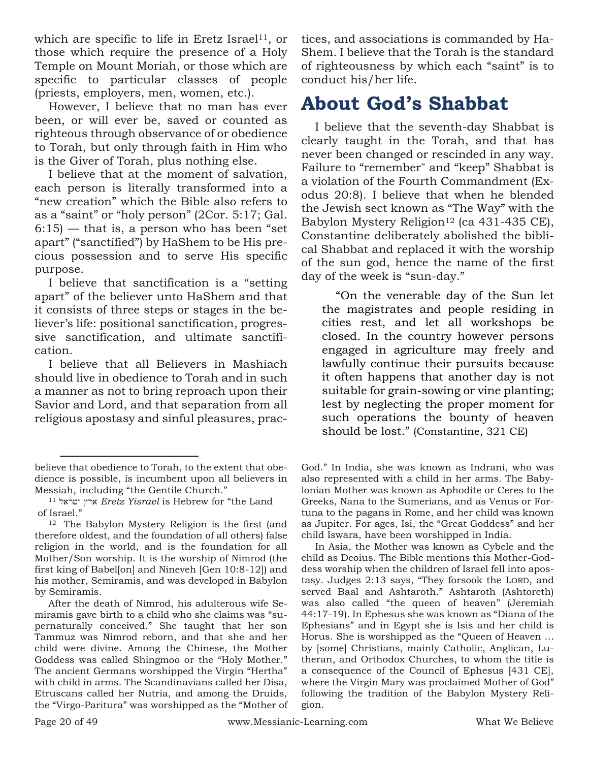which are specific to life in Eretz Israel[11], or those which require the presence of a Holy Temple on Mount Moriah, or those which are specific to particular classes of people (priests, employers, men, women, etc.).

However, I believe that no man has ever been, or will ever be, saved or counted as righteous through observance of or obedience to Torah, but only through faith in Him who is the Giver of Torah, plus nothing else.

I believe that at the moment of salvation, each person is literally transformed into a "new creation" which the Bible also refers to as a "saint" or "holy person" (2Cor. 5:17; Gal. 6:15) — that is, a person who has been "set apart" ("sanctified") by HaShem to be His precious possession and to serve His specific purpose.

I believe that sanctification is a "setting apart" of the believer unto HaShem and that it consists of three steps or stages in the believer's life: positional sanctification, progressive sanctification, and ultimate sanctification.

I believe that all Believers in Mashiach should live in obedience to Torah and in such a manner as not to bring reproach upon their Savior and Lord, and that separation from all religious apostasy and sinful pleasures, practices, and associations is commanded by HaShem. I believe that the Torah is the standard of righteousness by which each "saint" is to conduct his/her life.

## About God's Shabbat

I believe that the seventh-day Shabbat is clearly taught in the Torah, and that has never been changed or rescinded in any way. Failure to "remember" and "keep" Shabbat is a violation of the Fourth Commandment (Exodus 20:8). I believe that when he blended the Jewish sect known as "The Way" with the Babylon Mystery Religion[12] (ca 431-435 CE), Constantine deliberately abolished the biblical Shabbat and replaced it with the worship of the sun god, hence the name of the first day of the week is "sun-day."

> "On the venerable day of the Sun let the magistrates and people residing in cities rest, and let all workshops be closed. In the country however persons engaged in agriculture may freely and lawfully continue their pursuits because it often happens that another day is not suitable for grain-sowing or vine planting; lest by neglecting the proper moment for such operations the bounty of heaven should be lost." (Constantine, 321 CE)

---

believe that obedience to Torah, to the extent that obedience is possible, is incumbent upon all believers in Messiah, including "the Gentile Church."

[11] ארץ ישראל *Eretz Yisrael* is Hebrew for "the Land of Israel."

[12] The Babylon Mystery Religion is the first (and therefore oldest, and the foundation of all others) false religion in the world, and is the foundation for all Mother/Son worship. It is the worship of Nimrod (the first king of Babel[on] and Nineveh [Gen 10:8-12]) and his mother, Semiramis, and was developed in Babylon by Semiramis.

After the death of Nimrod, his adulterous wife Semiramis gave birth to a child who she claims was "supernaturally conceived." She taught that her son Tammuz was Nimrod reborn, and that she and her child were divine. Among the Chinese, the Mother Goddess was called Shingmoo or the "Holy Mother." The ancient Germans worshipped the Virgin "Hertha" with child in arms. The Scandinavians called her Disa, Etruscans called her Nutria, and among the Druids, the "Virgo-Paritura" was worshipped as the "Mother of God." In India, she was known as Indrani, who was also represented with a child in her arms. The Babylonian Mother was known as Aphodite or Ceres to the Greeks, Nana to the Sumerians, and as Venus or Fortuna to the pagans in Rome, and her child was known as Jupiter. For ages, Isi, the "Great Goddess" and her child Iswara, have been worshipped in India.

In Asia, the Mother was known as Cybele and the child as Deoius. The Bible mentions this Mother-Goddess worship when the children of Israel fell into apostasy. Judges 2:13 says, "They forsook the LORD, and served Baal and Ashtaroth." Ashtaroth (Ashtoreth) was also called "the queen of heaven" (Jeremiah 44:17-19). In Ephesus she was known as "Diana of the Ephesians" and in Egypt she is Isis and her child is Horus. She is worshipped as the "Queen of Heaven … by [some] Christians, mainly Catholic, Anglican, Lutheran, and Orthodox Churches, to whom the title is a consequence of the Council of Ephesus [431 CE], where the Virgin Mary was proclaimed Mother of God" following the tradition of the Babylon Mystery Religion.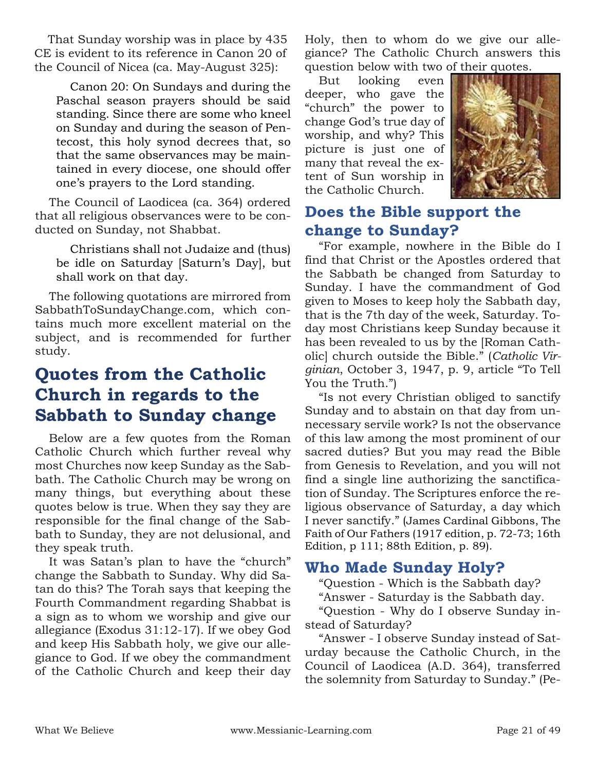That Sunday worship was in place by 435 CE is evident to its reference in Canon 20 of the Council of Nicea (ca. May-August 325):

> Canon 20: On Sundays and during the Paschal season prayers should be said standing. Since there are some who kneel on Sunday and during the season of Pentecost, this holy synod decrees that, so that the same observances may be maintained in every diocese, one should offer one's prayers to the Lord standing.

The Council of Laodicea (ca. 364) ordered that all religious observances were to be conducted on Sunday, not Shabbat.

> Christians shall not Judaize and (thus) be idle on Saturday [Saturn's Day], but shall work on that day.

The following quotations are mirrored from SabbathToSundayChange.com, which contains much more excellent material on the subject, and is recommended for further study.

# Quotes from the Catholic Church in regards to the Sabbath to Sunday change

Below are a few quotes from the Roman Catholic Church which further reveal why most Churches now keep Sunday as the Sabbath. The Catholic Church may be wrong on many things, but everything about these quotes below is true. When they say they are responsible for the final change of the Sabbath to Sunday, they are not delusional, and they speak truth.

It was Satan's plan to have the "church" change the Sabbath to Sunday. Why did Satan do this? The Torah says that keeping the Fourth Commandment regarding Shabbat is a sign as to whom we worship and give our allegiance (Exodus 31:12-17). If we obey God and keep His Sabbath holy, we give our allegiance to God. If we obey the commandment of the Catholic Church and keep their day Holy, then to whom do we give our allegiance? The Catholic Church answers this question below with two of their quotes.

But looking even deeper, who gave the "church" the power to change God's true day of worship, and why? This picture is just one of many that reveal the extent of Sun worship in the Catholic Church.

## Does the Bible support the change to Sunday?

"For example, nowhere in the Bible do I find that Christ or the Apostles ordered that the Sabbath be changed from Saturday to Sunday. I have the commandment of God given to Moses to keep holy the Sabbath day, that is the 7th day of the week, Saturday. Today most Christians keep Sunday because it has been revealed to us by the [Roman Catholic] church outside the Bible." (*Catholic Virginian*, October 3, 1947, p. 9, article "To Tell You the Truth.")

"Is not every Christian obliged to sanctify Sunday and to abstain on that day from unnecessary servile work? Is not the observance of this law among the most prominent of our sacred duties? But you may read the Bible from Genesis to Revelation, and you will not find a single line authorizing the sanctification of Sunday. The Scriptures enforce the religious observance of Saturday, a day which I never sanctify." (James Cardinal Gibbons, The Faith of Our Fathers (1917 edition, p. 72-73; 16th Edition, p 111; 88th Edition, p. 89).

## Who Made Sunday Holy?

"Question - Which is the Sabbath day?

"Answer - Saturday is the Sabbath day.

"Question - Why do I observe Sunday instead of Saturday?

"Answer - I observe Sunday instead of Saturday because the Catholic Church, in the Council of Laodicea (A.D. 364), transferred the solemnity from Saturday to Sunday." (Pe-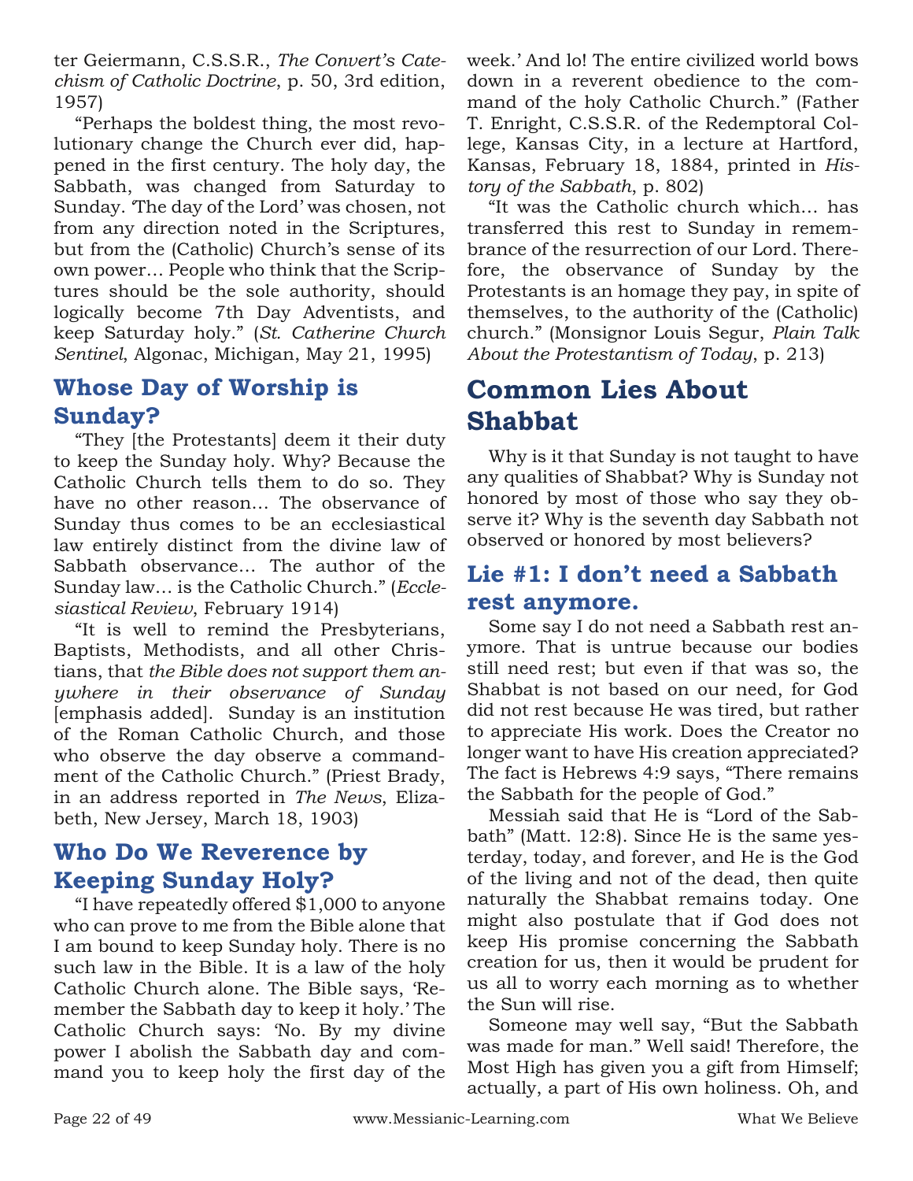ter Geiermann, C.S.S.R., *The Convert's Catechism of Catholic Doctrine*, p. 50, 3rd edition, 1957)

"Perhaps the boldest thing, the most revolutionary change the Church ever did, happened in the first century. The holy day, the Sabbath, was changed from Saturday to Sunday. 'The day of the Lord' was chosen, not from any direction noted in the Scriptures, but from the (Catholic) Church's sense of its own power… People who think that the Scriptures should be the sole authority, should logically become 7th Day Adventists, and keep Saturday holy." (*St. Catherine Church Sentinel*, Algonac, Michigan, May 21, 1995)

## Whose Day of Worship is Sunday?

"They [the Protestants] deem it their duty to keep the Sunday holy. Why? Because the Catholic Church tells them to do so. They have no other reason… The observance of Sunday thus comes to be an ecclesiastical law entirely distinct from the divine law of Sabbath observance… The author of the Sunday law… is the Catholic Church." (*Ecclesiastical Review*, February 1914)

"It is well to remind the Presbyterians, Baptists, Methodists, and all other Christians, that *the Bible does not support them anywhere in their observance of Sunday* [emphasis added]. Sunday is an institution of the Roman Catholic Church, and those who observe the day observe a commandment of the Catholic Church." (Priest Brady, in an address reported in *The News*, Elizabeth, New Jersey, March 18, 1903)

## Who Do We Reverence by Keeping Sunday Holy?

"I have repeatedly offered $1,000 to anyone who can prove to me from the Bible alone that I am bound to keep Sunday holy. There is no such law in the Bible. It is a law of the holy Catholic Church alone. The Bible says, 'Remember the Sabbath day to keep it holy.' The Catholic Church says: 'No. By my divine power I abolish the Sabbath day and command you to keep holy the first day of the week.' And lo! The entire civilized world bows down in a reverent obedience to the command of the holy Catholic Church." (Father T. Enright, C.S.S.R. of the Redemptoral College, Kansas City, in a lecture at Hartford, Kansas, February 18, 1884, printed in *History of the Sabbath*, p. 802)

"It was the Catholic church which… has transferred this rest to Sunday in remembrance of the resurrection of our Lord. Therefore, the observance of Sunday by the Protestants is an homage they pay, in spite of themselves, to the authority of the (Catholic) church." (Monsignor Louis Segur, *Plain Talk About the Protestantism of Today*, p. 213)

# Common Lies About Shabbat

Why is it that Sunday is not taught to have any qualities of Shabbat? Why is Sunday not honored by most of those who say they observe it? Why is the seventh day Sabbath not observed or honored by most believers?

## Lie #1: I don't need a Sabbath rest anymore.

Some say I do not need a Sabbath rest anymore. That is untrue because our bodies still need rest; but even if that was so, the Shabbat is not based on our need, for God did not rest because He was tired, but rather to appreciate His work. Does the Creator no longer want to have His creation appreciated? The fact is Hebrews 4:9 says, "There remains the Sabbath for the people of God."

Messiah said that He is "Lord of the Sabbath" (Matt. 12:8). Since He is the same yesterday, today, and forever, and He is the God of the living and not of the dead, then quite naturally the Shabbat remains today. One might also postulate that if God does not keep His promise concerning the Sabbath creation for us, then it would be prudent for us all to worry each morning as to whether the Sun will rise.

Someone may well say, "But the Sabbath was made for man." Well said! Therefore, the Most High has given you a gift from Himself; actually, a part of His own holiness. Oh, and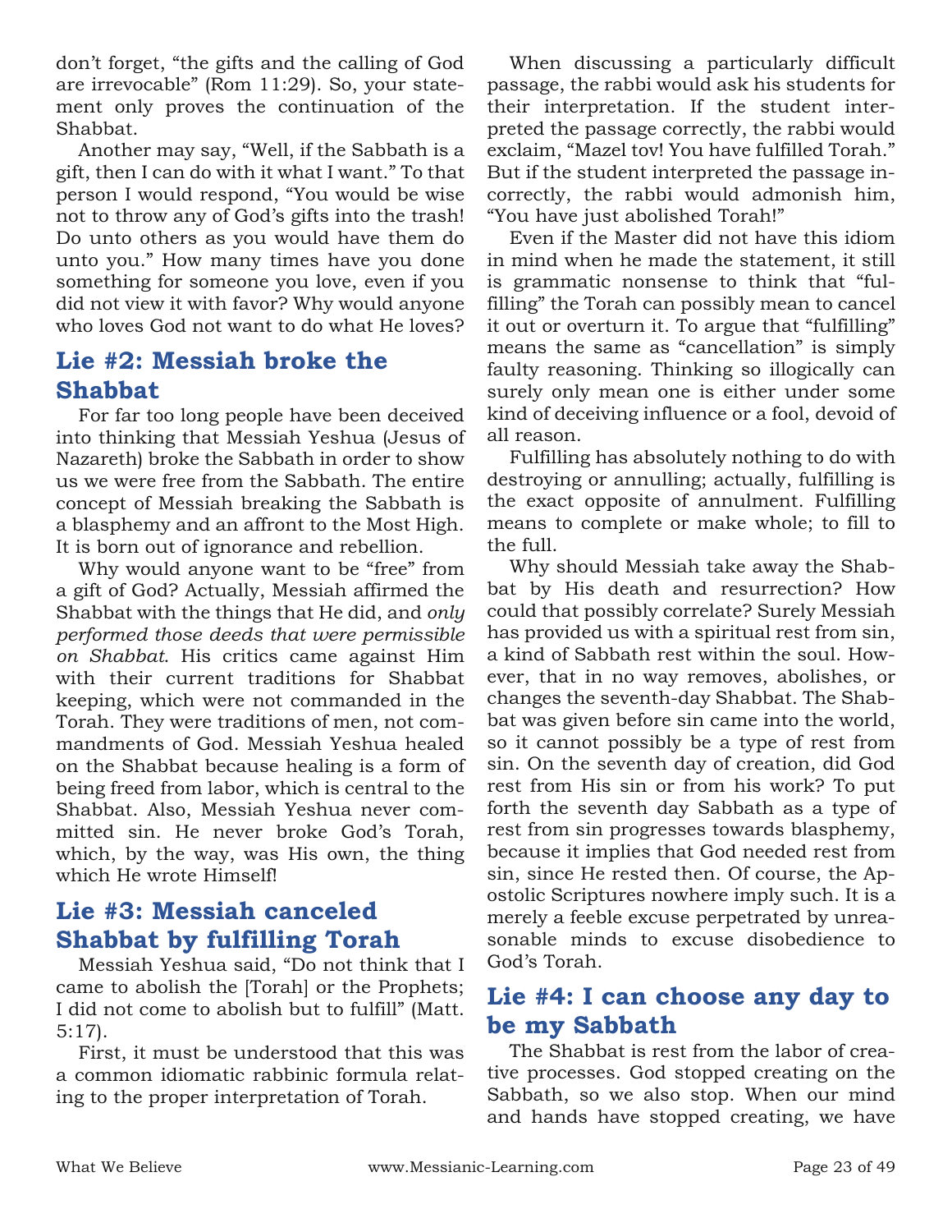don't forget, "the gifts and the calling of God are irrevocable" (Rom 11:29). So, your statement only proves the continuation of the Shabbat.

Another may say, "Well, if the Sabbath is a gift, then I can do with it what I want." To that person I would respond, "You would be wise not to throw any of God's gifts into the trash! Do unto others as you would have them do unto you." How many times have you done something for someone you love, even if you did not view it with favor? Why would anyone who loves God not want to do what He loves?

## Lie #2: Messiah broke the Shabbat

For far too long people have been deceived into thinking that Messiah Yeshua (Jesus of Nazareth) broke the Sabbath in order to show us we were free from the Sabbath. The entire concept of Messiah breaking the Sabbath is a blasphemy and an affront to the Most High. It is born out of ignorance and rebellion.

Why would anyone want to be "free" from a gift of God? Actually, Messiah affirmed the Shabbat with the things that He did, and *only performed those deeds that were permissible on Shabbat*. His critics came against Him with their current traditions for Shabbat keeping, which were not commanded in the Torah. They were traditions of men, not commandments of God. Messiah Yeshua healed on the Shabbat because healing is a form of being freed from labor, which is central to the Shabbat. Also, Messiah Yeshua never committed sin. He never broke God's Torah, which, by the way, was His own, the thing which He wrote Himself!

## Lie #3: Messiah canceled Shabbat by fulfilling Torah

Messiah Yeshua said, "Do not think that I came to abolish the [Torah] or the Prophets; I did not come to abolish but to fulfill" (Matt. 5:17).

First, it must be understood that this was a common idiomatic rabbinic formula relating to the proper interpretation of Torah.

When discussing a particularly difficult passage, the rabbi would ask his students for their interpretation. If the student interpreted the passage correctly, the rabbi would exclaim, "Mazel tov! You have fulfilled Torah." But if the student interpreted the passage incorrectly, the rabbi would admonish him, "You have just abolished Torah!"

Even if the Master did not have this idiom in mind when he made the statement, it still is grammatic nonsense to think that "fulfilling" the Torah can possibly mean to cancel it out or overturn it. To argue that "fulfilling" means the same as "cancellation" is simply faulty reasoning. Thinking so illogically can surely only mean one is either under some kind of deceiving influence or a fool, devoid of all reason.

Fulfilling has absolutely nothing to do with destroying or annulling; actually, fulfilling is the exact opposite of annulment. Fulfilling means to complete or make whole; to fill to the full.

Why should Messiah take away the Shabbat by His death and resurrection? How could that possibly correlate? Surely Messiah has provided us with a spiritual rest from sin, a kind of Sabbath rest within the soul. However, that in no way removes, abolishes, or changes the seventh-day Shabbat. The Shabbat was given before sin came into the world, so it cannot possibly be a type of rest from sin. On the seventh day of creation, did God rest from His sin or from his work? To put forth the seventh day Sabbath as a type of rest from sin progresses towards blasphemy, because it implies that God needed rest from sin, since He rested then. Of course, the Apostolic Scriptures nowhere imply such. It is a merely a feeble excuse perpetrated by unreasonable minds to excuse disobedience to God's Torah.

## Lie #4: I can choose any day to be my Sabbath

The Shabbat is rest from the labor of creative processes. God stopped creating on the Sabbath, so we also stop. When our mind and hands have stopped creating, we have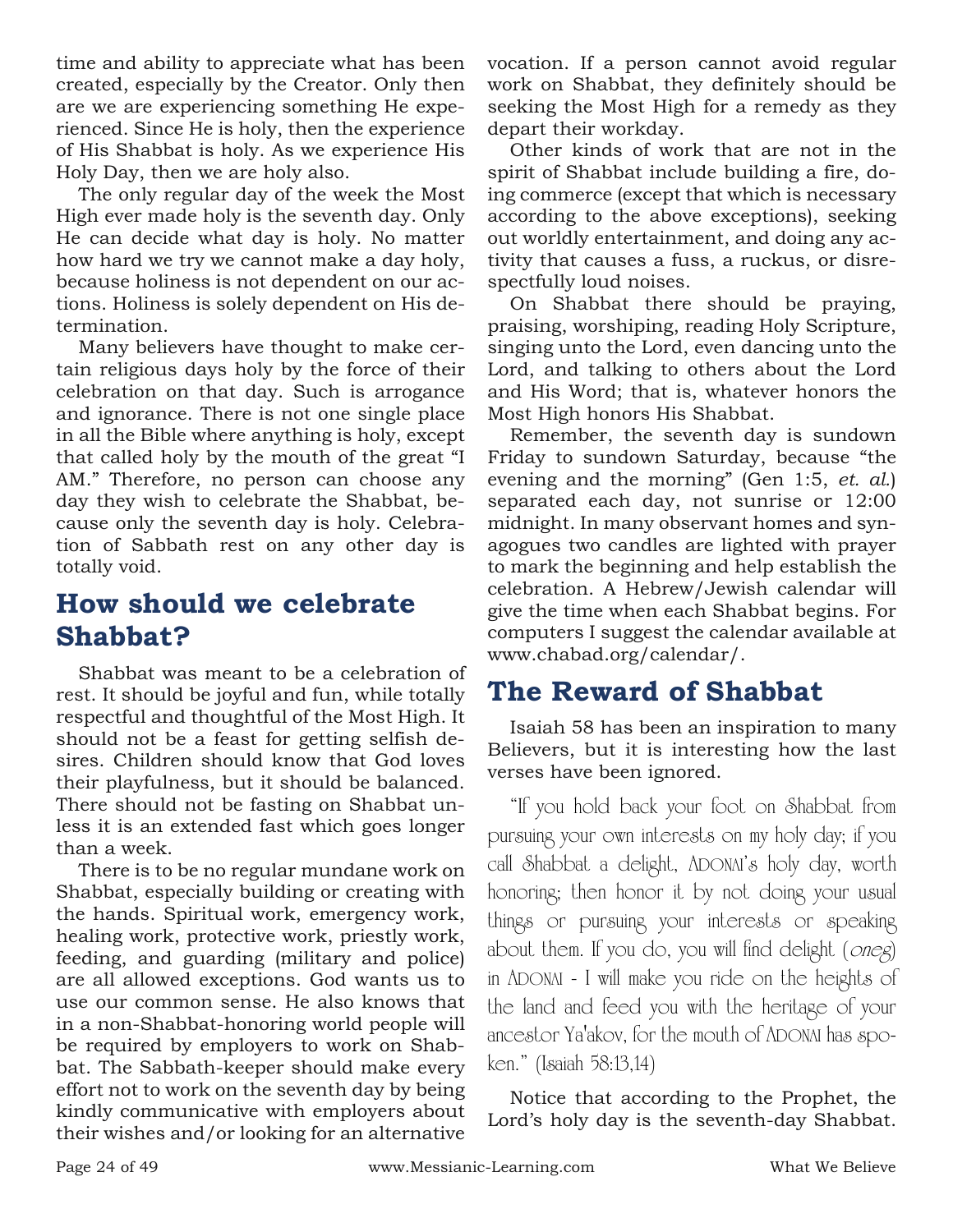time and ability to appreciate what has been created, especially by the Creator. Only then are we are experiencing something He experienced. Since He is holy, then the experience of His Shabbat is holy. As we experience His Holy Day, then we are holy also.

The only regular day of the week the Most High ever made holy is the seventh day. Only He can decide what day is holy. No matter how hard we try we cannot make a day holy, because holiness is not dependent on our actions. Holiness is solely dependent on His determination.

Many believers have thought to make certain religious days holy by the force of their celebration on that day. Such is arrogance and ignorance. There is not one single place in all the Bible where anything is holy, except that called holy by the mouth of the great "I AM." Therefore, no person can choose any day they wish to celebrate the Shabbat, because only the seventh day is holy. Celebration of Sabbath rest on any other day is totally void.

## How should we celebrate Shabbat?

Shabbat was meant to be a celebration of rest. It should be joyful and fun, while totally respectful and thoughtful of the Most High. It should not be a feast for getting selfish desires. Children should know that God loves their playfulness, but it should be balanced. There should not be fasting on Shabbat unless it is an extended fast which goes longer than a week.

There is to be no regular mundane work on Shabbat, especially building or creating with the hands. Spiritual work, emergency work, healing work, protective work, priestly work, feeding, and guarding (military and police) are all allowed exceptions. God wants us to use our common sense. He also knows that in a non-Shabbat-honoring world people will be required by employers to work on Shabbat. The Sabbath-keeper should make every effort not to work on the seventh day by being kindly communicative with employers about their wishes and/or looking for an alternative vocation. If a person cannot avoid regular work on Shabbat, they definitely should be seeking the Most High for a remedy as they depart their workday.

Other kinds of work that are not in the spirit of Shabbat include building a fire, doing commerce (except that which is necessary according to the above exceptions), seeking out worldly entertainment, and doing any activity that causes a fuss, a ruckus, or disrespectfully loud noises.

On Shabbat there should be praying, praising, worshiping, reading Holy Scripture, singing unto the Lord, even dancing unto the Lord, and talking to others about the Lord and His Word; that is, whatever honors the Most High honors His Shabbat.

Remember, the seventh day is sundown Friday to sundown Saturday, because "the evening and the morning" (Gen 1:5, *et. al.*) separated each day, not sunrise or 12:00 midnight. In many observant homes and synagogues two candles are lighted with prayer to mark the beginning and help establish the celebration. A Hebrew/Jewish calendar will give the time when each Shabbat begins. For computers I suggest the calendar available at www.chabad.org/calendar/.

## The Reward of Shabbat

Isaiah 58 has been an inspiration to many Believers, but it is interesting how the last verses have been ignored.

"If you hold back your foot on Shabbat from pursuing your own interests on my holy day; if you call Shabbat a delight, ADONAI's holy day, worth honoring; then honor it by not doing your usual things or pursuing your interests or speaking about them. If you do, you will find delight (*oneg*) in ADONAI - I will make you ride on the heights of the land and feed you with the heritage of your ancestor Ya'akov, for the mouth of ADONAI has spoken." (Isaiah 58:13,14)

Notice that according to the Prophet, the Lord's holy day is the seventh-day Shabbat.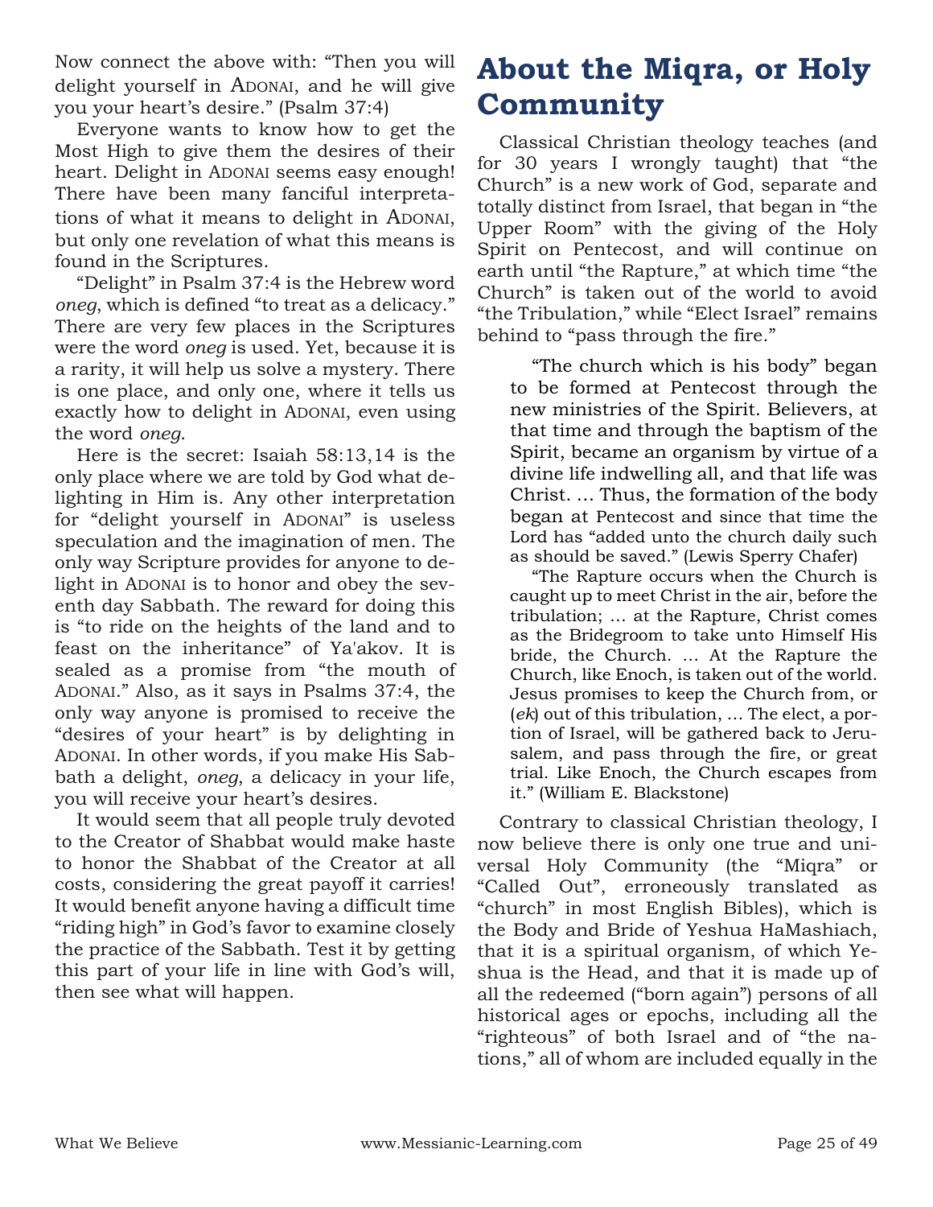Now connect the above with: "Then you will delight yourself in ADONAI, and he will give you your heart's desire." (Psalm 37:4)

Everyone wants to know how to get the Most High to give them the desires of their heart. Delight in ADONAI seems easy enough! There have been many fanciful interpretations of what it means to delight in ADONAI, but only one revelation of what this means is found in the Scriptures.

"Delight" in Psalm 37:4 is the Hebrew word *oneg*, which is defined "to treat as a delicacy." There are very few places in the Scriptures were the word *oneg* is used. Yet, because it is a rarity, it will help us solve a mystery. There is one place, and only one, where it tells us exactly how to delight in ADONAI, even using the word *oneg*.

Here is the secret: Isaiah 58:13,14 is the only place where we are told by God what delighting in Him is. Any other interpretation for "delight yourself in ADONAI" is useless speculation and the imagination of men. The only way Scripture provides for anyone to delight in ADONAI is to honor and obey the seventh day Sabbath. The reward for doing this is "to ride on the heights of the land and to feast on the inheritance" of Ya'akov. It is sealed as a promise from "the mouth of ADONAI." Also, as it says in Psalms 37:4, the only way anyone is promised to receive the "desires of your heart" is by delighting in ADONAI. In other words, if you make His Sabbath a delight, *oneg*, a delicacy in your life, you will receive your heart's desires.

It would seem that all people truly devoted to the Creator of Shabbat would make haste to honor the Shabbat of the Creator at all costs, considering the great payoff it carries! It would benefit anyone having a difficult time "riding high" in God's favor to examine closely the practice of the Sabbath. Test it by getting this part of your life in line with God's will, then see what will happen.

# About the Miqra, or Holy Community

Classical Christian theology teaches (and for 30 years I wrongly taught) that "the Church" is a new work of God, separate and totally distinct from Israel, that began in "the Upper Room" with the giving of the Holy Spirit on Pentecost, and will continue on earth until "the Rapture," at which time "the Church" is taken out of the world to avoid "the Tribulation," while "Elect Israel" remains behind to "pass through the fire."

> "The church which is his body" began to be formed at Pentecost through the new ministries of the Spirit. Believers, at that time and through the baptism of the Spirit, became an organism by virtue of a divine life indwelling all, and that life was Christ. … Thus, the formation of the body began at Pentecost and since that time the Lord has "added unto the church daily such as should be saved." (Lewis Sperry Chafer)
>
> "The Rapture occurs when the Church is caught up to meet Christ in the air, before the tribulation; … at the Rapture, Christ comes as the Bridegroom to take unto Himself His bride, the Church. … At the Rapture the Church, like Enoch, is taken out of the world. Jesus promises to keep the Church from, or (*ek*) out of this tribulation, … The elect, a portion of Israel, will be gathered back to Jerusalem, and pass through the fire, or great trial. Like Enoch, the Church escapes from it." (William E. Blackstone)

Contrary to classical Christian theology, I now believe there is only one true and universal Holy Community (the "Miqra" or "Called Out", erroneously translated as "church" in most English Bibles), which is the Body and Bride of Yeshua HaMashiach, that it is a spiritual organism, of which Yeshua is the Head, and that it is made up of all the redeemed ("born again") persons of all historical ages or epochs, including all the "righteous" of both Israel and of "the nations," all of whom are included equally in the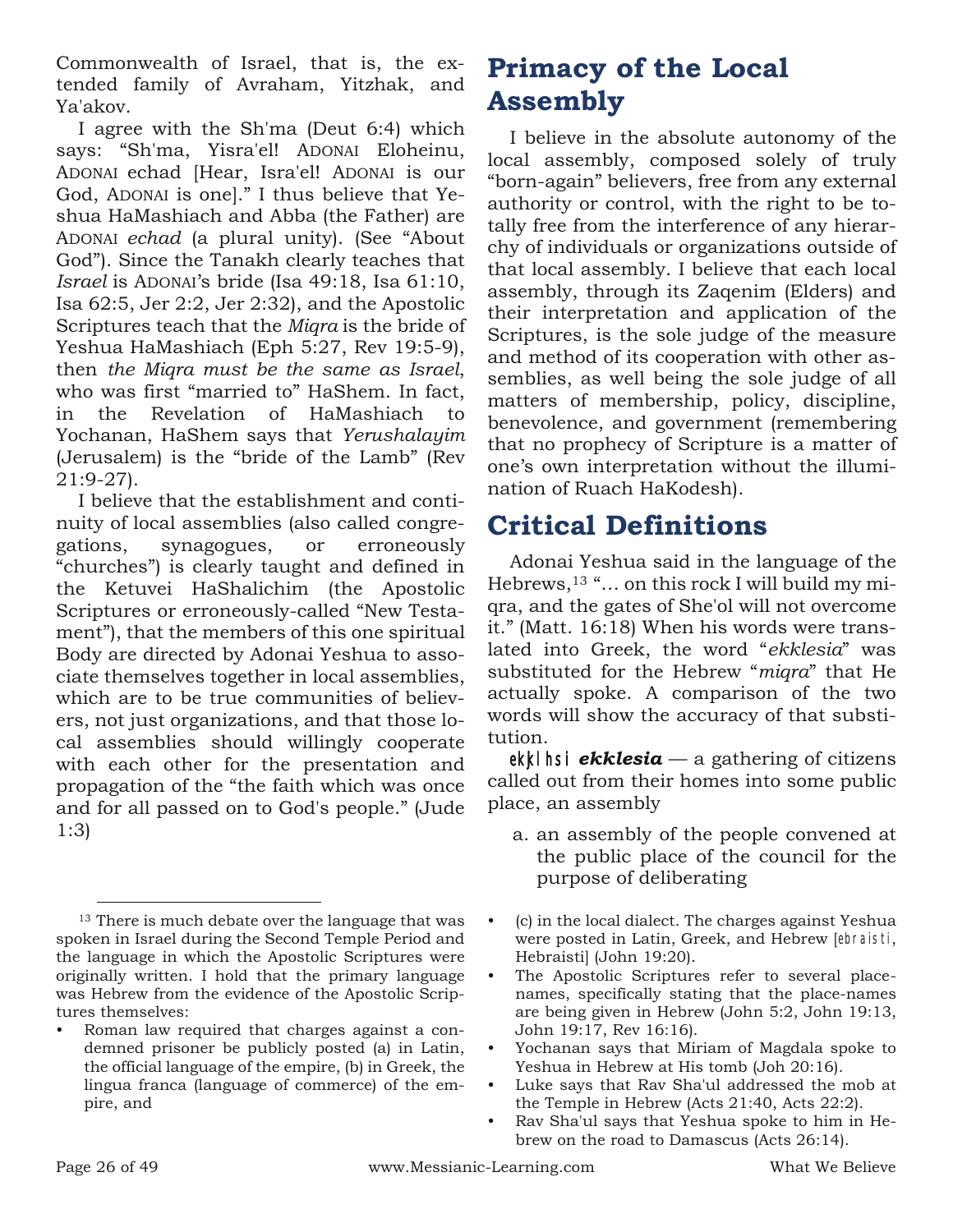Commonwealth of Israel, that is, the extended family of Avraham, Yitzhak, and Ya'akov.

I agree with the Sh'ma (Deut 6:4) which says: "Sh'ma, Yisra'el! ADONAI Eloheinu, ADONAI echad [Hear, Isra'el! ADONAI is our God, ADONAI is one]." I thus believe that Yeshua HaMashiach and Abba (the Father) are ADONAI *echad* (a plural unity). (See "About God"). Since the Tanakh clearly teaches that *Israel* is ADONAI's bride (Isa 49:18, Isa 61:10, Isa 62:5, Jer 2:2, Jer 2:32), and the Apostolic Scriptures teach that the *Miqra* is the bride of Yeshua HaMashiach (Eph 5:27, Rev 19:5-9), then *the Miqra must be the same as Israel*, who was first "married to" HaShem. In fact, in the Revelation of HaMashiach to Yochanan, HaShem says that *Yerushalayim* (Jerusalem) is the "bride of the Lamb" (Rev 21:9-27).

I believe that the establishment and continuity of local assemblies (also called congregations, synagogues, or erroneously "churches") is clearly taught and defined in the Ketuvei HaShalichim (the Apostolic Scriptures or erroneously-called "New Testament"), that the members of this one spiritual Body are directed by Adonai Yeshua to associate themselves together in local assemblies, which are to be true communities of believers, not just organizations, and that those local assemblies should willingly cooperate with each other for the presentation and propagation of the "the faith which was once and for all passed on to God's people." (Jude 1:3)

## Primacy of the Local Assembly

I believe in the absolute autonomy of the local assembly, composed solely of truly "born-again" believers, free from any external authority or control, with the right to be totally free from the interference of any hierarchy of individuals or organizations outside of that local assembly. I believe that each local assembly, through its Zaqenim (Elders) and their interpretation and application of the Scriptures, is the sole judge of the measure and method of its cooperation with other assemblies, as well being the sole judge of all matters of membership, policy, discipline, benevolence, and government (remembering that no prophecy of Scripture is a matter of one's own interpretation without the illumination of Ruach HaKodesh).

## Critical Definitions

Adonai Yeshua said in the language of the Hebrews,[13] "... on this rock I will build my miqra, and the gates of She'ol will not overcome it." (Matt. 16:18) When his words were translated into Greek, the word "*ekklesia*" was substituted for the Hebrew "*miqra*" that He actually spoke. A comparison of the two words will show the accuracy of that substitution.

ekklhsi ***ekklesia*** — a gathering of citizens called out from their homes into some public place, an assembly

a. an assembly of the people convened at the public place of the council for the purpose of deliberating

---

[13] There is much debate over the language that was spoken in Israel during the Second Temple Period and the language in which the Apostolic Scriptures were originally written. I hold that the primary language was Hebrew from the evidence of the Apostolic Scriptures themselves:

- Roman law required that charges against a condemned prisoner be publicly posted (a) in Latin, the official language of the empire, (b) in Greek, the lingua franca (language of commerce) of the empire, and (c) in the local dialect. The charges against Yeshua were posted in Latin, Greek, and Hebrew [ebraisti, Hebraisti] (John 19:20).
- The Apostolic Scriptures refer to several place-names, specifically stating that the place-names are being given in Hebrew (John 5:2, John 19:13, John 19:17, Rev 16:16).
- Yochanan says that Miriam of Magdala spoke to Yeshua in Hebrew at His tomb (Joh 20:16).
- Luke says that Rav Sha'ul addressed the mob at the Temple in Hebrew (Acts 21:40, Acts 22:2).
- Rav Sha'ul says that Yeshua spoke to him in Hebrew on the road to Damascus (Acts 26:14).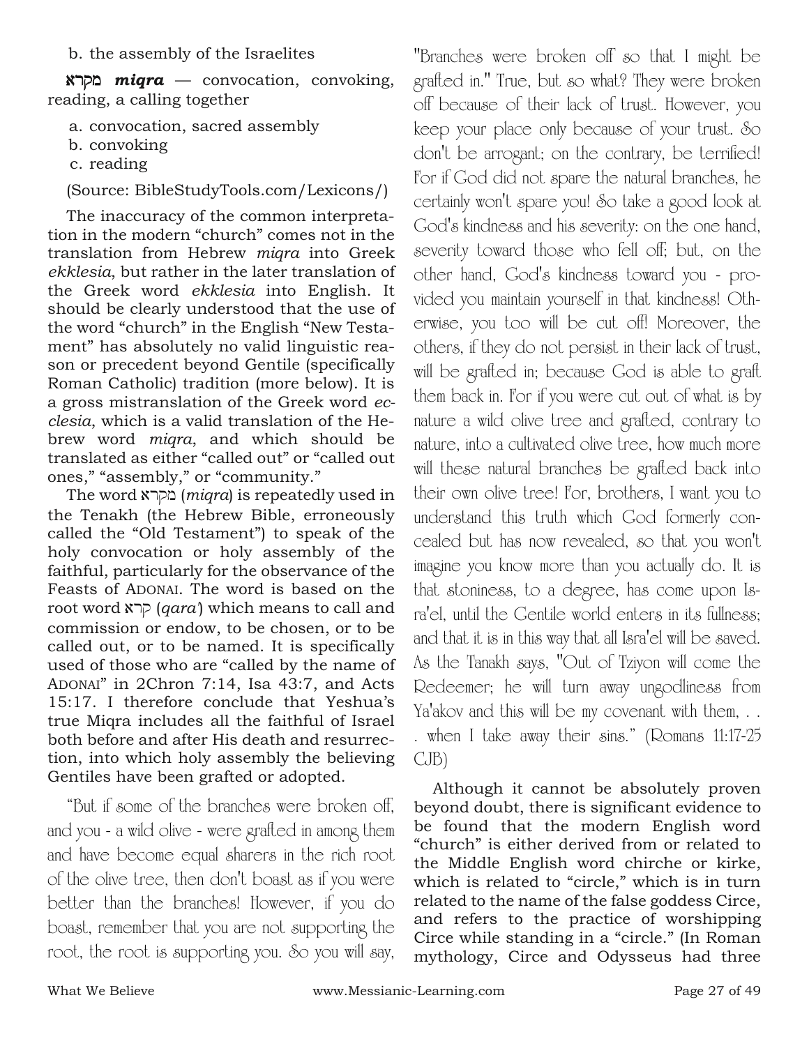b. the assembly of the Israelites

**מקרא *miqra*** — convocation, convoking, reading, a calling together

a. convocation, sacred assembly
b. convoking
c. reading

(Source: BibleStudyTools.com/Lexicons/)

The inaccuracy of the common interpretation in the modern "church" comes not in the translation from Hebrew *miqra* into Greek *ekklesia*, but rather in the later translation of the Greek word *ekklesia* into English. It should be clearly understood that the use of the word "church" in the English "New Testament" has absolutely no valid linguistic reason or precedent beyond Gentile (specifically Roman Catholic) tradition (more below). It is a gross mistranslation of the Greek word *ecclesia*, which is a valid translation of the Hebrew word *miqra*, and which should be translated as either "called out" or "called out ones," "assembly," or "community."

The word מקרא (*miqra*) is repeatedly used in the Tenakh (the Hebrew Bible, erroneously called the "Old Testament") to speak of the holy convocation or holy assembly of the faithful, particularly for the observance of the Feasts of ADONAI. The word is based on the root word קרא (*qara'*) which means to call and commission or endow, to be chosen, or to be called out, or to be named. It is specifically used of those who are "called by the name of ADONAI" in 2Chron 7:14, Isa 43:7, and Acts 15:17. I therefore conclude that Yeshua's true Miqra includes all the faithful of Israel both before and after His death and resurrection, into which holy assembly the believing Gentiles have been grafted or adopted.

"But if some of the branches were broken off, and you - a wild olive - were grafted in among them and have become equal sharers in the rich root of the olive tree, then don't boast as if you were better than the branches! However, if you do boast, remember that you are not supporting the root, the root is supporting you. So you will say, "Branches were broken off so that I might be grafted in." True, but so what? They were broken off because of their lack of trust. However, you keep your place only because of your trust. So don't be arrogant; on the contrary, be terrified! For if God did not spare the natural branches, he certainly won't spare you! So take a good look at God's kindness and his severity: on the one hand, severity toward those who fell off; but, on the other hand, God's kindness toward you - provided you maintain yourself in that kindness! Otherwise, you too will be cut off! Moreover, the others, if they do not persist in their lack of trust, will be grafted in; because God is able to graft them back in. For if you were cut out of what is by nature a wild olive tree and grafted, contrary to nature, into a cultivated olive tree, how much more will these natural branches be grafted back into their own olive tree! For, brothers, I want you to understand this truth which God formerly concealed but has now revealed, so that you won't imagine you know more than you actually do. It is that stoniness, to a degree, has come upon Isra'el, until the Gentile world enters in its fullness; and that it is in this way that all Isra'el will be saved. As the Tanakh says, "Out of Tziyon will come the Redeemer; he will turn away ungodliness from Ya'akov and this will be my covenant with them, . . . when I take away their sins." (Romans 11:17-25 CJB)

Although it cannot be absolutely proven beyond doubt, there is significant evidence to be found that the modern English word "church" is either derived from or related to the Middle English word chirche or kirke, which is related to "circle," which is in turn related to the name of the false goddess Circe, and refers to the practice of worshipping Circe while standing in a "circle." (In Roman mythology, Circe and Odysseus had three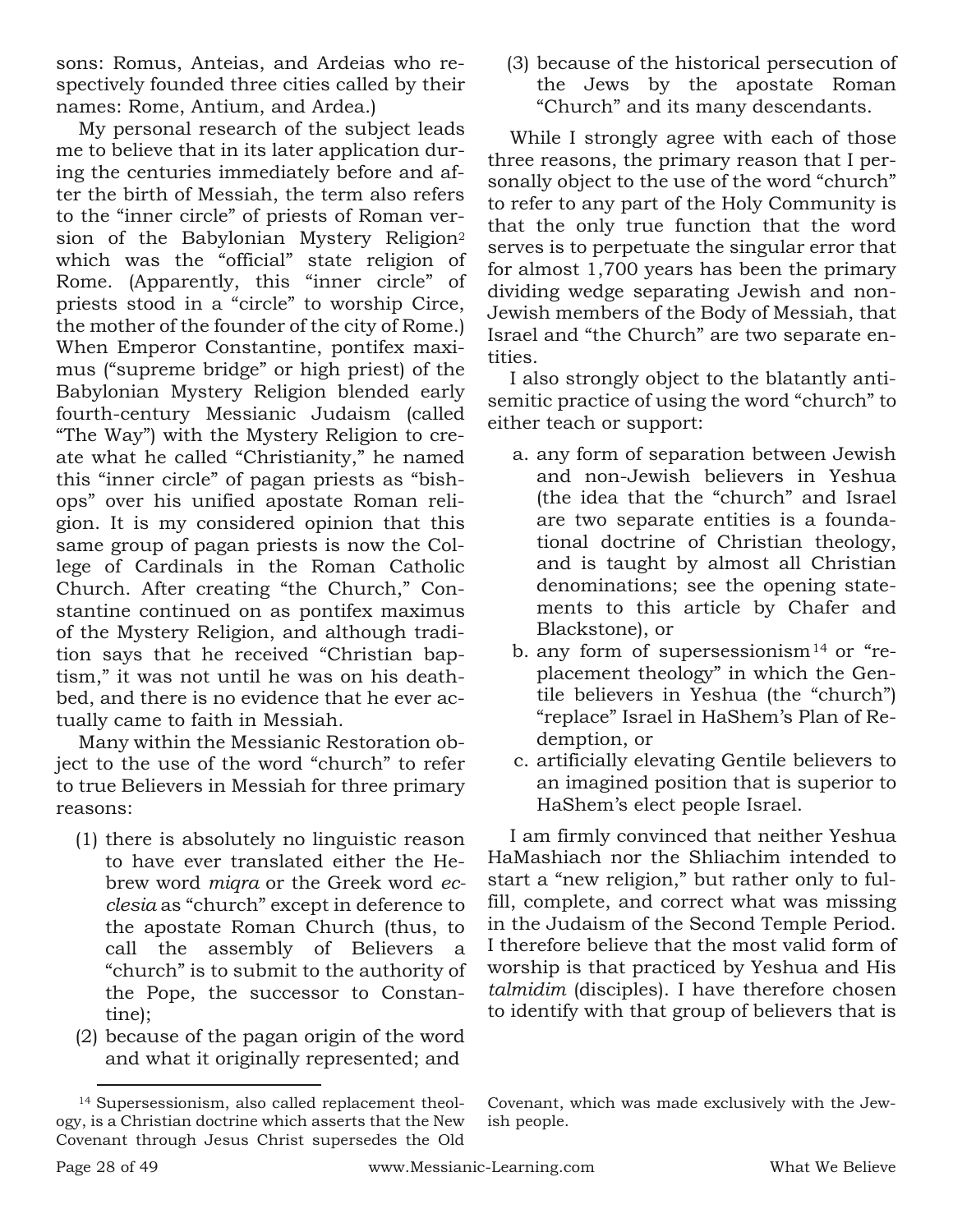sons: Romus, Anteias, and Ardeias who respectively founded three cities called by their names: Rome, Antium, and Ardea.)

My personal research of the subject leads me to believe that in its later application during the centuries immediately before and after the birth of Messiah, the term also refers to the "inner circle" of priests of Roman version of the Babylonian Mystery Religion[2] which was the "official" state religion of Rome. (Apparently, this "inner circle" of priests stood in a "circle" to worship Circe, the mother of the founder of the city of Rome.) When Emperor Constantine, pontifex maximus ("supreme bridge" or high priest) of the Babylonian Mystery Religion blended early fourth-century Messianic Judaism (called "The Way") with the Mystery Religion to create what he called "Christianity," he named this "inner circle" of pagan priests as "bishops" over his unified apostate Roman religion. It is my considered opinion that this same group of pagan priests is now the College of Cardinals in the Roman Catholic Church. After creating "the Church," Constantine continued on as pontifex maximus of the Mystery Religion, and although tradition says that he received "Christian baptism," it was not until he was on his deathbed, and there is no evidence that he ever actually came to faith in Messiah.

Many within the Messianic Restoration object to the use of the word "church" to refer to true Believers in Messiah for three primary reasons:

(1) there is absolutely no linguistic reason to have ever translated either the Hebrew word *miqra* or the Greek word *ecclesia* as "church" except in deference to the apostate Roman Church (thus, to call the assembly of Believers a "church" is to submit to the authority of the Pope, the successor to Constantine);

(2) because of the pagan origin of the word and what it originally represented; and

(3) because of the historical persecution of the Jews by the apostate Roman "Church" and its many descendants.

While I strongly agree with each of those three reasons, the primary reason that I personally object to the use of the word "church" to refer to any part of the Holy Community is that the only true function that the word serves is to perpetuate the singular error that for almost 1,700 years has been the primary dividing wedge separating Jewish and non-Jewish members of the Body of Messiah, that Israel and "the Church" are two separate entities.

I also strongly object to the blatantly anti-semitic practice of using the word "church" to either teach or support:

a. any form of separation between Jewish and non-Jewish believers in Yeshua (the idea that the "church" and Israel are two separate entities is a foundational doctrine of Christian theology, and is taught by almost all Christian denominations; see the opening statements to this article by Chafer and Blackstone), or
b. any form of supersessionism[14] or "replacement theology" in which the Gentile believers in Yeshua (the "church") "replace" Israel in HaShem's Plan of Redemption, or
c. artificially elevating Gentile believers to an imagined position that is superior to HaShem's elect people Israel.

I am firmly convinced that neither Yeshua HaMashiach nor the Shliachim intended to start a "new religion," but rather only to fulfill, complete, and correct what was missing in the Judaism of the Second Temple Period. I therefore believe that the most valid form of worship is that practiced by Yeshua and His *talmidim* (disciples). I have therefore chosen to identify with that group of believers that is

---

[14] Supersessionism, also called replacement theology, is a Christian doctrine which asserts that the New Covenant through Jesus Christ supersedes the Old Covenant, which was made exclusively with the Jewish people.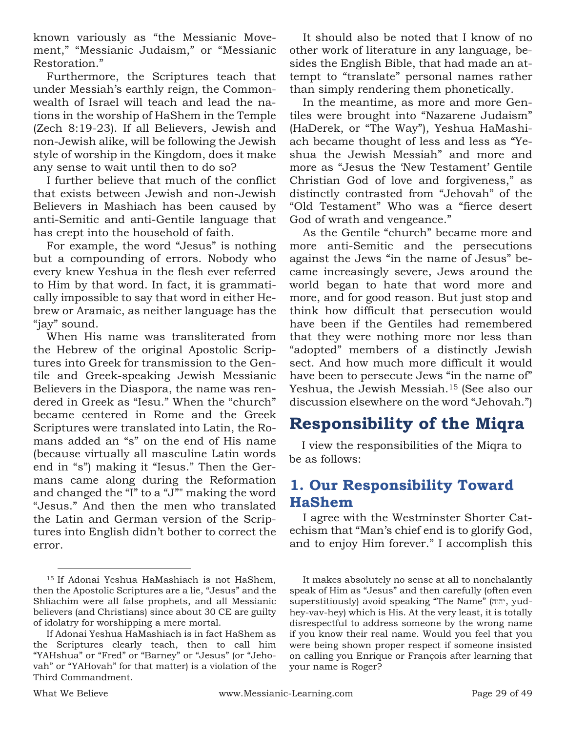known variously as “the Messianic Movement,” “Messianic Judaism,” or “Messianic Restoration.”

Furthermore, the Scriptures teach that under Messiah’s earthly reign, the Commonwealth of Israel will teach and lead the nations in the worship of HaShem in the Temple (Zech 8:19-23). If all Believers, Jewish and non-Jewish alike, will be following the Jewish style of worship in the Kingdom, does it make any sense to wait until then to do so?

I further believe that much of the conflict that exists between Jewish and non-Jewish Believers in Mashiach has been caused by anti-Semitic and anti-Gentile language that has crept into the household of faith.

For example, the word “Jesus” is nothing but a compounding of errors. Nobody who every knew Yeshua in the flesh ever referred to Him by that word. In fact, it is grammatically impossible to say that word in either Hebrew or Aramaic, as neither language has the “jay” sound.

When His name was transliterated from the Hebrew of the original Apostolic Scriptures into Greek for transmission to the Gentile and Greek-speaking Jewish Messianic Believers in the Diaspora, the name was rendered in Greek as “Iesu.” When the “church” became centered in Rome and the Greek Scriptures were translated into Latin, the Romans added an “s” on the end of His name (because virtually all masculine Latin words end in “s”) making it “Iesus.” Then the Germans came along during the Reformation and changed the “I” to a “J”" making the word “Jesus.” And then the men who translated the Latin and German version of the Scriptures into English didn’t bother to correct the error.

It should also be noted that I know of no other work of literature in any language, besides the English Bible, that had made an attempt to “translate” personal names rather than simply rendering them phonetically.

In the meantime, as more and more Gentiles were brought into “Nazarene Judaism” (HaDerek, or “The Way”), Yeshua HaMashiach became thought of less and less as “Yeshua the Jewish Messiah” and more and more as “Jesus the ‘New Testament’ Gentile Christian God of love and forgiveness,” as distinctly contrasted from “Jehovah” of the “Old Testament” Who was a “fierce desert God of wrath and vengeance.”

As the Gentile “church” became more and more anti-Semitic and the persecutions against the Jews “in the name of Jesus” became increasingly severe, Jews around the world began to hate that word more and more, and for good reason. But just stop and think how difficult that persecution would have been if the Gentiles had remembered that they were nothing more nor less than “adopted” members of a distinctly Jewish sect. And how much more difficult it would have been to persecute Jews “in the name of” Yeshua, the Jewish Messiah.[15] (See also our discussion elsewhere on the word “Jehovah.”)

## Responsibility of the Miqra

I view the responsibilities of the Miqra to be as follows:

### 1. Our Responsibility Toward HaShem

I agree with the Westminster Shorter Catechism that “Man’s chief end is to glorify God, and to enjoy Him forever.” I accomplish this

---

[15] If Adonai Yeshua HaMashiach is not HaShem, then the Apostolic Scriptures are a lie, “Jesus” and the Shliachim were all false prophets, and all Messianic believers (and Christians) since about 30 CE are guilty of idolatry for worshipping a mere mortal.

If Adonai Yeshua HaMashiach is in fact HaShem as the Scriptures clearly teach, then to call him “YAHshua” or “Fred” or “Barney” or “Jesus” (or “Jehovah” or “YAHovah” for that matter) is a violation of the Third Commandment.

It makes absolutely no sense at all to nonchalantly speak of Him as “Jesus” and then carefully (often even superstitiously) avoid speaking “The Name” (יהוה, yud-hey-vav-hey) which is His. At the very least, it is totally disrespectful to address someone by the wrong name if you know their real name. Would you feel that you were being shown proper respect if someone insisted on calling you Enrique or François after learning that your name is Roger?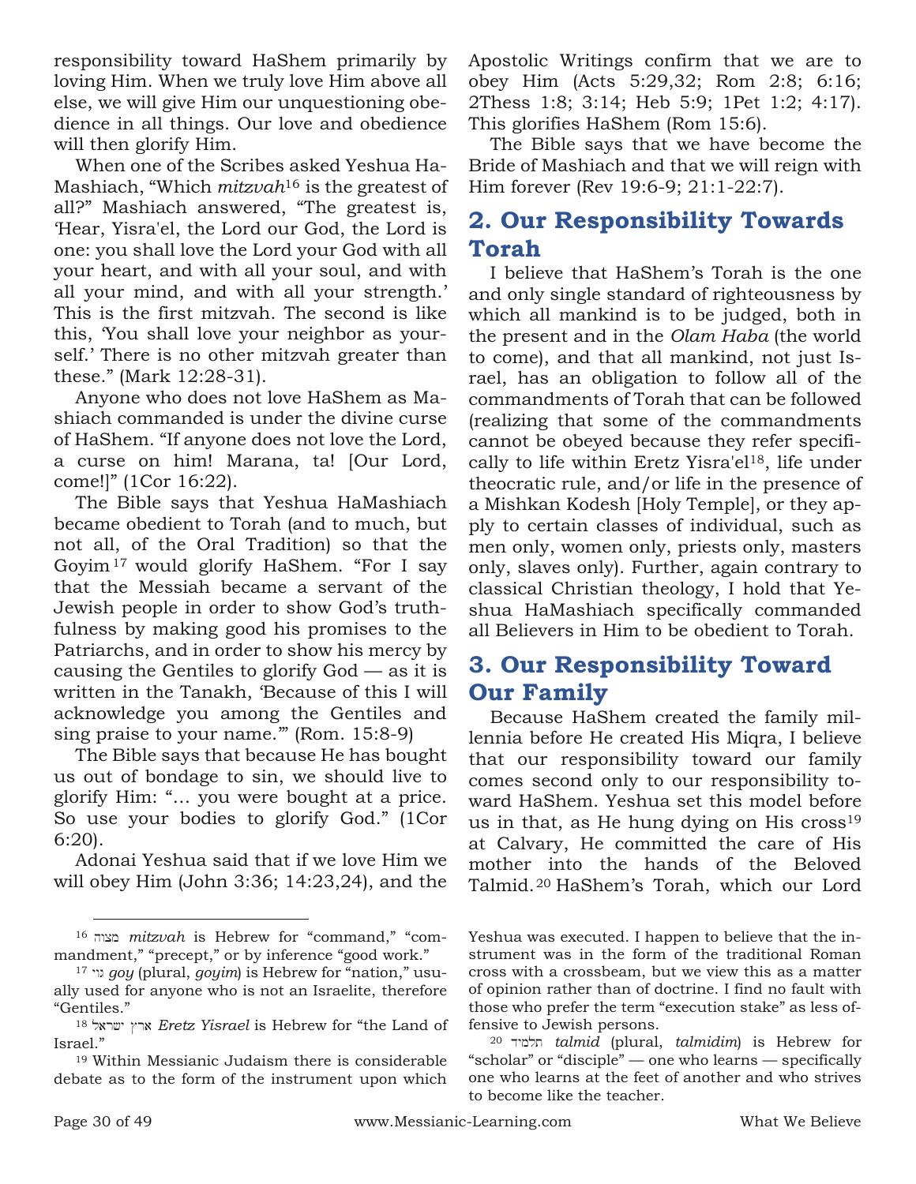responsibility toward HaShem primarily by loving Him. When we truly love Him above all else, we will give Him our unquestioning obedience in all things. Our love and obedience will then glorify Him.

When one of the Scribes asked Yeshua HaMashiach, "Which *mitzvah*[16] is the greatest of all?" Mashiach answered, "The greatest is, 'Hear, Yisra'el, the Lord our God, the Lord is one: you shall love the Lord your God with all your heart, and with all your soul, and with all your mind, and with all your strength.' This is the first mitzvah. The second is like this, 'You shall love your neighbor as yourself.' There is no other mitzvah greater than these." (Mark 12:28-31).

Anyone who does not love HaShem as Mashiach commanded is under the divine curse of HaShem. "If anyone does not love the Lord, a curse on him! Marana, ta! [Our Lord, come!]" (1Cor 16:22).

The Bible says that Yeshua HaMashiach became obedient to Torah (and to much, but not all, of the Oral Tradition) so that the Goyim[17] would glorify HaShem. "For I say that the Messiah became a servant of the Jewish people in order to show God's truthfulness by making good his promises to the Patriarchs, and in order to show his mercy by causing the Gentiles to glorify God — as it is written in the Tanakh, 'Because of this I will acknowledge you among the Gentiles and sing praise to your name.'" (Rom. 15:8-9)

The Bible says that because He has bought us out of bondage to sin, we should live to glorify Him: "… you were bought at a price. So use your bodies to glorify God." (1Cor 6:20).

Adonai Yeshua said that if we love Him we will obey Him (John 3:36; 14:23,24), and the Apostolic Writings confirm that we are to obey Him (Acts 5:29,32; Rom 2:8; 6:16; 2Thess 1:8; 3:14; Heb 5:9; 1Pet 1:2; 4:17). This glorifies HaShem (Rom 15:6).

The Bible says that we have become the Bride of Mashiach and that we will reign with Him forever (Rev 19:6-9; 21:1-22:7).

## 2. Our Responsibility Towards Torah

I believe that HaShem's Torah is the one and only single standard of righteousness by which all mankind is to be judged, both in the present and in the *Olam Haba* (the world to come), and that all mankind, not just Israel, has an obligation to follow all of the commandments of Torah that can be followed (realizing that some of the commandments cannot be obeyed because they refer specifically to life within Eretz Yisra'el[18], life under theocratic rule, and/or life in the presence of a Mishkan Kodesh [Holy Temple], or they apply to certain classes of individual, such as men only, women only, priests only, masters only, slaves only). Further, again contrary to classical Christian theology, I hold that Yeshua HaMashiach specifically commanded all Believers in Him to be obedient to Torah.

## 3. Our Responsibility Toward Our Family

Because HaShem created the family millennia before He created His Miqra, I believe that our responsibility toward our family comes second only to our responsibility toward HaShem. Yeshua set this model before us in that, as He hung dying on His cross[19] at Calvary, He committed the care of His mother into the hands of the Beloved Talmid.[20] HaShem's Torah, which our Lord

---

[16] מצוה *mitzvah* is Hebrew for "command," "commandment," "precept," or by inference "good work."

[17] גוי *goy* (plural, *goyim*) is Hebrew for "nation," usually used for anyone who is not an Israelite, therefore "Gentiles."

[18] ארץ ישראל *Eretz Yisrael* is Hebrew for "the Land of Israel."

[19] Within Messianic Judaism there is considerable debate as to the form of the instrument upon which Yeshua was executed. I happen to believe that the instrument was in the form of the traditional Roman cross with a crossbeam, but we view this as a matter of opinion rather than of doctrine. I find no fault with those who prefer the term "execution stake" as less offensive to Jewish persons.

[20] תלמיד *talmid* (plural, *talmidim*) is Hebrew for "scholar" or "disciple" — one who learns — specifically one who learns at the feet of another and who strives to become like the teacher.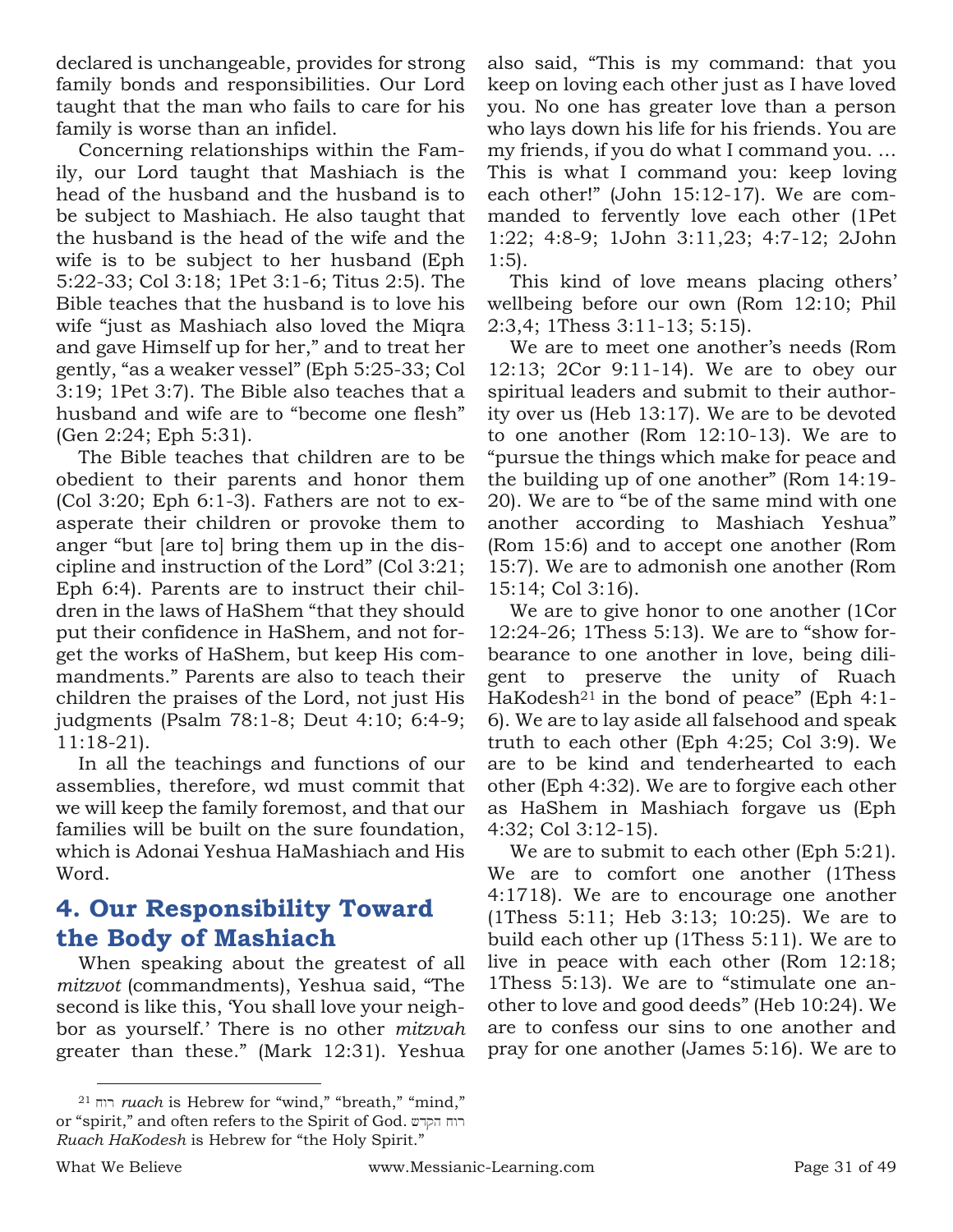declared is unchangeable, provides for strong family bonds and responsibilities. Our Lord taught that the man who fails to care for his family is worse than an infidel.

Concerning relationships within the Family, our Lord taught that Mashiach is the head of the husband and the husband is to be subject to Mashiach. He also taught that the husband is the head of the wife and the wife is to be subject to her husband (Eph 5:22-33; Col 3:18; 1Pet 3:1-6; Titus 2:5). The Bible teaches that the husband is to love his wife "just as Mashiach also loved the Miqra and gave Himself up for her," and to treat her gently, "as a weaker vessel" (Eph 5:25-33; Col 3:19; 1Pet 3:7). The Bible also teaches that a husband and wife are to "become one flesh" (Gen 2:24; Eph 5:31).

The Bible teaches that children are to be obedient to their parents and honor them (Col 3:20; Eph 6:1-3). Fathers are not to exasperate their children or provoke them to anger "but [are to] bring them up in the discipline and instruction of the Lord" (Col 3:21; Eph 6:4). Parents are to instruct their children in the laws of HaShem "that they should put their confidence in HaShem, and not forget the works of HaShem, but keep His commandments." Parents are also to teach their children the praises of the Lord, not just His judgments (Psalm 78:1-8; Deut 4:10; 6:4-9; 11:18-21).

In all the teachings and functions of our assemblies, therefore, wd must commit that we will keep the family foremost, and that our families will be built on the sure foundation, which is Adonai Yeshua HaMashiach and His Word.

## 4. Our Responsibility Toward the Body of Mashiach

When speaking about the greatest of all *mitzvot* (commandments), Yeshua said, "The second is like this, 'You shall love your neighbor as yourself.' There is no other *mitzvah* greater than these." (Mark 12:31). Yeshua also said, "This is my command: that you keep on loving each other just as I have loved you. No one has greater love than a person who lays down his life for his friends. You are my friends, if you do what I command you. … This is what I command you: keep loving each other!" (John 15:12-17). We are commanded to fervently love each other (1Pet 1:22; 4:8-9; 1John 3:11,23; 4:7-12; 2John 1:5).

This kind of love means placing others' wellbeing before our own (Rom 12:10; Phil 2:3,4; 1Thess 3:11-13; 5:15).

We are to meet one another's needs (Rom 12:13; 2Cor 9:11-14). We are to obey our spiritual leaders and submit to their authority over us (Heb 13:17). We are to be devoted to one another (Rom 12:10-13). We are to "pursue the things which make for peace and the building up of one another" (Rom 14:19-20). We are to "be of the same mind with one another according to Mashiach Yeshua" (Rom 15:6) and to accept one another (Rom 15:7). We are to admonish one another (Rom 15:14; Col 3:16).

We are to give honor to one another (1Cor 12:24-26; 1Thess 5:13). We are to "show forbearance to one another in love, being diligent to preserve the unity of Ruach HaKodesh[21] in the bond of peace" (Eph 4:1-6). We are to lay aside all falsehood and speak truth to each other (Eph 4:25; Col 3:9). We are to be kind and tenderhearted to each other (Eph 4:32). We are to forgive each other as HaShem in Mashiach forgave us (Eph 4:32; Col 3:12-15).

We are to submit to each other (Eph 5:21). We are to comfort one another (1Thess 4:1718). We are to encourage one another (1Thess 5:11; Heb 3:13; 10:25). We are to build each other up (1Thess 5:11). We are to live in peace with each other (Rom 12:18; 1Thess 5:13). We are to "stimulate one another to love and good deeds" (Heb 10:24). We are to confess our sins to one another and pray for one another (James 5:16). We are to

---

[21] רוח *ruach* is Hebrew for "wind," "breath," "mind," or "spirit," and often refers to the Spirit of God. רוח הקדש *Ruach HaKodesh* is Hebrew for "the Holy Spirit."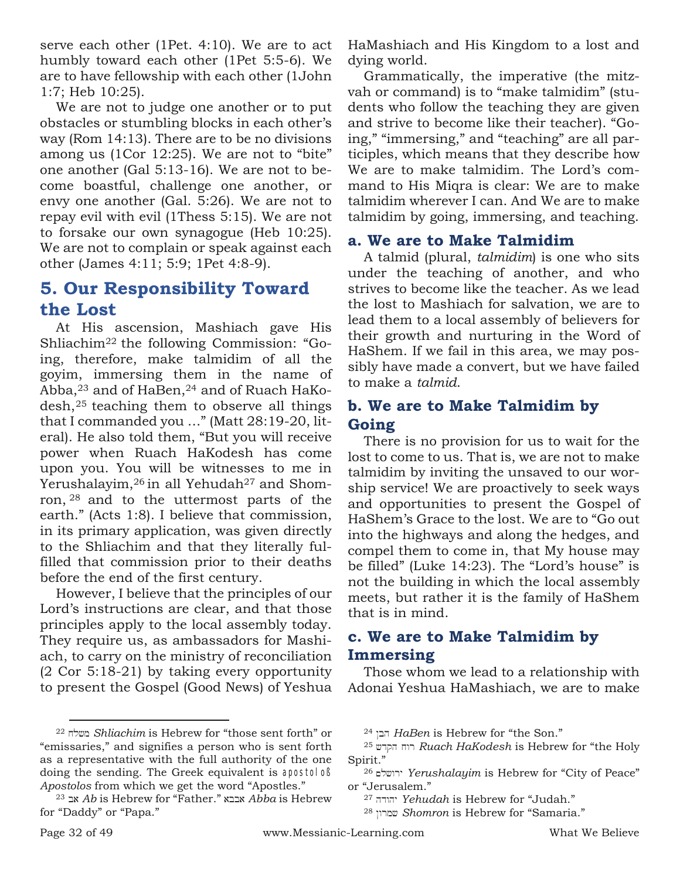serve each other (1Pet. 4:10). We are to act humbly toward each other (1Pet 5:5-6). We are to have fellowship with each other (1John 1:7; Heb 10:25).

We are not to judge one another or to put obstacles or stumbling blocks in each other's way (Rom 14:13). There are to be no divisions among us (1Cor 12:25). We are not to "bite" one another (Gal 5:13-16). We are not to become boastful, challenge one another, or envy one another (Gal. 5:26). We are not to repay evil with evil (1Thess 5:15). We are not to forsake our own synagogue (Heb 10:25). We are not to complain or speak against each other (James 4:11; 5:9; 1Pet 4:8-9).

## 5. Our Responsibility Toward the Lost

At His ascension, Mashiach gave His Shliachim[22] the following Commission: "Going, therefore, make talmidim of all the goyim, immersing them in the name of Abba,[23] and of HaBen,[24] and of Ruach HaKodesh,[25] teaching them to observe all things that I commanded you …" (Matt 28:19-20, literal). He also told them, "But you will receive power when Ruach HaKodesh has come upon you. You will be witnesses to me in Yerushalayim,[26] in all Yehudah[27] and Shomron,[28] and to the uttermost parts of the earth." (Acts 1:8). I believe that commission, in its primary application, was given directly to the Shliachim and that they literally fulfilled that commission prior to their deaths before the end of the first century.

However, I believe that the principles of our Lord's instructions are clear, and that those principles apply to the local assembly today. They require us, as ambassadors for Mashiach, to carry on the ministry of reconciliation (2 Cor 5:18-21) by taking every opportunity to present the Gospel (Good News) of Yeshua HaMashiach and His Kingdom to a lost and dying world.

Grammatically, the imperative (the mitzvah or command) is to "make talmidim" (students who follow the teaching they are given and strive to become like their teacher). "Going," "immersing," and "teaching" are all participles, which means that they describe how We are to make talmidim. The Lord's command to His Miqra is clear: We are to make talmidim wherever I can. And We are to make talmidim by going, immersing, and teaching.

### a. We are to Make Talmidim

A talmid (plural, *talmidim*) is one who sits under the teaching of another, and who strives to become like the teacher. As we lead the lost to Mashiach for salvation, we are to lead them to a local assembly of believers for their growth and nurturing in the Word of HaShem. If we fail in this area, we may possibly have made a convert, but we have failed to make a *talmid*.

### b. We are to Make Talmidim by Going

There is no provision for us to wait for the lost to come to us. That is, we are not to make talmidim by inviting the unsaved to our worship service! We are proactively to seek ways and opportunities to present the Gospel of HaShem's Grace to the lost. We are to "Go out into the highways and along the hedges, and compel them to come in, that My house may be filled" (Luke 14:23). The "Lord's house" is not the building in which the local assembly meets, but rather it is the family of HaShem that is in mind.

### c. We are to Make Talmidim by Immersing

Those whom we lead to a relationship with Adonai Yeshua HaMashiach, we are to make

---

[22] משלח *Shliachim* is Hebrew for "those sent forth" or "emissaries," and signifies a person who is sent forth as a representative with the full authority of the one doing the sending. The Greek equivalent is apostoloß *Apostolos* from which we get the word "Apostles."

[23] אב *Ab* is Hebrew for "Father." אבבא *Abba* is Hebrew for "Daddy" or "Papa."

[24] הבן *HaBen* is Hebrew for "the Son."

[25] רוח הקדש *Ruach HaKodesh* is Hebrew for "the Holy Spirit."

[26] ירושלם *Yerushalayim* is Hebrew for "City of Peace" or "Jerusalem."

[27] יהודה *Yehudah* is Hebrew for "Judah."

[28] שמרון *Shomron* is Hebrew for "Samaria."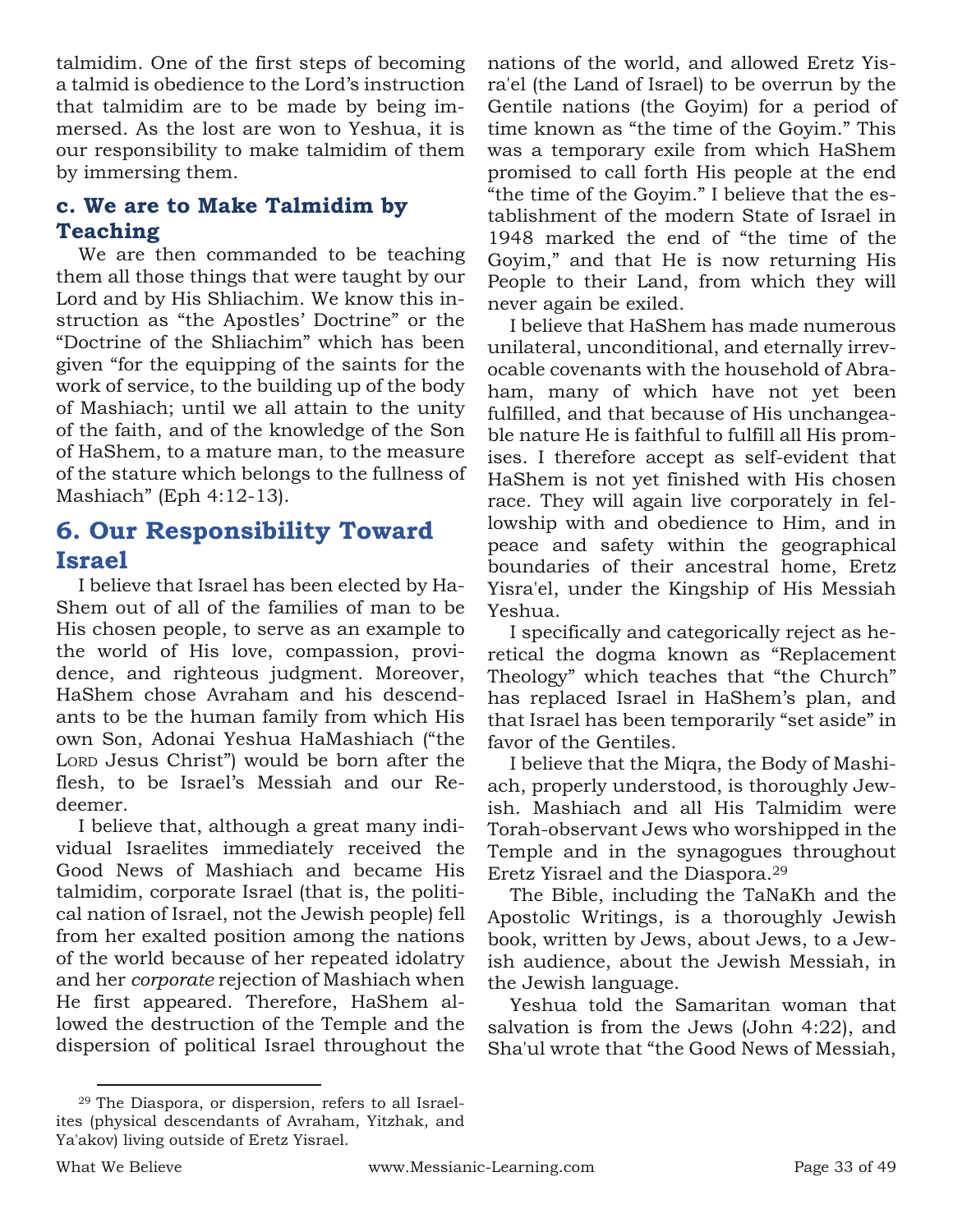talmidim. One of the first steps of becoming a talmid is obedience to the Lord's instruction that talmidim are to be made by being immersed. As the lost are won to Yeshua, it is our responsibility to make talmidim of them by immersing them.

### c. We are to Make Talmidim by Teaching

We are then commanded to be teaching them all those things that were taught by our Lord and by His Shliachim. We know this instruction as "the Apostles' Doctrine" or the "Doctrine of the Shliachim" which has been given "for the equipping of the saints for the work of service, to the building up of the body of Mashiach; until we all attain to the unity of the faith, and of the knowledge of the Son of HaShem, to a mature man, to the measure of the stature which belongs to the fullness of Mashiach" (Eph 4:12-13).

## 6. Our Responsibility Toward Israel

I believe that Israel has been elected by HaShem out of all of the families of man to be His chosen people, to serve as an example to the world of His love, compassion, providence, and righteous judgment. Moreover, HaShem chose Avraham and his descendants to be the human family from which His own Son, Adonai Yeshua HaMashiach ("the LORD Jesus Christ") would be born after the flesh, to be Israel's Messiah and our Redeemer.

I believe that, although a great many individual Israelites immediately received the Good News of Mashiach and became His talmidim, corporate Israel (that is, the political nation of Israel, not the Jewish people) fell from her exalted position among the nations of the world because of her repeated idolatry and her *corporate* rejection of Mashiach when He first appeared. Therefore, HaShem allowed the destruction of the Temple and the dispersion of political Israel throughout the nations of the world, and allowed Eretz Yisra'el (the Land of Israel) to be overrun by the Gentile nations (the Goyim) for a period of time known as "the time of the Goyim." This was a temporary exile from which HaShem promised to call forth His people at the end "the time of the Goyim." I believe that the establishment of the modern State of Israel in 1948 marked the end of "the time of the Goyim," and that He is now returning His People to their Land, from which they will never again be exiled.

I believe that HaShem has made numerous unilateral, unconditional, and eternally irrevocable covenants with the household of Abraham, many of which have not yet been fulfilled, and that because of His unchangeable nature He is faithful to fulfill all His promises. I therefore accept as self-evident that HaShem is not yet finished with His chosen race. They will again live corporately in fellowship with and obedience to Him, and in peace and safety within the geographical boundaries of their ancestral home, Eretz Yisra'el, under the Kingship of His Messiah Yeshua.

I specifically and categorically reject as heretical the dogma known as "Replacement Theology" which teaches that "the Church" has replaced Israel in HaShem's plan, and that Israel has been temporarily "set aside" in favor of the Gentiles.

I believe that the Miqra, the Body of Mashiach, properly understood, is thoroughly Jewish. Mashiach and all His Talmidim were Torah-observant Jews who worshipped in the Temple and in the synagogues throughout Eretz Yisrael and the Diaspora.[29]

The Bible, including the TaNaKh and the Apostolic Writings, is a thoroughly Jewish book, written by Jews, about Jews, to a Jewish audience, about the Jewish Messiah, in the Jewish language.

Yeshua told the Samaritan woman that salvation is from the Jews (John 4:22), and Sha'ul wrote that "the Good News of Messiah,

---

[29] The Diaspora, or dispersion, refers to all Israelites (physical descendants of Avraham, Yitzhak, and Ya'akov) living outside of Eretz Yisrael.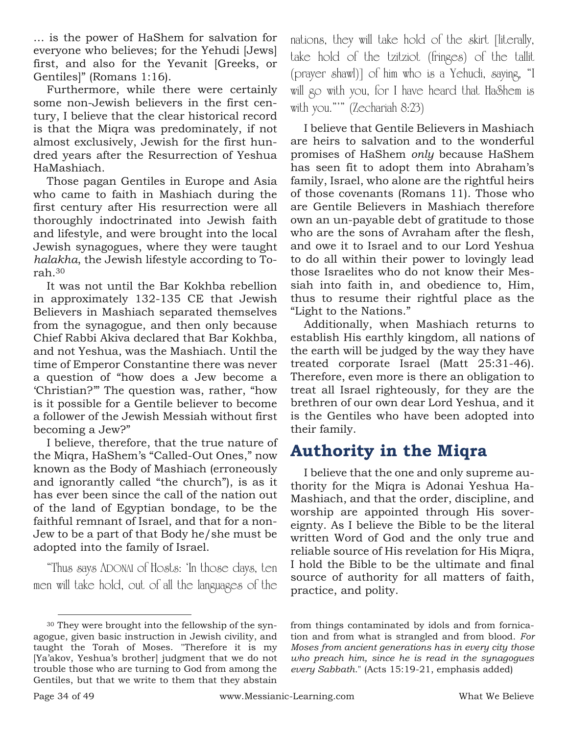… is the power of HaShem for salvation for everyone who believes; for the Yehudi [Jews] first, and also for the Yevanit [Greeks, or Gentiles]" (Romans 1:16).

Furthermore, while there were certainly some non-Jewish believers in the first century, I believe that the clear historical record is that the Miqra was predominately, if not almost exclusively, Jewish for the first hundred years after the Resurrection of Yeshua HaMashiach.

Those pagan Gentiles in Europe and Asia who came to faith in Mashiach during the first century after His resurrection were all thoroughly indoctrinated into Jewish faith and lifestyle, and were brought into the local Jewish synagogues, where they were taught *halakha*, the Jewish lifestyle according to Torah.[30]

It was not until the Bar Kokhba rebellion in approximately 132-135 CE that Jewish Believers in Mashiach separated themselves from the synagogue, and then only because Chief Rabbi Akiva declared that Bar Kokhba, and not Yeshua, was the Mashiach. Until the time of Emperor Constantine there was never a question of "how does a Jew become a 'Christian?'" The question was, rather, "how is it possible for a Gentile believer to become a follower of the Jewish Messiah without first becoming a Jew?"

I believe, therefore, that the true nature of the Miqra, HaShem's "Called-Out Ones," now known as the Body of Mashiach (erroneously and ignorantly called "the church"), is as it has ever been since the call of the nation out of the land of Egyptian bondage, to be the faithful remnant of Israel, and that for a non-Jew to be a part of that Body he/she must be adopted into the family of Israel.

"Thus says ADONAI of Hosts: 'In those days, ten men will take hold, out of all the languages of the nations, they will take hold of the skirt [literally, take hold of the tzitziot (fringes) of the tallit (prayer shawl)] of him who is a Yehudi, saying, "I will go with you, for I have heard that HaShem is with you."'" (Zechariah 8:23)

I believe that Gentile Believers in Mashiach are heirs to salvation and to the wonderful promises of HaShem *only* because HaShem has seen fit to adopt them into Abraham's family, Israel, who alone are the rightful heirs of those covenants (Romans 11). Those who are Gentile Believers in Mashiach therefore own an un-payable debt of gratitude to those who are the sons of Avraham after the flesh, and owe it to Israel and to our Lord Yeshua to do all within their power to lovingly lead those Israelites who do not know their Messiah into faith in, and obedience to, Him, thus to resume their rightful place as the "Light to the Nations."

Additionally, when Mashiach returns to establish His earthly kingdom, all nations of the earth will be judged by the way they have treated corporate Israel (Matt 25:31-46). Therefore, even more is there an obligation to treat all Israel righteously, for they are the brethren of our own dear Lord Yeshua, and it is the Gentiles who have been adopted into their family.

## Authority in the Miqra

I believe that the one and only supreme authority for the Miqra is Adonai Yeshua HaMashiach, and that the order, discipline, and worship are appointed through His sovereignty. As I believe the Bible to be the literal written Word of God and the only true and reliable source of His revelation for His Miqra, I hold the Bible to be the ultimate and final source of authority for all matters of faith, practice, and polity.

---

[30] They were brought into the fellowship of the synagogue, given basic instruction in Jewish civility, and taught the Torah of Moses. "Therefore it is my [Ya'akov, Yeshua's brother] judgment that we do not trouble those who are turning to God from among the Gentiles, but that we write to them that they abstain from things contaminated by idols and from fornication and from what is strangled and from blood. *For Moses from ancient generations has in every city those who preach him, since he is read in the synagogues every Sabbath.*" (Acts 15:19-21, emphasis added)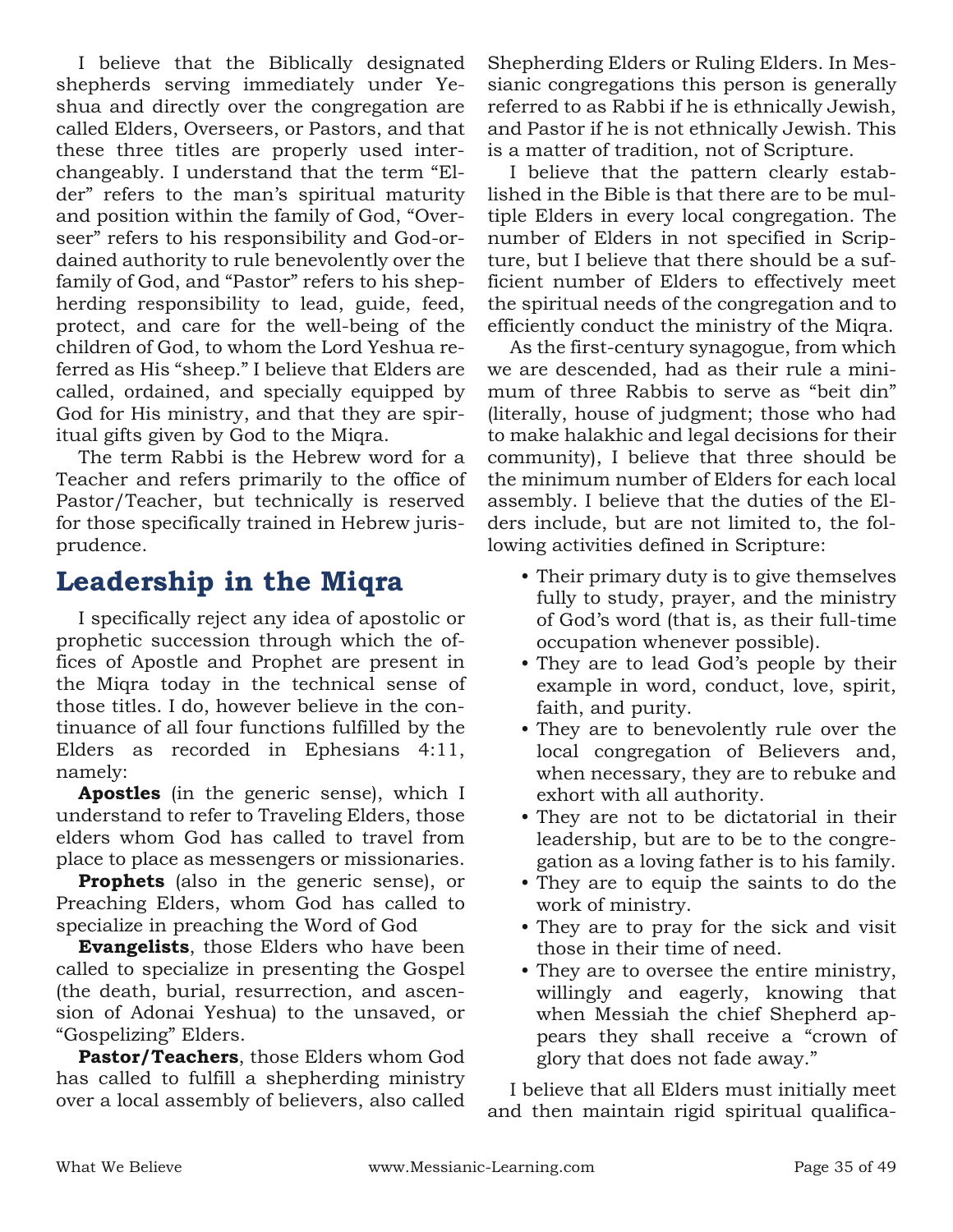I believe that the Biblically designated shepherds serving immediately under Yeshua and directly over the congregation are called Elders, Overseers, or Pastors, and that these three titles are properly used interchangeably. I understand that the term "Elder" refers to the man's spiritual maturity and position within the family of God, "Overseer" refers to his responsibility and God-ordained authority to rule benevolently over the family of God, and "Pastor" refers to his shepherding responsibility to lead, guide, feed, protect, and care for the well-being of the children of God, to whom the Lord Yeshua referred as His "sheep." I believe that Elders are called, ordained, and specially equipped by God for His ministry, and that they are spiritual gifts given by God to the Miqra.

The term Rabbi is the Hebrew word for a Teacher and refers primarily to the office of Pastor/Teacher, but technically is reserved for those specifically trained in Hebrew jurisprudence.

## Leadership in the Miqra

I specifically reject any idea of apostolic or prophetic succession through which the offices of Apostle and Prophet are present in the Miqra today in the technical sense of those titles. I do, however believe in the continuance of all four functions fulfilled by the Elders as recorded in Ephesians 4:11, namely:

**Apostles** (in the generic sense), which I understand to refer to Traveling Elders, those elders whom God has called to travel from place to place as messengers or missionaries.

**Prophets** (also in the generic sense), or Preaching Elders, whom God has called to specialize in preaching the Word of God

**Evangelists**, those Elders who have been called to specialize in presenting the Gospel (the death, burial, resurrection, and ascension of Adonai Yeshua) to the unsaved, or "Gospelizing" Elders.

**Pastor/Teachers**, those Elders whom God has called to fulfill a shepherding ministry over a local assembly of believers, also called Shepherding Elders or Ruling Elders. In Messianic congregations this person is generally referred to as Rabbi if he is ethnically Jewish, and Pastor if he is not ethnically Jewish. This is a matter of tradition, not of Scripture.

I believe that the pattern clearly established in the Bible is that there are to be multiple Elders in every local congregation. The number of Elders in not specified in Scripture, but I believe that there should be a sufficient number of Elders to effectively meet the spiritual needs of the congregation and to efficiently conduct the ministry of the Miqra.

As the first-century synagogue, from which we are descended, had as their rule a minimum of three Rabbis to serve as "beit din" (literally, house of judgment; those who had to make halakhic and legal decisions for their community), I believe that three should be the minimum number of Elders for each local assembly. I believe that the duties of the Elders include, but are not limited to, the following activities defined in Scripture:

- Their primary duty is to give themselves fully to study, prayer, and the ministry of God's word (that is, as their full-time occupation whenever possible).
- They are to lead God's people by their example in word, conduct, love, spirit, faith, and purity.
- They are to benevolently rule over the local congregation of Believers and, when necessary, they are to rebuke and exhort with all authority.
- They are not to be dictatorial in their leadership, but are to be to the congregation as a loving father is to his family.
- They are to equip the saints to do the work of ministry.
- They are to pray for the sick and visit those in their time of need.
- They are to oversee the entire ministry, willingly and eagerly, knowing that when Messiah the chief Shepherd appears they shall receive a "crown of glory that does not fade away."

I believe that all Elders must initially meet and then maintain rigid spiritual qualifica-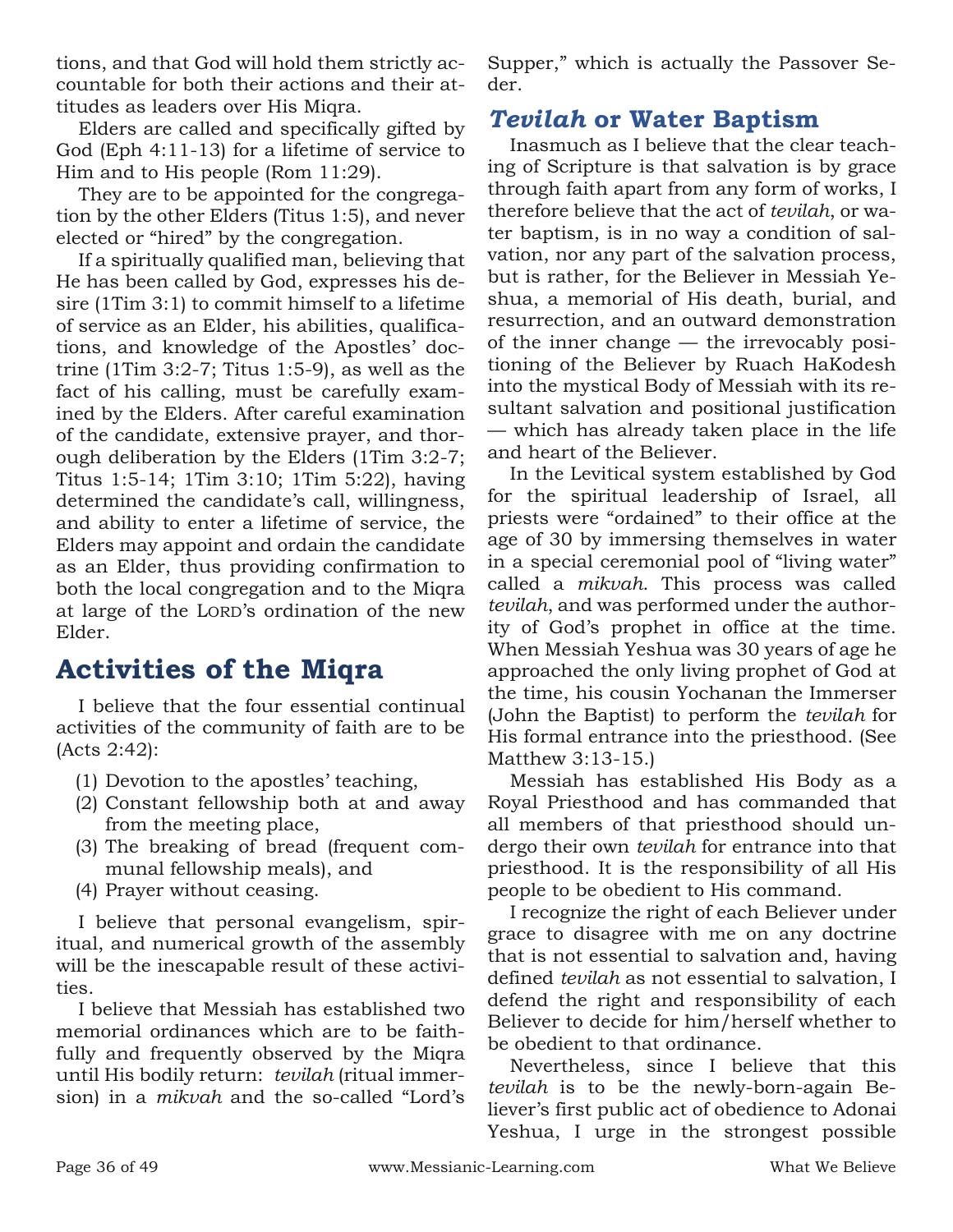tions, and that God will hold them strictly accountable for both their actions and their attitudes as leaders over His Miqra.

Elders are called and specifically gifted by God (Eph 4:11-13) for a lifetime of service to Him and to His people (Rom 11:29).

They are to be appointed for the congregation by the other Elders (Titus 1:5), and never elected or "hired" by the congregation.

If a spiritually qualified man, believing that He has been called by God, expresses his desire (1Tim 3:1) to commit himself to a lifetime of service as an Elder, his abilities, qualifications, and knowledge of the Apostles' doctrine (1Tim 3:2-7; Titus 1:5-9), as well as the fact of his calling, must be carefully examined by the Elders. After careful examination of the candidate, extensive prayer, and thorough deliberation by the Elders (1Tim 3:2-7; Titus 1:5-14; 1Tim 3:10; 1Tim 5:22), having determined the candidate's call, willingness, and ability to enter a lifetime of service, the Elders may appoint and ordain the candidate as an Elder, thus providing confirmation to both the local congregation and to the Miqra at large of the LORD's ordination of the new Elder.

## Activities of the Miqra

I believe that the four essential continual activities of the community of faith are to be (Acts 2:42):

(1) Devotion to the apostles' teaching,
(2) Constant fellowship both at and away from the meeting place,
(3) The breaking of bread (frequent communal fellowship meals), and
(4) Prayer without ceasing.

I believe that personal evangelism, spiritual, and numerical growth of the assembly will be the inescapable result of these activities.

I believe that Messiah has established two memorial ordinances which are to be faithfully and frequently observed by the Miqra until His bodily return: *tevilah* (ritual immersion) in a *mikvah* and the so-called "Lord's Supper," which is actually the Passover Seder.

### *Tevilah* or Water Baptism

Inasmuch as I believe that the clear teaching of Scripture is that salvation is by grace through faith apart from any form of works, I therefore believe that the act of *tevilah*, or water baptism, is in no way a condition of salvation, nor any part of the salvation process, but is rather, for the Believer in Messiah Yeshua, a memorial of His death, burial, and resurrection, and an outward demonstration of the inner change — the irrevocably positioning of the Believer by Ruach HaKodesh into the mystical Body of Messiah with its resultant salvation and positional justification — which has already taken place in the life and heart of the Believer.

In the Levitical system established by God for the spiritual leadership of Israel, all priests were "ordained" to their office at the age of 30 by immersing themselves in water in a special ceremonial pool of "living water" called a *mikvah*. This process was called *tevilah*, and was performed under the authority of God's prophet in office at the time. When Messiah Yeshua was 30 years of age he approached the only living prophet of God at the time, his cousin Yochanan the Immerser (John the Baptist) to perform the *tevilah* for His formal entrance into the priesthood. (See Matthew 3:13-15.)

Messiah has established His Body as a Royal Priesthood and has commanded that all members of that priesthood should undergo their own *tevilah* for entrance into that priesthood. It is the responsibility of all His people to be obedient to His command.

I recognize the right of each Believer under grace to disagree with me on any doctrine that is not essential to salvation and, having defined *tevilah* as not essential to salvation, I defend the right and responsibility of each Believer to decide for him/herself whether to be obedient to that ordinance.

Nevertheless, since I believe that this *tevilah* is to be the newly-born-again Believer's first public act of obedience to Adonai Yeshua, I urge in the strongest possible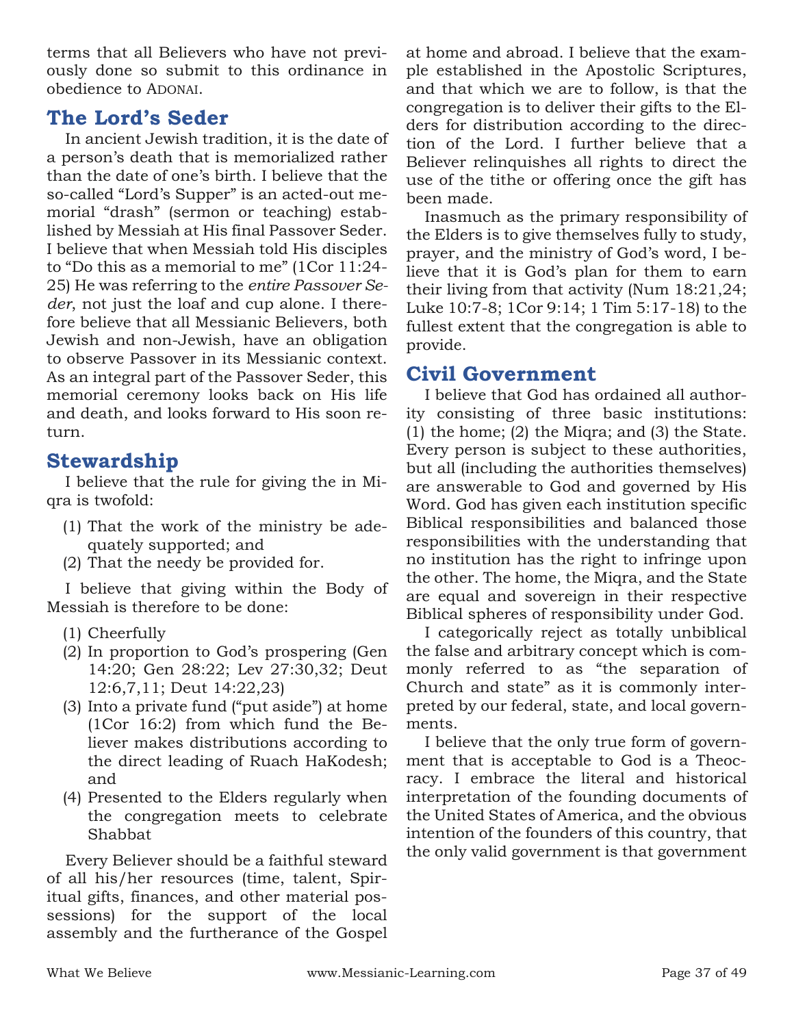terms that all Believers who have not previously done so submit to this ordinance in obedience to ADONAI.

## The Lord's Seder

In ancient Jewish tradition, it is the date of a person's death that is memorialized rather than the date of one's birth. I believe that the so-called "Lord's Supper" is an acted-out memorial "drash" (sermon or teaching) established by Messiah at His final Passover Seder. I believe that when Messiah told His disciples to "Do this as a memorial to me" (1Cor 11:24-25) He was referring to the *entire Passover Seder*, not just the loaf and cup alone. I therefore believe that all Messianic Believers, both Jewish and non-Jewish, have an obligation to observe Passover in its Messianic context. As an integral part of the Passover Seder, this memorial ceremony looks back on His life and death, and looks forward to His soon return.

## Stewardship

I believe that the rule for giving the in Miqra is twofold:

(1) That the work of the ministry be adequately supported; and
(2) That the needy be provided for.

I believe that giving within the Body of Messiah is therefore to be done:

(1) Cheerfully
(2) In proportion to God's prospering (Gen 14:20; Gen 28:22; Lev 27:30,32; Deut 12:6,7,11; Deut 14:22,23)
(3) Into a private fund ("put aside") at home (1Cor 16:2) from which fund the Believer makes distributions according to the direct leading of Ruach HaKodesh; and
(4) Presented to the Elders regularly when the congregation meets to celebrate Shabbat

Every Believer should be a faithful steward of all his/her resources (time, talent, Spiritual gifts, finances, and other material possessions) for the support of the local assembly and the furtherance of the Gospel at home and abroad. I believe that the example established in the Apostolic Scriptures, and that which we are to follow, is that the congregation is to deliver their gifts to the Elders for distribution according to the direction of the Lord. I further believe that a Believer relinquishes all rights to direct the use of the tithe or offering once the gift has been made.

Inasmuch as the primary responsibility of the Elders is to give themselves fully to study, prayer, and the ministry of God's word, I believe that it is God's plan for them to earn their living from that activity (Num 18:21,24; Luke 10:7-8; 1Cor 9:14; 1 Tim 5:17-18) to the fullest extent that the congregation is able to provide.

## Civil Government

I believe that God has ordained all authority consisting of three basic institutions: (1) the home; (2) the Miqra; and (3) the State. Every person is subject to these authorities, but all (including the authorities themselves) are answerable to God and governed by His Word. God has given each institution specific Biblical responsibilities and balanced those responsibilities with the understanding that no institution has the right to infringe upon the other. The home, the Miqra, and the State are equal and sovereign in their respective Biblical spheres of responsibility under God.

I categorically reject as totally unbiblical the false and arbitrary concept which is commonly referred to as "the separation of Church and state" as it is commonly interpreted by our federal, state, and local governments.

I believe that the only true form of government that is acceptable to God is a Theocracy. I embrace the literal and historical interpretation of the founding documents of the United States of America, and the obvious intention of the founders of this country, that the only valid government is that government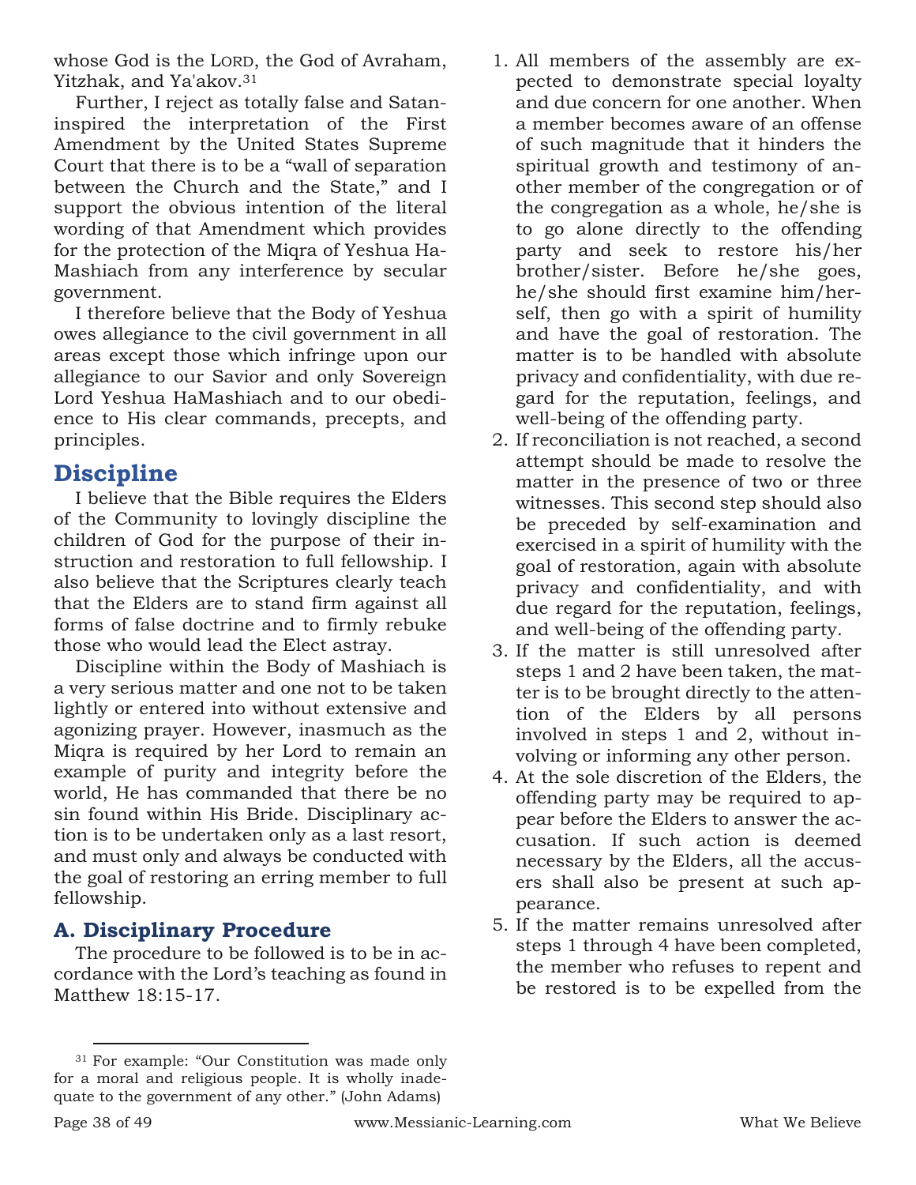whose God is the LORD, the God of Avraham, Yitzhak, and Ya'akov.[31]

Further, I reject as totally false and Satan-inspired the interpretation of the First Amendment by the United States Supreme Court that there is to be a "wall of separation between the Church and the State," and I support the obvious intention of the literal wording of that Amendment which provides for the protection of the Miqra of Yeshua HaMashiach from any interference by secular government.

I therefore believe that the Body of Yeshua owes allegiance to the civil government in all areas except those which infringe upon our allegiance to our Savior and only Sovereign Lord Yeshua HaMashiach and to our obedience to His clear commands, precepts, and principles.

## Discipline

I believe that the Bible requires the Elders of the Community to lovingly discipline the children of God for the purpose of their instruction and restoration to full fellowship. I also believe that the Scriptures clearly teach that the Elders are to stand firm against all forms of false doctrine and to firmly rebuke those who would lead the Elect astray.

Discipline within the Body of Mashiach is a very serious matter and one not to be taken lightly or entered into without extensive and agonizing prayer. However, inasmuch as the Miqra is required by her Lord to remain an example of purity and integrity before the world, He has commanded that there be no sin found within His Bride. Disciplinary action is to be undertaken only as a last resort, and must only and always be conducted with the goal of restoring an erring member to full fellowship.

### A. Disciplinary Procedure

The procedure to be followed is to be in accordance with the Lord's teaching as found in Matthew 18:15-17.

1. All members of the assembly are expected to demonstrate special loyalty and due concern for one another. When a member becomes aware of an offense of such magnitude that it hinders the spiritual growth and testimony of another member of the congregation or of the congregation as a whole, he/she is to go alone directly to the offending party and seek to restore his/her brother/sister. Before he/she goes, he/she should first examine him/herself, then go with a spirit of humility and have the goal of restoration. The matter is to be handled with absolute privacy and confidentiality, with due regard for the reputation, feelings, and well-being of the offending party.
2. If reconciliation is not reached, a second attempt should be made to resolve the matter in the presence of two or three witnesses. This second step should also be preceded by self-examination and exercised in a spirit of humility with the goal of restoration, again with absolute privacy and confidentiality, and with due regard for the reputation, feelings, and well-being of the offending party.
3. If the matter is still unresolved after steps 1 and 2 have been taken, the matter is to be brought directly to the attention of the Elders by all persons involved in steps 1 and 2, without involving or informing any other person.
4. At the sole discretion of the Elders, the offending party may be required to appear before the Elders to answer the accusation. If such action is deemed necessary by the Elders, all the accusers shall also be present at such appearance.
5. If the matter remains unresolved after steps 1 through 4 have been completed, the member who refuses to repent and be restored is to be expelled from the

[31] For example: "Our Constitution was made only for a moral and religious people. It is wholly inadequate to the government of any other." (John Adams)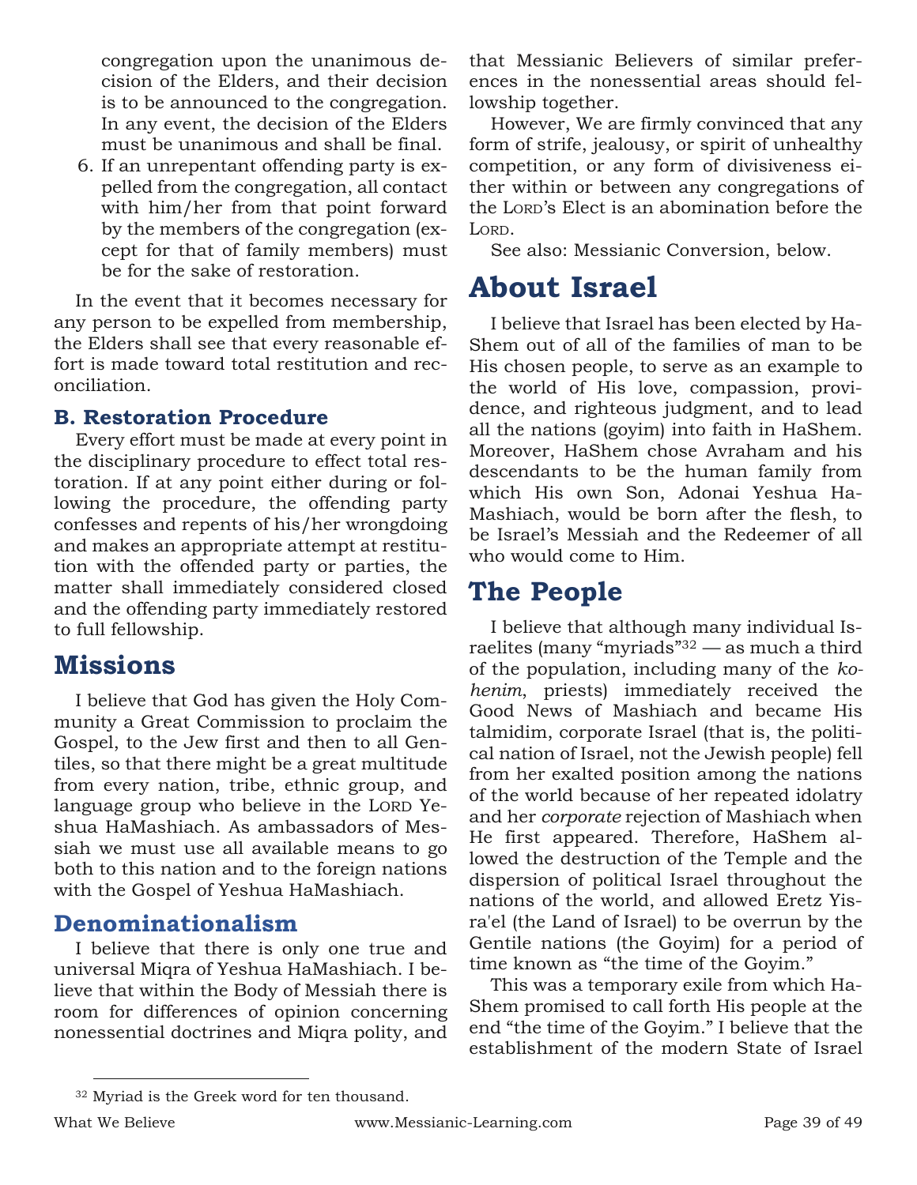congregation upon the unanimous decision of the Elders, and their decision is to be announced to the congregation. In any event, the decision of the Elders must be unanimous and shall be final.

6. If an unrepentant offending party is expelled from the congregation, all contact with him/her from that point forward by the members of the congregation (except for that of family members) must be for the sake of restoration.

In the event that it becomes necessary for any person to be expelled from membership, the Elders shall see that every reasonable effort is made toward total restitution and reconciliation.

### B. Restoration Procedure

Every effort must be made at every point in the disciplinary procedure to effect total restoration. If at any point either during or following the procedure, the offending party confesses and repents of his/her wrongdoing and makes an appropriate attempt at restitution with the offended party or parties, the matter shall immediately considered closed and the offending party immediately restored to full fellowship.

## Missions

I believe that God has given the Holy Community a Great Commission to proclaim the Gospel, to the Jew first and then to all Gentiles, so that there might be a great multitude from every nation, tribe, ethnic group, and language group who believe in the LORD Yeshua HaMashiach. As ambassadors of Messiah we must use all available means to go both to this nation and to the foreign nations with the Gospel of Yeshua HaMashiach.

### Denominationalism

I believe that there is only one true and universal Miqra of Yeshua HaMashiach. I believe that within the Body of Messiah there is room for differences of opinion concerning nonessential doctrines and Miqra polity, and that Messianic Believers of similar preferences in the nonessential areas should fellowship together.

However, We are firmly convinced that any form of strife, jealousy, or spirit of unhealthy competition, or any form of divisiveness either within or between any congregations of the LORD's Elect is an abomination before the LORD.

See also: Messianic Conversion, below.

# About Israel

I believe that Israel has been elected by HaShem out of all of the families of man to be His chosen people, to serve as an example to the world of His love, compassion, providence, and righteous judgment, and to lead all the nations (goyim) into faith in HaShem. Moreover, HaShem chose Avraham and his descendants to be the human family from which His own Son, Adonai Yeshua HaMashiach, would be born after the flesh, to be Israel's Messiah and the Redeemer of all who would come to Him.

## The People

I believe that although many individual Israelites (many "myriads"[32] — as much a third of the population, including many of the *kohenim*, priests) immediately received the Good News of Mashiach and became His talmidim, corporate Israel (that is, the political nation of Israel, not the Jewish people) fell from her exalted position among the nations of the world because of her repeated idolatry and her *corporate* rejection of Mashiach when He first appeared. Therefore, HaShem allowed the destruction of the Temple and the dispersion of political Israel throughout the nations of the world, and allowed Eretz Yisra'el (the Land of Israel) to be overrun by the Gentile nations (the Goyim) for a period of time known as "the time of the Goyim."

This was a temporary exile from which HaShem promised to call forth His people at the end "the time of the Goyim." I believe that the establishment of the modern State of Israel

[32] Myriad is the Greek word for ten thousand.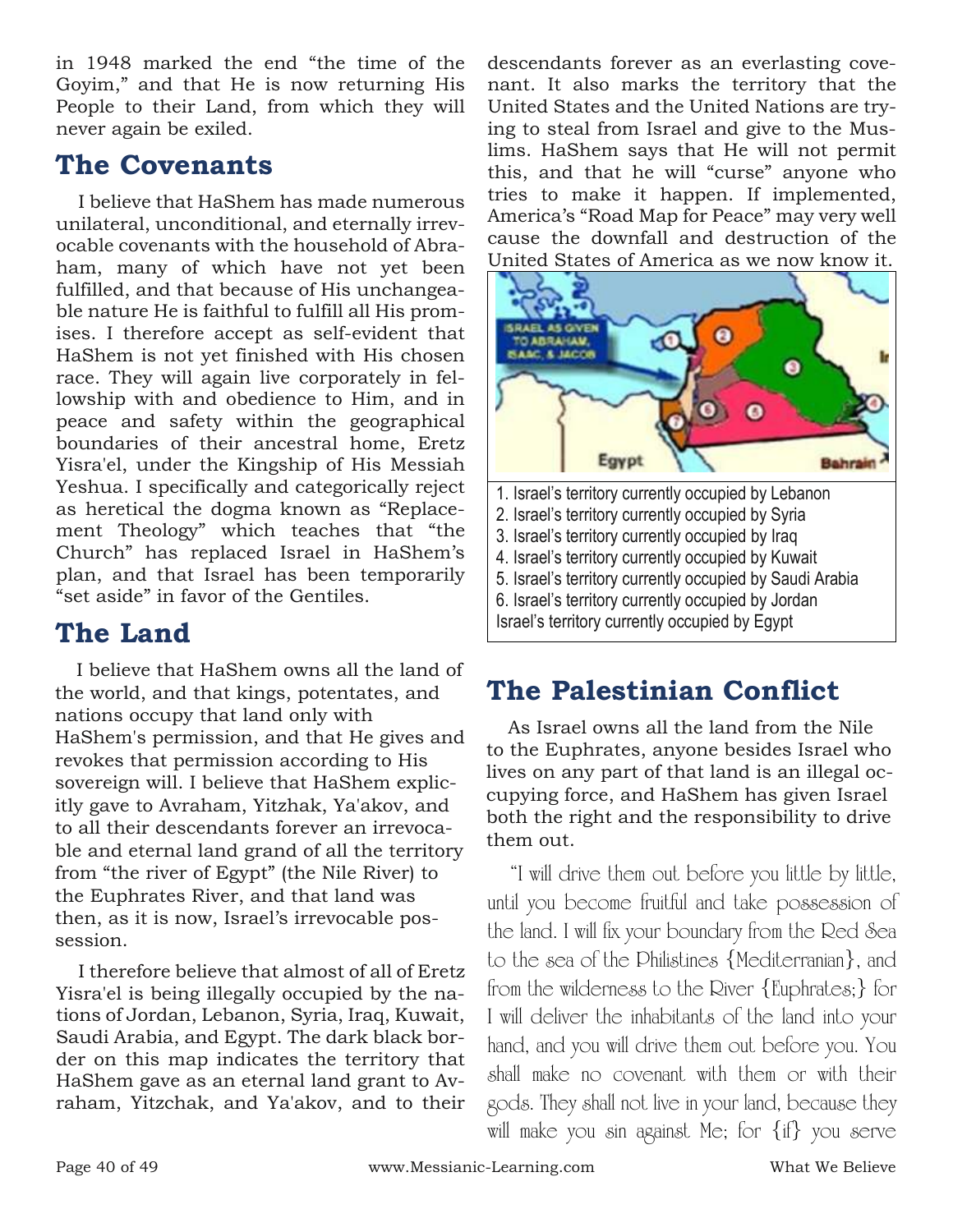in 1948 marked the end "the time of the Goyim," and that He is now returning His People to their Land, from which they will never again be exiled.

## The Covenants

I believe that HaShem has made numerous unilateral, unconditional, and eternally irrevocable covenants with the household of Abraham, many of which have not yet been fulfilled, and that because of His unchangeable nature He is faithful to fulfill all His promises. I therefore accept as self-evident that HaShem is not yet finished with His chosen race. They will again live corporately in fellowship with and obedience to Him, and in peace and safety within the geographical boundaries of their ancestral home, Eretz Yisra'el, under the Kingship of His Messiah Yeshua. I specifically and categorically reject as heretical the dogma known as "Replacement Theology" which teaches that "the Church" has replaced Israel in HaShem's plan, and that Israel has been temporarily "set aside" in favor of the Gentiles.

## The Land

I believe that HaShem owns all the land of the world, and that kings, potentates, and nations occupy that land only with HaShem's permission, and that He gives and revokes that permission according to His sovereign will. I believe that HaShem explicitly gave to Avraham, Yitzhak, Ya'akov, and to all their descendants forever an irrevocable and eternal land grand of all the territory from "the river of Egypt" (the Nile River) to the Euphrates River, and that land was then, as it is now, Israel's irrevocable possession.

I therefore believe that almost of all of Eretz Yisra'el is being illegally occupied by the nations of Jordan, Lebanon, Syria, Iraq, Kuwait, Saudi Arabia, and Egypt. The dark black border on this map indicates the territory that HaShem gave as an eternal land grant to Avraham, Yitzchak, and Ya'akov, and to their descendants forever as an everlasting covenant. It also marks the territory that the United States and the United Nations are trying to steal from Israel and give to the Muslims. HaShem says that He will not permit this, and that he will "curse" anyone who tries to make it happen. If implemented, America's "Road Map for Peace" may very well cause the downfall and destruction of the United States of America as we now know it.

1. Israel's territory currently occupied by Lebanon
2. Israel's territory currently occupied by Syria
3. Israel's territory currently occupied by Iraq
4. Israel's territory currently occupied by Kuwait
5. Israel's territory currently occupied by Saudi Arabia
6. Israel's territory currently occupied by Jordan

Israel's territory currently occupied by Egypt

## The Palestinian Conflict

As Israel owns all the land from the Nile to the Euphrates, anyone besides Israel who lives on any part of that land is an illegal occupying force, and HaShem has given Israel both the right and the responsibility to drive them out.

"I will drive them out before you little by little, until you become fruitful and take possession of the land. I will fix your boundary from the Red Sea to the sea of the Philistines {Mediterranian}, and from the wilderness to the River {Euphrates;} for I will deliver the inhabitants of the land into your hand, and you will drive them out before you. You shall make no covenant with them or with their gods. They shall not live in your land, because they will make you sin against Me; for {if} you serve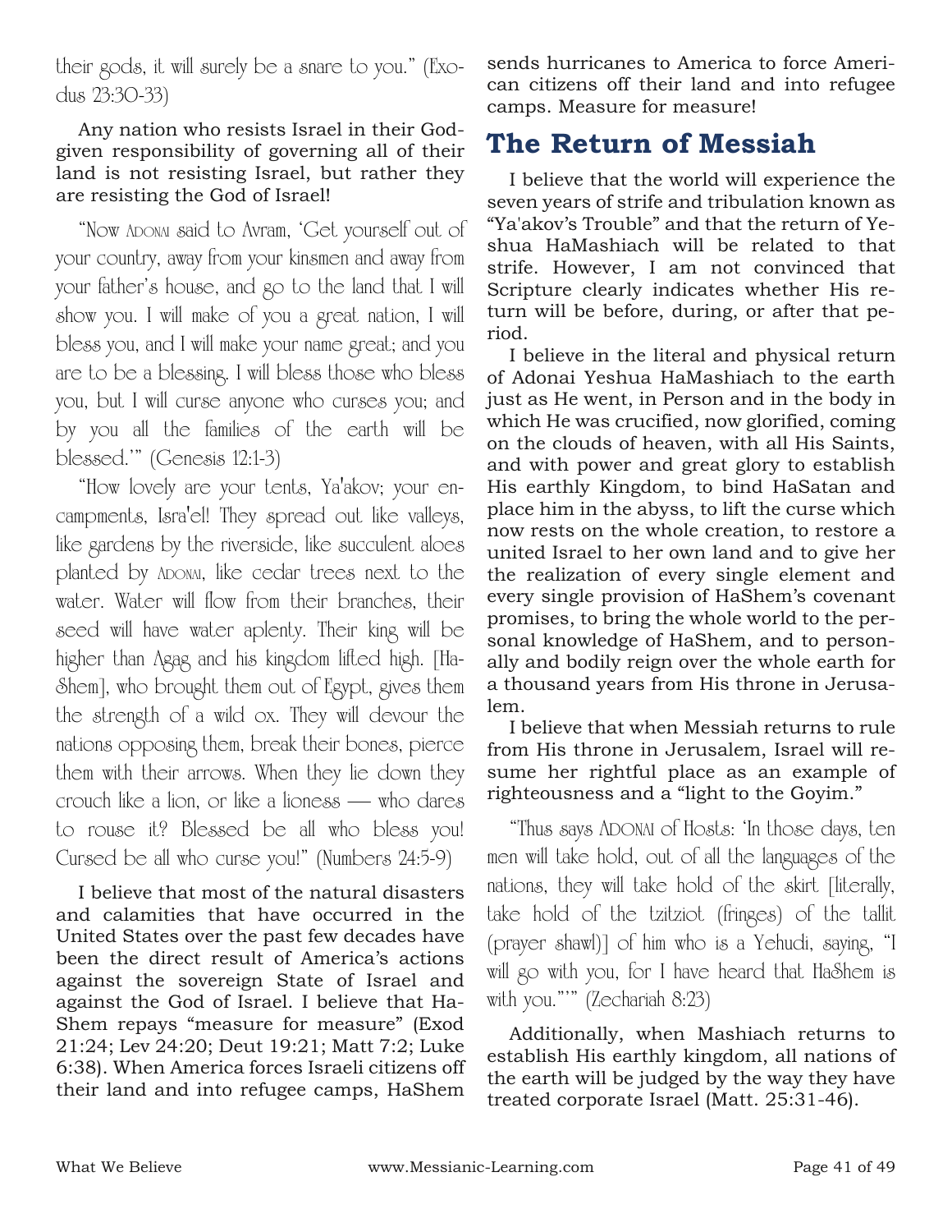their gods, it will surely be a snare to you." (Exodus 23:30-33)

Any nation who resists Israel in their God-given responsibility of governing all of their land is not resisting Israel, but rather they are resisting the God of Israel!

"Now Adonai said to Avram, 'Get yourself out of your country, away from your kinsmen and away from your father's house, and go to the land that I will show you. I will make of you a great nation, I will bless you, and I will make your name great; and you are to be a blessing. I will bless those who bless you, but I will curse anyone who curses you; and by you all the families of the earth will be blessed.'" (Genesis 12:1-3)

"How lovely are your tents, Ya'akov; your encampments, Isra'el! They spread out like valleys, like gardens by the riverside, like succulent aloes planted by Adonai, like cedar trees next to the water. Water will flow from their branches, their seed will have water aplenty. Their king will be higher than Agag and his kingdom lifted high. [HaShem], who brought them out of Egypt, gives them the strength of a wild ox. They will devour the nations opposing them, break their bones, pierce them with their arrows. When they lie down they crouch like a lion, or like a lioness — who dares to rouse it? Blessed be all who bless you! Cursed be all who curse you!" (Numbers 24:5-9)

I believe that most of the natural disasters and calamities that have occurred in the United States over the past few decades have been the direct result of America's actions against the sovereign State of Israel and against the God of Israel. I believe that HaShem repays "measure for measure" (Exod 21:24; Lev 24:20; Deut 19:21; Matt 7:2; Luke 6:38). When America forces Israeli citizens off their land and into refugee camps, HaShem sends hurricanes to America to force American citizens off their land and into refugee camps. Measure for measure!

## The Return of Messiah

I believe that the world will experience the seven years of strife and tribulation known as "Ya'akov's Trouble" and that the return of Yeshua HaMashiach will be related to that strife. However, I am not convinced that Scripture clearly indicates whether His return will be before, during, or after that period.

I believe in the literal and physical return of Adonai Yeshua HaMashiach to the earth just as He went, in Person and in the body in which He was crucified, now glorified, coming on the clouds of heaven, with all His Saints, and with power and great glory to establish His earthly Kingdom, to bind HaSatan and place him in the abyss, to lift the curse which now rests on the whole creation, to restore a united Israel to her own land and to give her the realization of every single element and every single provision of HaShem's covenant promises, to bring the whole world to the personal knowledge of HaShem, and to personally and bodily reign over the whole earth for a thousand years from His throne in Jerusalem.

I believe that when Messiah returns to rule from His throne in Jerusalem, Israel will resume her rightful place as an example of righteousness and a "light to the Goyim."

"Thus says Adonai of Hosts: 'In those days, ten men will take hold, out of all the languages of the nations, they will take hold of the skirt [literally, take hold of the tzitziot (fringes) of the tallit (prayer shawl)] of him who is a Yehudi, saying, "I will go with you, for I have heard that HaShem is with you."'" (Zechariah 8:23)

Additionally, when Mashiach returns to establish His earthly kingdom, all nations of the earth will be judged by the way they have treated corporate Israel (Matt. 25:31-46).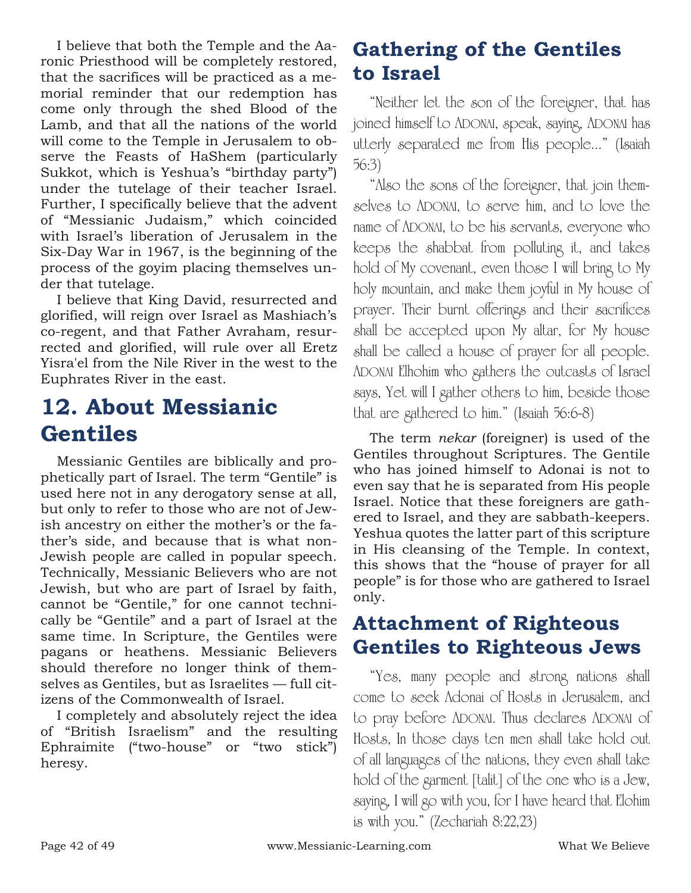I believe that both the Temple and the Aaronic Priesthood will be completely restored, that the sacrifices will be practiced as a memorial reminder that our redemption has come only through the shed Blood of the Lamb, and that all the nations of the world will come to the Temple in Jerusalem to observe the Feasts of HaShem (particularly Sukkot, which is Yeshua's "birthday party") under the tutelage of their teacher Israel. Further, I specifically believe that the advent of "Messianic Judaism," which coincided with Israel's liberation of Jerusalem in the Six-Day War in 1967, is the beginning of the process of the goyim placing themselves under that tutelage.

I believe that King David, resurrected and glorified, will reign over Israel as Mashiach's co-regent, and that Father Avraham, resurrected and glorified, will rule over all Eretz Yisra'el from the Nile River in the west to the Euphrates River in the east.

# 12. About Messianic Gentiles

Messianic Gentiles are biblically and prophetically part of Israel. The term "Gentile" is used here not in any derogatory sense at all, but only to refer to those who are not of Jewish ancestry on either the mother's or the father's side, and because that is what non-Jewish people are called in popular speech. Technically, Messianic Believers who are not Jewish, but who are part of Israel by faith, cannot be "Gentile," for one cannot technically be "Gentile" and a part of Israel at the same time. In Scripture, the Gentiles were pagans or heathens. Messianic Believers should therefore no longer think of themselves as Gentiles, but as Israelites — full citizens of the Commonwealth of Israel.

I completely and absolutely reject the idea of "British Israelism" and the resulting Ephraimite ("two-house" or "two stick") heresy.

## Gathering of the Gentiles to Israel

"Neither let the son of the foreigner, that has joined himself to ADONAI, speak, saying, ADONAI has utterly separated me from His people..." (Isaiah 56:3)

"Also the sons of the foreigner, that join themselves to ADONAI, to serve him, and to love the name of ADONAI, to be his servants, everyone who keeps the shabbat from polluting it, and takes hold of My covenant, even those I will bring to My holy mountain, and make them joyful in My house of prayer. Their burnt offerings and their sacrifices shall be accepted upon My altar, for My house shall be called a house of prayer for all people. ADONAI Elhohim who gathers the outcasts of Israel says, Yet will I gather others to him, beside those that are gathered to him." (Isaiah 56:6-8)

The term *nekar* (foreigner) is used of the Gentiles throughout Scriptures. The Gentile who has joined himself to Adonai is not to even say that he is separated from His people Israel. Notice that these foreigners are gathered to Israel, and they are sabbath-keepers. Yeshua quotes the latter part of this scripture in His cleansing of the Temple. In context, this shows that the "house of prayer for all people" is for those who are gathered to Israel only.

## Attachment of Righteous Gentiles to Righteous Jews

"Yes, many people and strong nations shall come to seek Adonai of Hosts in Jerusalem, and to pray before ADONAI. Thus declares ADONAI of Hosts, In those days ten men shall take hold out of all languages of the nations, they even shall take hold of the garment [talit] of the one who is a Jew, saying, I will go with you, for I have heard that Elohim is with you." (Zechariah 8:22,23)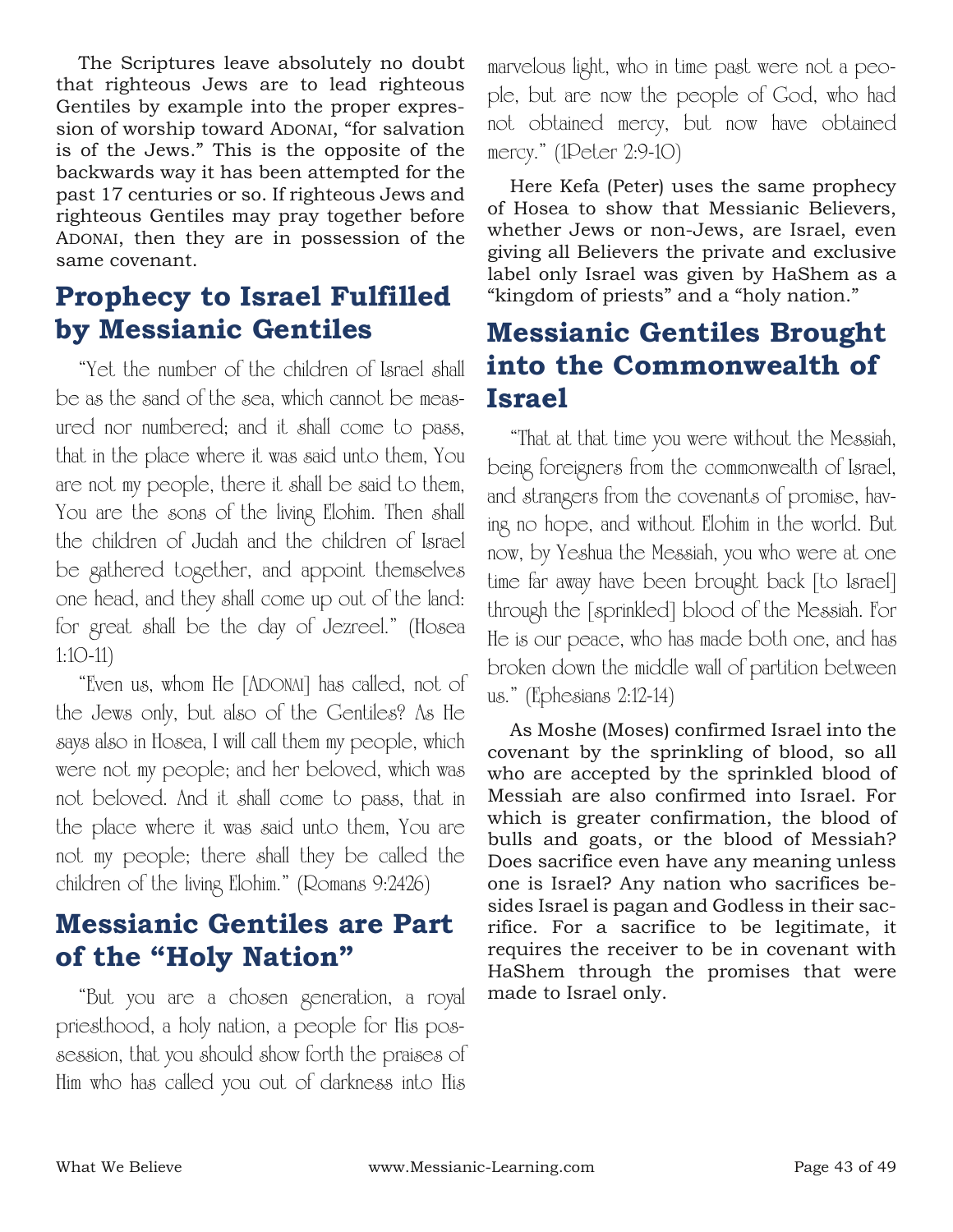The Scriptures leave absolutely no doubt that righteous Jews are to lead righteous Gentiles by example into the proper expression of worship toward ADONAI, "for salvation is of the Jews." This is the opposite of the backwards way it has been attempted for the past 17 centuries or so. If righteous Jews and righteous Gentiles may pray together before ADONAI, then they are in possession of the same covenant.

## Prophecy to Israel Fulfilled by Messianic Gentiles

"Yet the number of the children of Israel shall be as the sand of the sea, which cannot be measured nor numbered; and it shall come to pass, that in the place where it was said unto them, You are not my people, there it shall be said to them, You are the sons of the living Elohim. Then shall the children of Judah and the children of Israel be gathered together, and appoint themselves one head, and they shall come up out of the land: for great shall be the day of Jezreel." (Hosea 1:10-11)

"Even us, whom He [ADONAI] has called, not of the Jews only, but also of the Gentiles? As He says also in Hosea, I will call them my people, which were not my people; and her beloved, which was not beloved. And it shall come to pass, that in the place where it was said unto them, You are not my people; there shall they be called the children of the living Elohim." (Romans 9:2426)

## Messianic Gentiles are Part of the "Holy Nation"

"But you are a chosen generation, a royal priesthood, a holy nation, a people for His possession, that you should show forth the praises of Him who has called you out of darkness into His marvelous light, who in time past were not a people, but are now the people of God, who had not obtained mercy, but now have obtained mercy." (1Peter 2:9-10)

Here Kefa (Peter) uses the same prophecy of Hosea to show that Messianic Believers, whether Jews or non-Jews, are Israel, even giving all Believers the private and exclusive label only Israel was given by HaShem as a "kingdom of priests" and a "holy nation."

## Messianic Gentiles Brought into the Commonwealth of Israel

"That at that time you were without the Messiah, being foreigners from the commonwealth of Israel, and strangers from the covenants of promise, having no hope, and without Elohim in the world. But now, by Yeshua the Messiah, you who were at one time far away have been brought back [to Israel] through the [sprinkled] blood of the Messiah. For He is our peace, who has made both one, and has broken down the middle wall of partition between us." (Ephesians 2:12-14)

As Moshe (Moses) confirmed Israel into the covenant by the sprinkling of blood, so all who are accepted by the sprinkled blood of Messiah are also confirmed into Israel. For which is greater confirmation, the blood of bulls and goats, or the blood of Messiah? Does sacrifice even have any meaning unless one is Israel? Any nation who sacrifices besides Israel is pagan and Godless in their sacrifice. For a sacrifice to be legitimate, it requires the receiver to be in covenant with HaShem through the promises that were made to Israel only.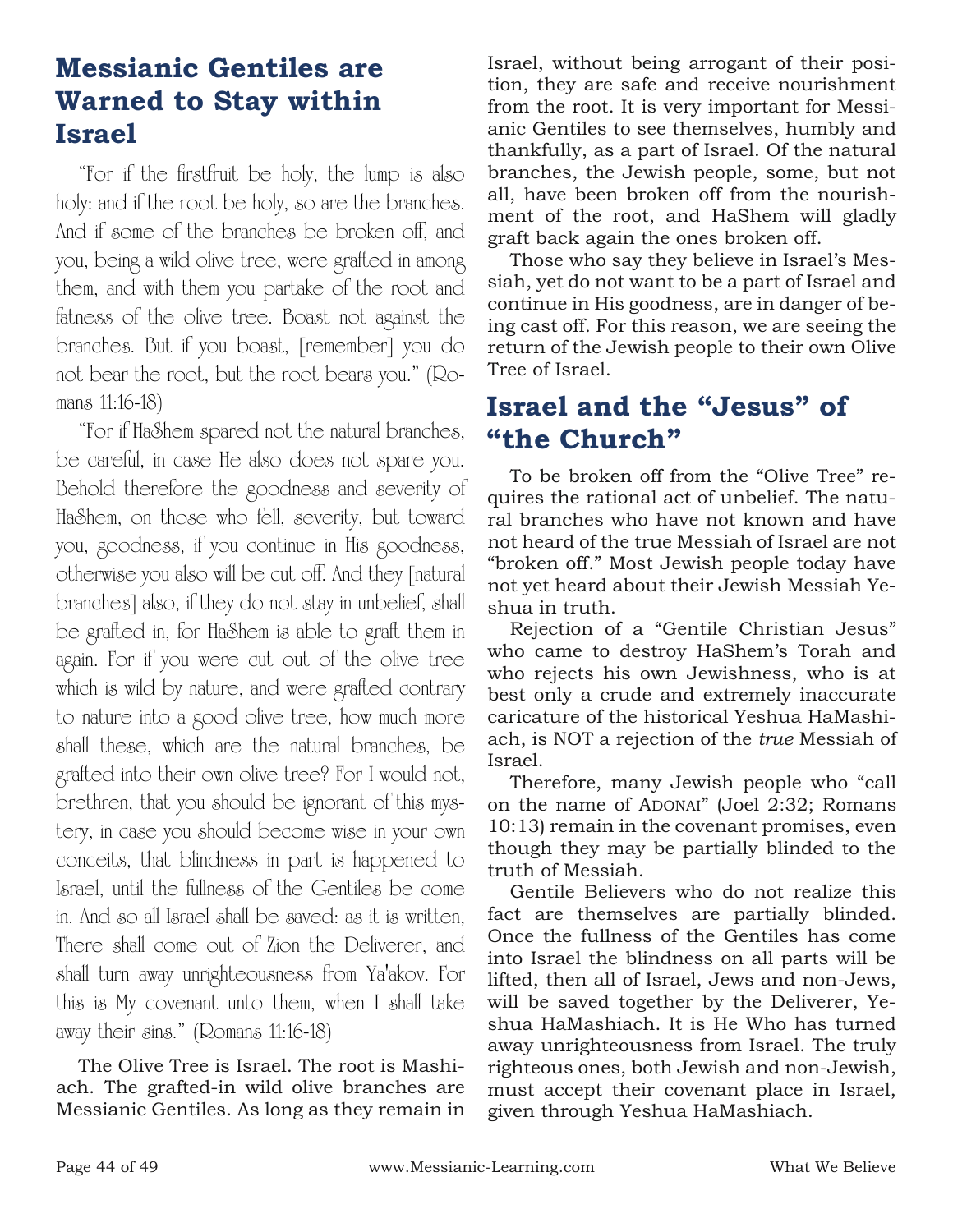## Messianic Gentiles are Warned to Stay within Israel

"For if the firstfruit be holy, the lump is also holy: and if the root be holy, so are the branches. And if some of the branches be broken off, and you, being a wild olive tree, were grafted in among them, and with them you partake of the root and fatness of the olive tree. Boast not against the branches. But if you boast, [remember] you do not bear the root, but the root bears you." (Romans 11:16-18)

"For if HaShem spared not the natural branches, be careful, in case He also does not spare you. Behold therefore the goodness and severity of HaShem, on those who fell, severity, but toward you, goodness, if you continue in His goodness, otherwise you also will be cut off. And they [natural branches] also, if they do not stay in unbelief, shall be grafted in, for HaShem is able to graft them in again. For if you were cut out of the olive tree which is wild by nature, and were grafted contrary to nature into a good olive tree, how much more shall these, which are the natural branches, be grafted into their own olive tree? For I would not, brethren, that you should be ignorant of this mystery, in case you should become wise in your own conceits, that blindness in part is happened to Israel, until the fullness of the Gentiles be come in. And so all Israel shall be saved: as it is written, There shall come out of Zion the Deliverer, and shall turn away unrighteousness from Ya'akov. For this is My covenant unto them, when I shall take away their sins." (Romans 11:16-18)

The Olive Tree is Israel. The root is Mashiach. The grafted-in wild olive branches are Messianic Gentiles. As long as they remain in Israel, without being arrogant of their position, they are safe and receive nourishment from the root. It is very important for Messianic Gentiles to see themselves, humbly and thankfully, as a part of Israel. Of the natural branches, the Jewish people, some, but not all, have been broken off from the nourishment of the root, and HaShem will gladly graft back again the ones broken off.

Those who say they believe in Israel's Messiah, yet do not want to be a part of Israel and continue in His goodness, are in danger of being cast off. For this reason, we are seeing the return of the Jewish people to their own Olive Tree of Israel.

## Israel and the "Jesus" of "the Church"

To be broken off from the "Olive Tree" requires the rational act of unbelief. The natural branches who have not known and have not heard of the true Messiah of Israel are not "broken off." Most Jewish people today have not yet heard about their Jewish Messiah Yeshua in truth.

Rejection of a "Gentile Christian Jesus" who came to destroy HaShem's Torah and who rejects his own Jewishness, who is at best only a crude and extremely inaccurate caricature of the historical Yeshua HaMashiach, is NOT a rejection of the *true* Messiah of Israel.

Therefore, many Jewish people who "call on the name of ADONAI" (Joel 2:32; Romans 10:13) remain in the covenant promises, even though they may be partially blinded to the truth of Messiah.

Gentile Believers who do not realize this fact are themselves are partially blinded. Once the fullness of the Gentiles has come into Israel the blindness on all parts will be lifted, then all of Israel, Jews and non-Jews, will be saved together by the Deliverer, Yeshua HaMashiach. It is He Who has turned away unrighteousness from Israel. The truly righteous ones, both Jewish and non-Jewish, must accept their covenant place in Israel, given through Yeshua HaMashiach.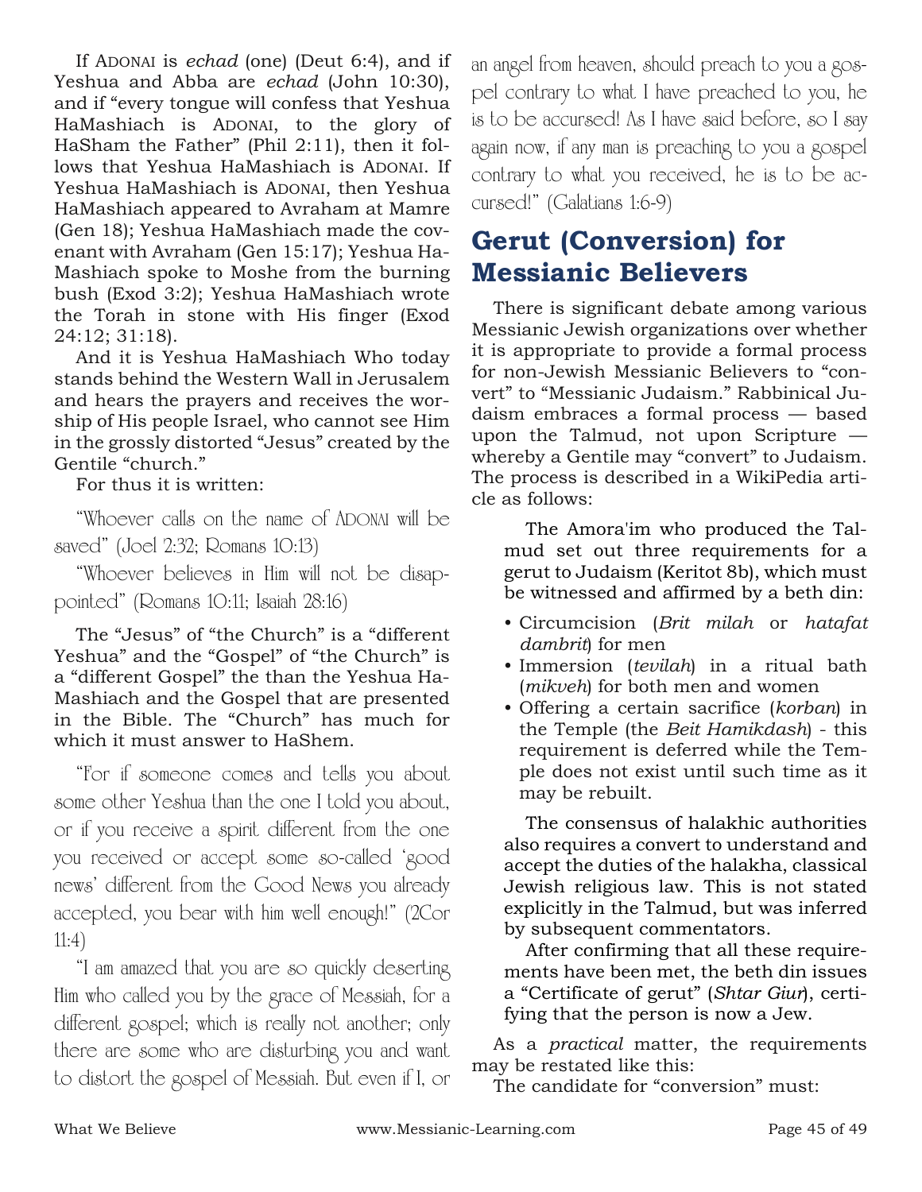If ADONAI is *echad* (one) (Deut 6:4), and if Yeshua and Abba are *echad* (John 10:30), and if "every tongue will confess that Yeshua HaMashiach is ADONAI, to the glory of HaSham the Father" (Phil 2:11), then it follows that Yeshua HaMashiach is ADONAI. If Yeshua HaMashiach is ADONAI, then Yeshua HaMashiach appeared to Avraham at Mamre (Gen 18); Yeshua HaMashiach made the covenant with Avraham (Gen 15:17); Yeshua HaMashiach spoke to Moshe from the burning bush (Exod 3:2); Yeshua HaMashiach wrote the Torah in stone with His finger (Exod 24:12; 31:18).

And it is Yeshua HaMashiach Who today stands behind the Western Wall in Jerusalem and hears the prayers and receives the worship of His people Israel, who cannot see Him in the grossly distorted "Jesus" created by the Gentile "church."

For thus it is written:

"Whoever calls on the name of ADONAI will be saved" (Joel 2:32; Romans 10:13)

"Whoever believes in Him will not be disappointed" (Romans 10:11; Isaiah 28:16)

The "Jesus" of "the Church" is a "different Yeshua" and the "Gospel" of "the Church" is a "different Gospel" the than the Yeshua HaMashiach and the Gospel that are presented in the Bible. The "Church" has much for which it must answer to HaShem.

"For if someone comes and tells you about some other Yeshua than the one I told you about, or if you receive a spirit different from the one you received or accept some so-called 'good news' different from the Good News you already accepted, you bear with him well enough!" (2Cor 11:4)

"I am amazed that you are so quickly deserting Him who called you by the grace of Messiah, for a different gospel; which is really not another; only there are some who are disturbing you and want to distort the gospel of Messiah. But even if I, or an angel from heaven, should preach to you a gospel contrary to what I have preached to you, he is to be accursed! As I have said before, so I say again now, if any man is preaching to you a gospel contrary to what you received, he is to be accursed!" (Galatians 1:6-9)

## Gerut (Conversion) for Messianic Believers

There is significant debate among various Messianic Jewish organizations over whether it is appropriate to provide a formal process for non-Jewish Messianic Believers to "convert" to "Messianic Judaism." Rabbinical Judaism embraces a formal process — based upon the Talmud, not upon Scripture — whereby a Gentile may "convert" to Judaism. The process is described in a WikiPedia article as follows:

> The Amora'im who produced the Talmud set out three requirements for a gerut to Judaism (Keritot 8b), which must be witnessed and affirmed by a beth din:
>
> - Circumcision (*Brit milah* or *hatafat dambrit*) for men
> - Immersion (*tevilah*) in a ritual bath (*mikveh*) for both men and women
> - Offering a certain sacrifice (*korban*) in the Temple (the *Beit Hamikdash*) - this requirement is deferred while the Temple does not exist until such time as it may be rebuilt.
>
> The consensus of halakhic authorities also requires a convert to understand and accept the duties of the halakha, classical Jewish religious law. This is not stated explicitly in the Talmud, but was inferred by subsequent commentators.
>
> After confirming that all these requirements have been met, the beth din issues a "Certificate of gerut" (*Shtar Giur*), certifying that the person is now a Jew.

As a *practical* matter, the requirements may be restated like this:

The candidate for "conversion" must: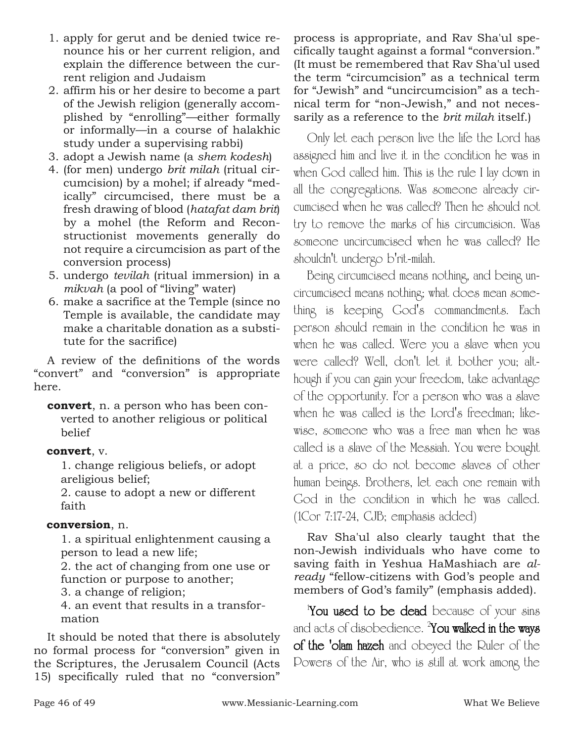1. apply for gerut and be denied twice renounce his or her current religion, and explain the difference between the current religion and Judaism
2. affirm his or her desire to become a part of the Jewish religion (generally accomplished by "enrolling"—either formally or informally—in a course of halakhic study under a supervising rabbi)
3. adopt a Jewish name (a *shem kodesh*)
4. (for men) undergo *brit milah* (ritual circumcision) by a mohel; if already "medically" circumcised, there must be a fresh drawing of blood (*hatafat dam brit*) by a mohel (the Reform and Reconstructionist movements generally do not require a circumcision as part of the conversion process)
5. undergo *tevilah* (ritual immersion) in a *mikvah* (a pool of "living" water)
6. make a sacrifice at the Temple (since no Temple is available, the candidate may make a charitable donation as a substitute for the sacrifice)

A review of the definitions of the words "convert" and "conversion" is appropriate here.

**convert**, n. a person who has been converted to another religious or political belief

**convert**, v.

1. change religious beliefs, or adopt areligious belief;
2. cause to adopt a new or different faith

**conversion**, n.

1. a spiritual enlightenment causing a person to lead a new life;
2. the act of changing from one use or function or purpose to another;
3. a change of religion;
4. an event that results in a transformation

It should be noted that there is absolutely no formal process for "conversion" given in the Scriptures, the Jerusalem Council (Acts 15) specifically ruled that no "conversion" process is appropriate, and Rav Sha'ul specifically taught against a formal "conversion." (It must be remembered that Rav Sha'ul used the term "circumcision" as a technical term for "Jewish" and "uncircumcision" as a technical term for "non-Jewish," and not necessarily as a reference to the *brit milah* itself.)

> Only let each person live the life the Lord has assigned him and live it in the condition he was in when God called him. This is the rule I lay down in all the congregations. Was someone already circumcised when he was called? Then he should not try to remove the marks of his circumcision. Was someone uncircumcised when he was called? He shouldn't undergo b'rit-milah.
>
> Being circumcised means nothing, and being uncircumcised means nothing; what does mean something is keeping God's commandments. Each person should remain in the condition he was in when he was called. Were you a slave when you were called? Well, don't let it bother you; although if you can gain your freedom, take advantage of the opportunity. For a person who was a slave when he was called is the Lord's freedman; likewise, someone who was a free man when he was called is a slave of the Messiah. You were bought at a price, so do not become slaves of other human beings. Brothers, let each one remain with God in the condition in which he was called. (1Cor 7:17-24, CJB; emphasis added)

Rav Sha'ul also clearly taught that the non-Jewish individuals who have come to saving faith in Yeshua HaMashiach are *already* "fellow-citizens with God's people and members of God's family" (emphasis added).

> [1]**You used to be dead** because of your sins and acts of disobedience. [2]**You walked in the ways of the 'olam hazeh** and obeyed the Ruler of the Powers of the Air, who is still at work among the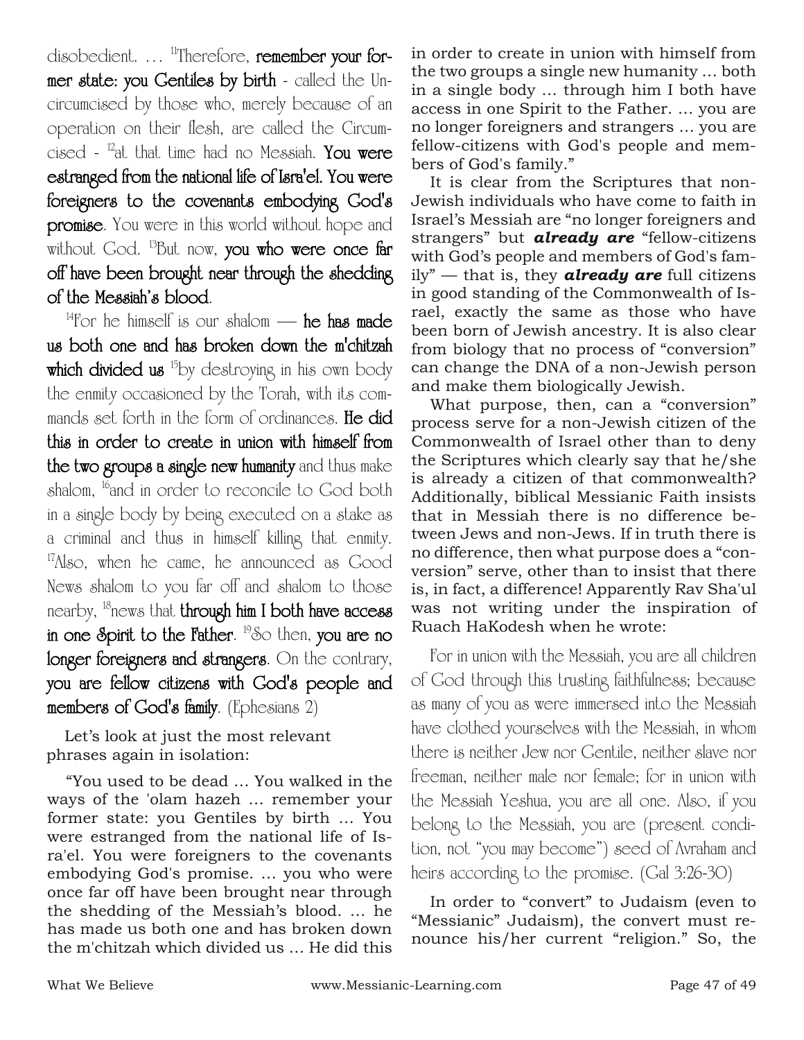disobedient. … [11]Therefore, **remember your former state: you Gentiles by birth** - called the Uncircumcised by those who, merely because of an operation on their flesh, are called the Circumcised - [12]at that time had no Messiah. **You were estranged from the national life of Isra'el. You were foreigners to the covenants embodying God's promise**. You were in this world without hope and without God. [13]But now, **you who were once far off have been brought near through the shedding of the Messiah's blood**.

[14]For he himself is our shalom — **he has made us both one and has broken down the m'chitzah which divided us** [15]by destroying in his own body the enmity occasioned by the Torah, with its commands set forth in the form of ordinances. **He did this in order to create in union with himself from the two groups a single new humanity** and thus make shalom, [16]and in order to reconcile to God both in a single body by being executed on a stake as a criminal and thus in himself killing that enmity. [17]Also, when he came, he announced as Good News shalom to you far off and shalom to those nearby, [18]news that **through him I both have access in one Spirit to the Father**. [19]So then, **you are no longer foreigners and strangers**. On the contrary, **you are fellow citizens with God's people and members of God's family**. (Ephesians 2)

Let's look at just the most relevant phrases again in isolation:

"You used to be dead … You walked in the ways of the 'olam hazeh … remember your former state: you Gentiles by birth … You were estranged from the national life of Isra'el. You were foreigners to the covenants embodying God's promise. … you who were once far off have been brought near through the shedding of the Messiah's blood. … he has made us both one and has broken down the m'chitzah which divided us … He did this in order to create in union with himself from the two groups a single new humanity … both in a single body … through him I both have access in one Spirit to the Father. … you are no longer foreigners and strangers … you are fellow-citizens with God's people and members of God's family."

It is clear from the Scriptures that non-Jewish individuals who have come to faith in Israel's Messiah are "no longer foreigners and strangers" but ***already are*** "fellow-citizens with God's people and members of God's family" — that is, they ***already are*** full citizens in good standing of the Commonwealth of Israel, exactly the same as those who have been born of Jewish ancestry. It is also clear from biology that no process of "conversion" can change the DNA of a non-Jewish person and make them biologically Jewish.

What purpose, then, can a "conversion" process serve for a non-Jewish citizen of the Commonwealth of Israel other than to deny the Scriptures which clearly say that he/she is already a citizen of that commonwealth? Additionally, biblical Messianic Faith insists that in Messiah there is no difference between Jews and non-Jews. If in truth there is no difference, then what purpose does a "conversion" serve, other than to insist that there is, in fact, a difference! Apparently Rav Sha'ul was not writing under the inspiration of Ruach HaKodesh when he wrote:

> For in union with the Messiah, you are all children of God through this trusting faithfulness; because as many of you as were immersed into the Messiah have clothed yourselves with the Messiah, in whom there is neither Jew nor Gentile, neither slave nor freeman, neither male nor female; for in union with the Messiah Yeshua, you are all one. Also, if you belong to the Messiah, you are (present condition, not "you may become") seed of Avraham and heirs according to the promise. (Gal 3:26-30)

In order to "convert" to Judaism (even to "Messianic" Judaism), the convert must renounce his/her current "religion." So, the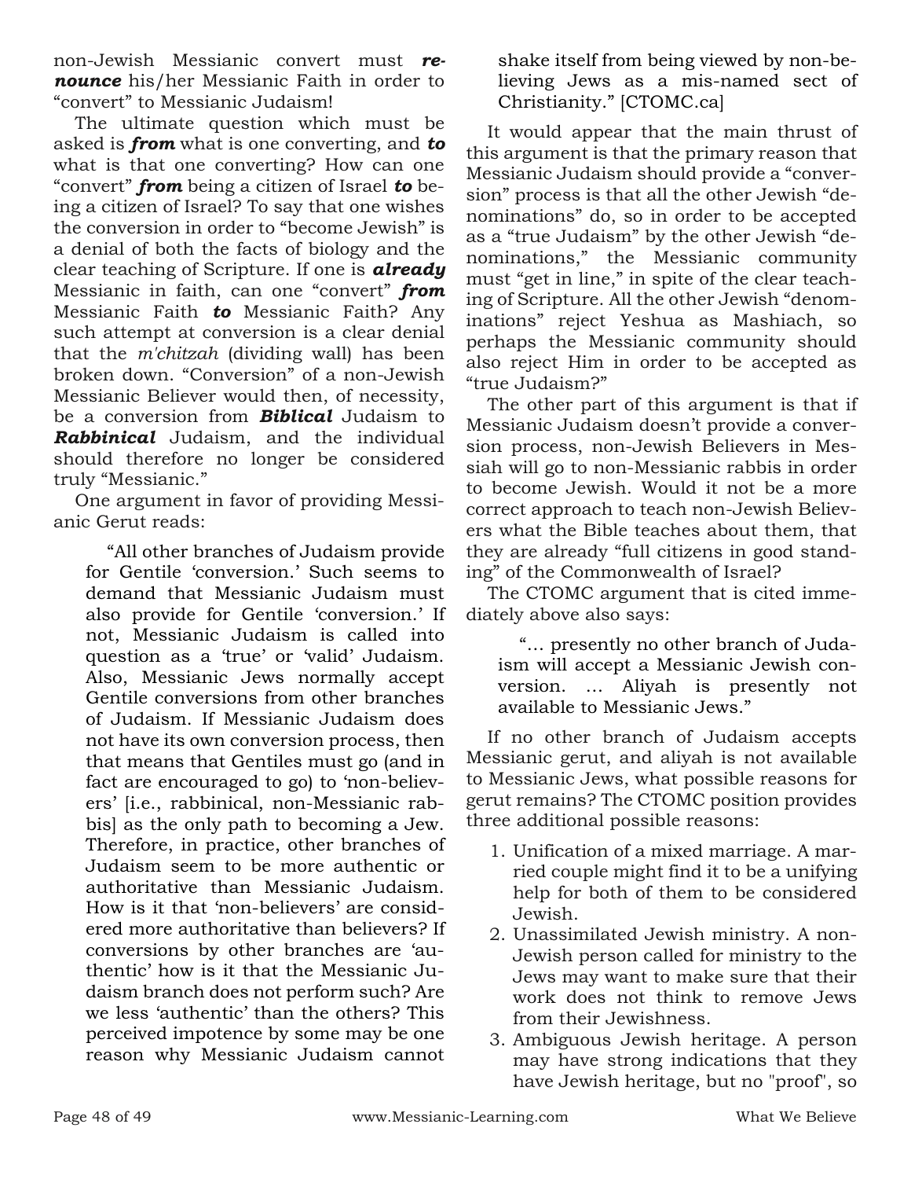non-Jewish Messianic convert must ***renounce*** his/her Messianic Faith in order to "convert" to Messianic Judaism!

The ultimate question which must be asked is ***from*** what is one converting, and ***to*** what is that one converting? How can one "convert" ***from*** being a citizen of Israel ***to*** being a citizen of Israel? To say that one wishes the conversion in order to "become Jewish" is a denial of both the facts of biology and the clear teaching of Scripture. If one is ***already*** Messianic in faith, can one "convert" ***from*** Messianic Faith ***to*** Messianic Faith? Any such attempt at conversion is a clear denial that the *m'chitzah* (dividing wall) has been broken down. "Conversion" of a non-Jewish Messianic Believer would then, of necessity, be a conversion from ***Biblical*** Judaism to ***Rabbinical*** Judaism, and the individual should therefore no longer be considered truly "Messianic."

One argument in favor of providing Messianic Gerut reads:

> "All other branches of Judaism provide for Gentile 'conversion.' Such seems to demand that Messianic Judaism must also provide for Gentile 'conversion.' If not, Messianic Judaism is called into question as a 'true' or 'valid' Judaism. Also, Messianic Jews normally accept Gentile conversions from other branches of Judaism. If Messianic Judaism does not have its own conversion process, then that means that Gentiles must go (and in fact are encouraged to go) to 'non-believers' [i.e., rabbinical, non-Messianic rabbis] as the only path to becoming a Jew. Therefore, in practice, other branches of Judaism seem to be more authentic or authoritative than Messianic Judaism. How is it that 'non-believers' are considered more authoritative than believers? If conversions by other branches are 'authentic' how is it that the Messianic Judaism branch does not perform such? Are we less 'authentic' than the others? This perceived impotence by some may be one reason why Messianic Judaism cannot shake itself from being viewed by non-believing Jews as a mis-named sect of Christianity." [CTOMC.ca]

It would appear that the main thrust of this argument is that the primary reason that Messianic Judaism should provide a "conversion" process is that all the other Jewish "denominations" do, so in order to be accepted as a "true Judaism" by the other Jewish "denominations," the Messianic community must "get in line," in spite of the clear teaching of Scripture. All the other Jewish "denominations" reject Yeshua as Mashiach, so perhaps the Messianic community should also reject Him in order to be accepted as "true Judaism?"

The other part of this argument is that if Messianic Judaism doesn't provide a conversion process, non-Jewish Believers in Messiah will go to non-Messianic rabbis in order to become Jewish. Would it not be a more correct approach to teach non-Jewish Believers what the Bible teaches about them, that they are already "full citizens in good standing" of the Commonwealth of Israel?

The CTOMC argument that is cited immediately above also says:

> "… presently no other branch of Judaism will accept a Messianic Jewish conversion. … Aliyah is presently not available to Messianic Jews."

If no other branch of Judaism accepts Messianic gerut, and aliyah is not available to Messianic Jews, what possible reasons for gerut remains? The CTOMC position provides three additional possible reasons:

1. Unification of a mixed marriage. A married couple might find it to be a unifying help for both of them to be considered Jewish.
2. Unassimilated Jewish ministry. A non-Jewish person called for ministry to the Jews may want to make sure that their work does not think to remove Jews from their Jewishness.
3. Ambiguous Jewish heritage. A person may have strong indications that they have Jewish heritage, but no "proof", so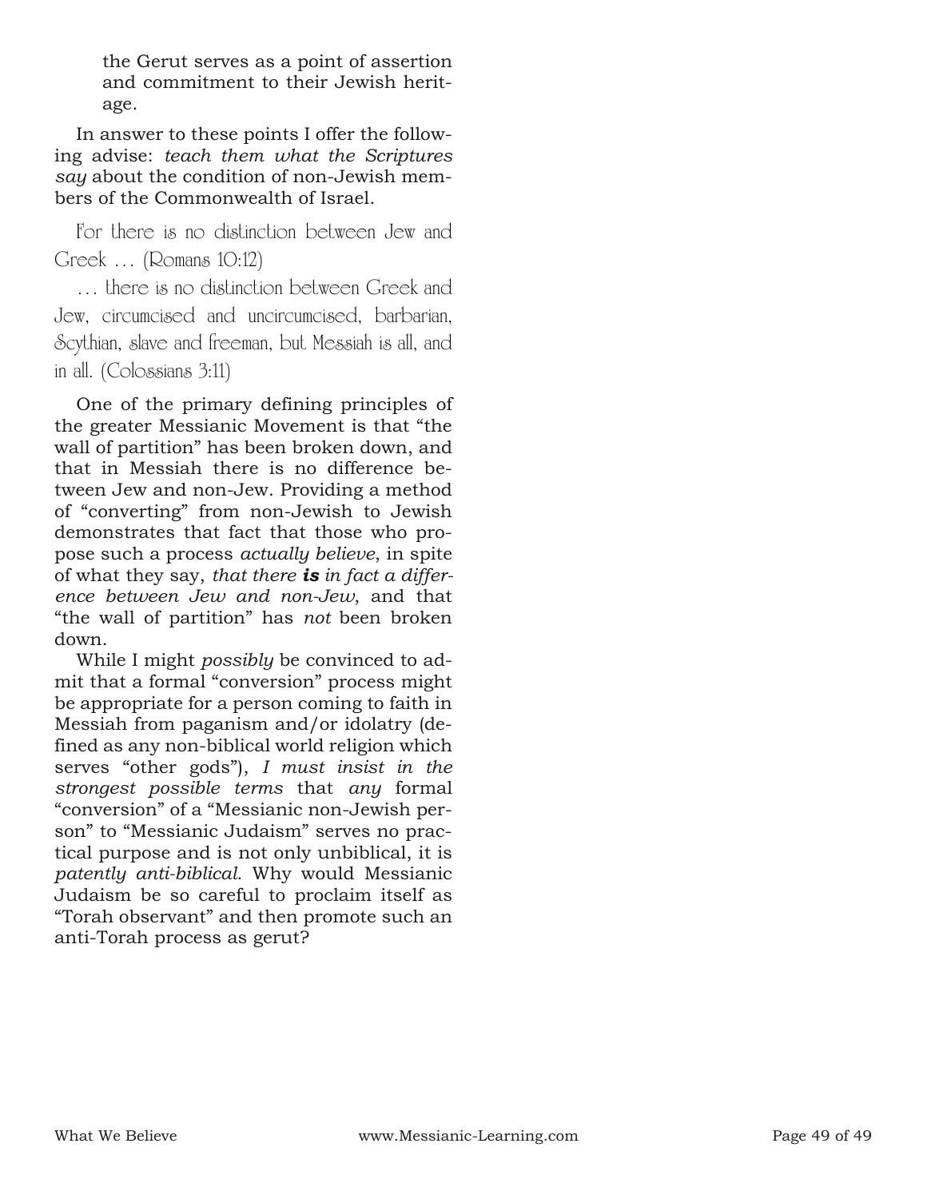the Gerut serves as a point of assertion and commitment to their Jewish heritage.

In answer to these points I offer the following advise: *teach them what the Scriptures say* about the condition of non-Jewish members of the Commonwealth of Israel.

> For there is no distinction between Jew and Greek … (Romans 10:12)
>
> … there is no distinction between Greek and Jew, circumcised and uncircumcised, barbarian, Scythian, slave and freeman, but Messiah is all, and in all. (Colossians 3:11)

One of the primary defining principles of the greater Messianic Movement is that "the wall of partition" has been broken down, and that in Messiah there is no difference between Jew and non-Jew. Providing a method of "converting" from non-Jewish to Jewish demonstrates that fact that those who propose such a process *actually believe*, in spite of what they say, *that there **is** in fact a difference between Jew and non-Jew*, and that "the wall of partition" has *not* been broken down.

While I might *possibly* be convinced to admit that a formal "conversion" process might be appropriate for a person coming to faith in Messiah from paganism and/or idolatry (defined as any non-biblical world religion which serves "other gods"), *I must insist in the strongest possible terms* that *any* formal "conversion" of a "Messianic non-Jewish person" to "Messianic Judaism" serves no practical purpose and is not only unbiblical, it is *patently anti-biblical*. Why would Messianic Judaism be so careful to proclaim itself as "Torah observant" and then promote such an anti-Torah process as gerut?